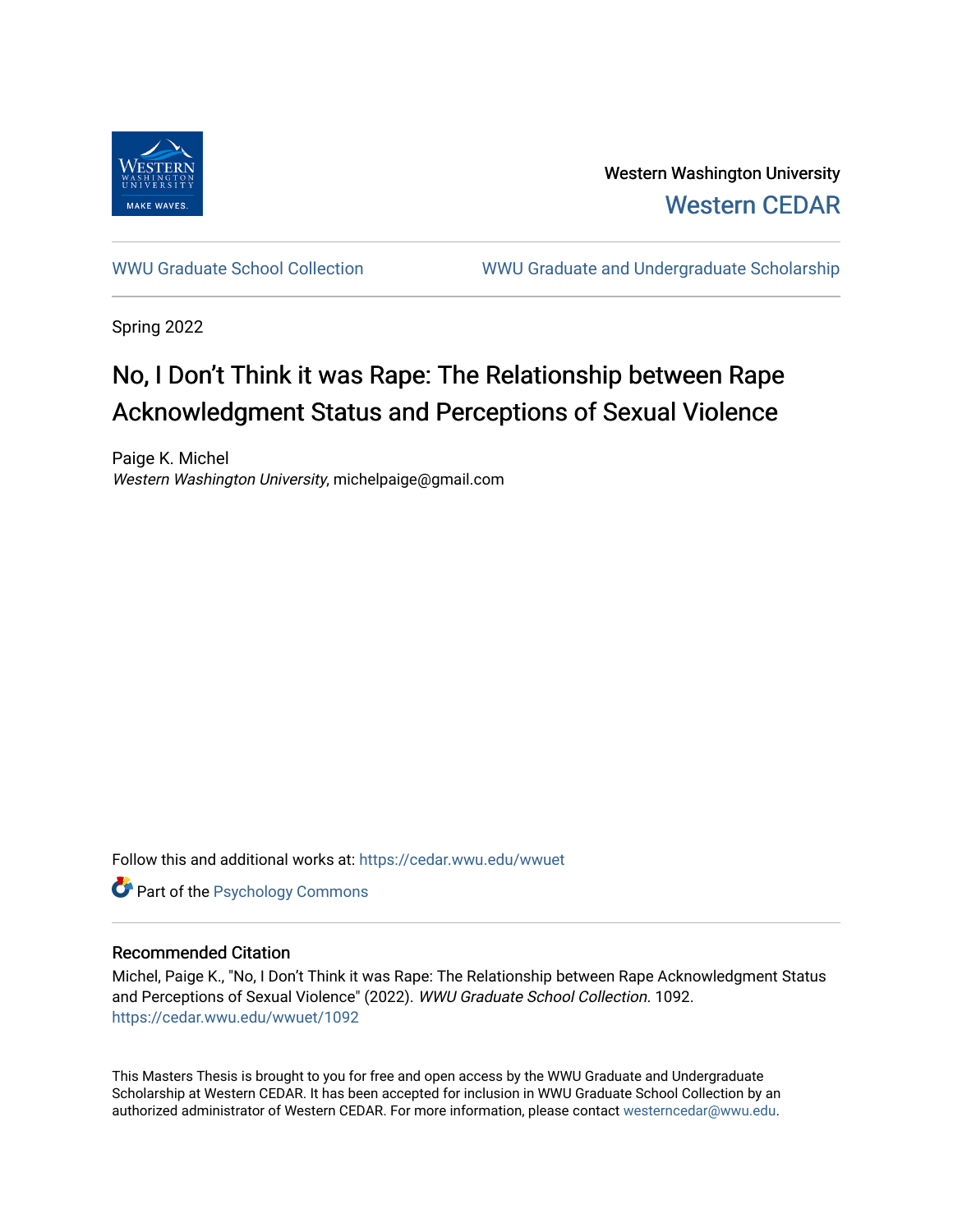Western Washington University

Western CEDAR

WWU Graduate School Collection | WWU Graduate and Undergraduate Scholarship

Spring 2022

# No, I Don't Think it was Rape: The Relationship between Rape Acknowledgment Status and Perceptions of Sexual Violence

Paige K. Michel
*Western Washington University*, michelpaige@gmail.com

Follow this and additional works at: https://cedar.wwu.edu/wwuet

Part of the Psychology Commons

## Recommended Citation

Michel, Paige K., "No, I Don't Think it was Rape: The Relationship between Rape Acknowledgment Status and Perceptions of Sexual Violence" (2022). *WWU Graduate School Collection*. 1092.
https://cedar.wwu.edu/wwuet/1092

This Masters Thesis is brought to you for free and open access by the WWU Graduate and Undergraduate Scholarship at Western CEDAR. It has been accepted for inclusion in WWU Graduate School Collection by an authorized administrator of Western CEDAR. For more information, please contact westerncedar@wwu.edu.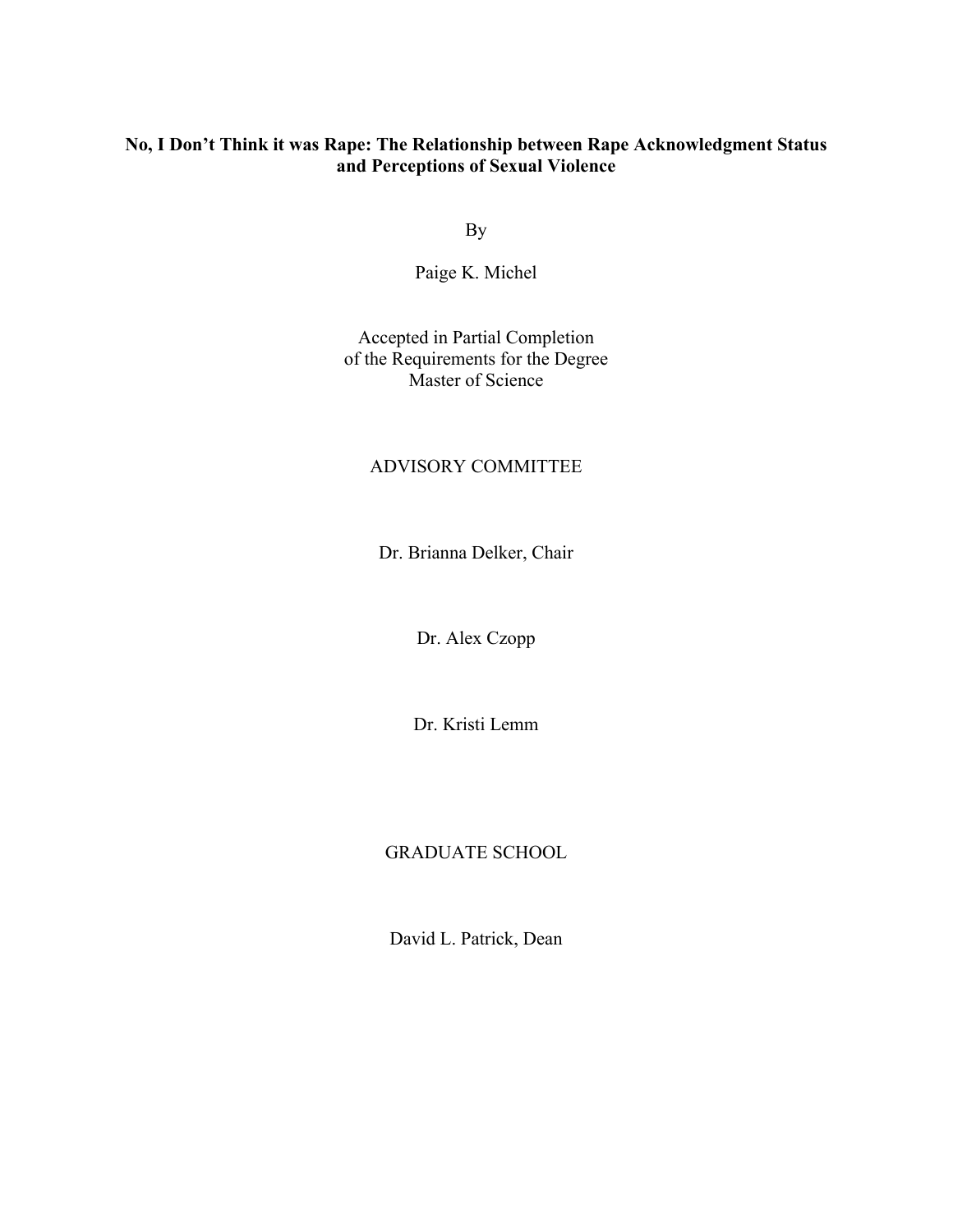**No, I Don't Think it was Rape: The Relationship between Rape Acknowledgment Status and Perceptions of Sexual Violence**

By

Paige K. Michel

Accepted in Partial Completion
of the Requirements for the Degree
Master of Science

ADVISORY COMMITTEE

Dr. Brianna Delker, Chair

Dr. Alex Czopp

Dr. Kristi Lemm

GRADUATE SCHOOL

David L. Patrick, Dean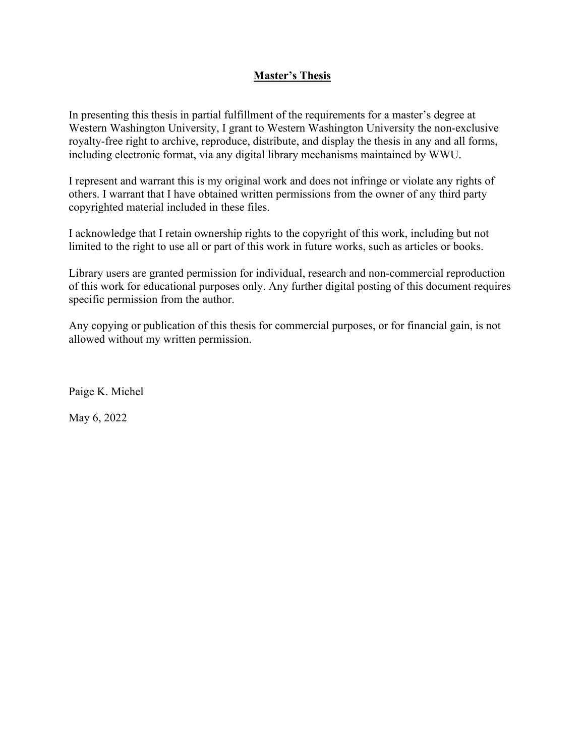# Master's Thesis

In presenting this thesis in partial fulfillment of the requirements for a master's degree at Western Washington University, I grant to Western Washington University the non-exclusive royalty-free right to archive, reproduce, distribute, and display the thesis in any and all forms, including electronic format, via any digital library mechanisms maintained by WWU.

I represent and warrant this is my original work and does not infringe or violate any rights of others. I warrant that I have obtained written permissions from the owner of any third party copyrighted material included in these files.

I acknowledge that I retain ownership rights to the copyright of this work, including but not limited to the right to use all or part of this work in future works, such as articles or books.

Library users are granted permission for individual, research and non-commercial reproduction of this work for educational purposes only. Any further digital posting of this document requires specific permission from the author.

Any copying or publication of this thesis for commercial purposes, or for financial gain, is not allowed without my written permission.

Paige K. Michel

May 6, 2022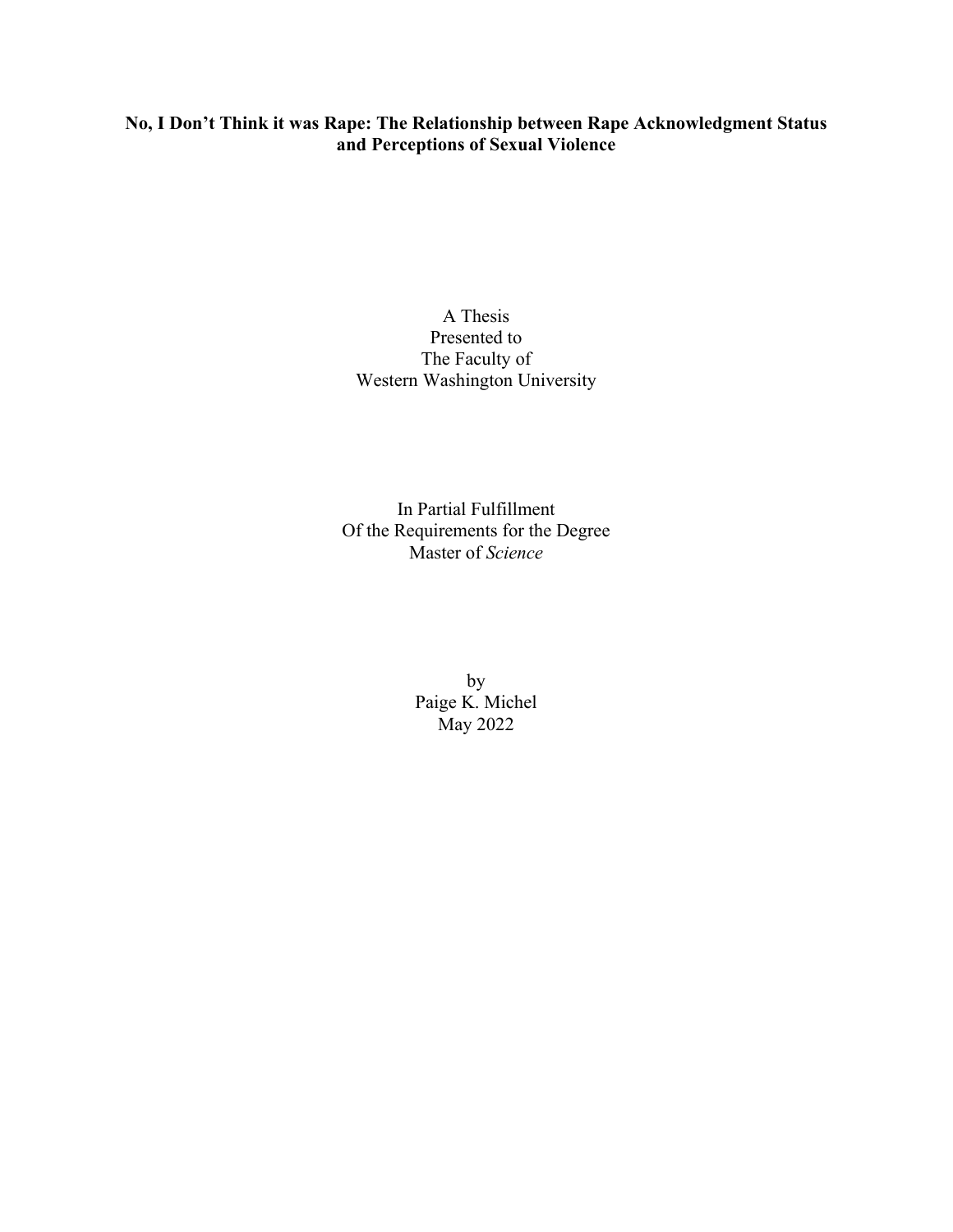**No, I Don't Think it was Rape: The Relationship between Rape Acknowledgment Status and Perceptions of Sexual Violence**

A Thesis
Presented to
The Faculty of
Western Washington University

In Partial Fulfillment
Of the Requirements for the Degree
Master of *Science*

by
Paige K. Michel
May 2022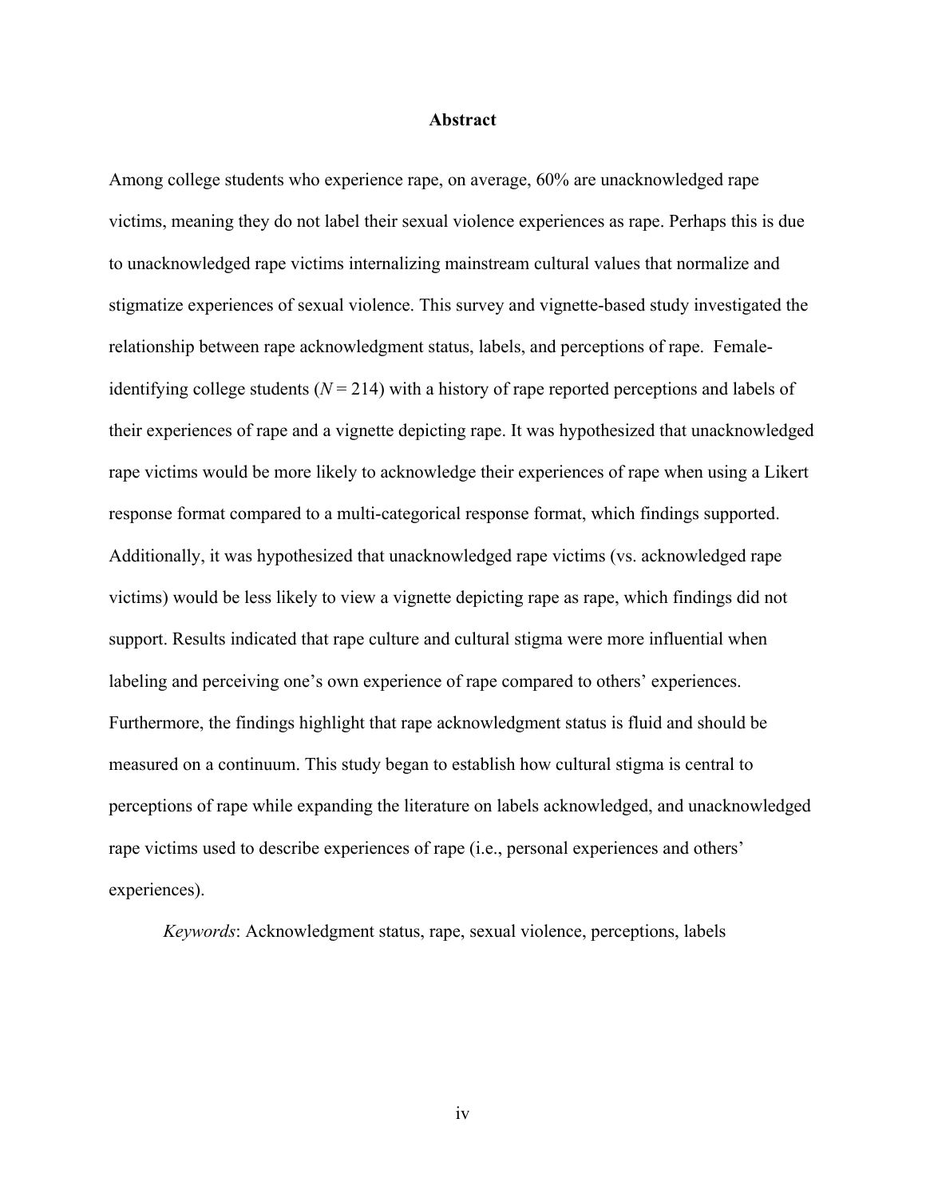# Abstract

Among college students who experience rape, on average, 60% are unacknowledged rape victims, meaning they do not label their sexual violence experiences as rape. Perhaps this is due to unacknowledged rape victims internalizing mainstream cultural values that normalize and stigmatize experiences of sexual violence. This survey and vignette-based study investigated the relationship between rape acknowledgment status, labels, and perceptions of rape. Female-identifying college students ($N = 214$) with a history of rape reported perceptions and labels of their experiences of rape and a vignette depicting rape. It was hypothesized that unacknowledged rape victims would be more likely to acknowledge their experiences of rape when using a Likert response format compared to a multi-categorical response format, which findings supported. Additionally, it was hypothesized that unacknowledged rape victims (vs. acknowledged rape victims) would be less likely to view a vignette depicting rape as rape, which findings did not support. Results indicated that rape culture and cultural stigma were more influential when labeling and perceiving one's own experience of rape compared to others' experiences. Furthermore, the findings highlight that rape acknowledgment status is fluid and should be measured on a continuum. This study began to establish how cultural stigma is central to perceptions of rape while expanding the literature on labels acknowledged, and unacknowledged rape victims used to describe experiences of rape (i.e., personal experiences and others' experiences).

*Keywords*: Acknowledgment status, rape, sexual violence, perceptions, labels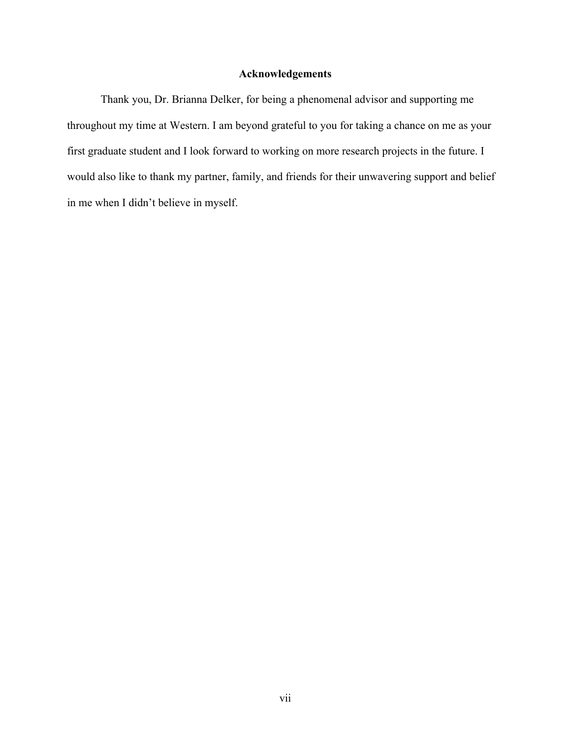## Acknowledgements

Thank you, Dr. Brianna Delker, for being a phenomenal advisor and supporting me throughout my time at Western. I am beyond grateful to you for taking a chance on me as your first graduate student and I look forward to working on more research projects in the future. I would also like to thank my partner, family, and friends for their unwavering support and belief in me when I didn't believe in myself.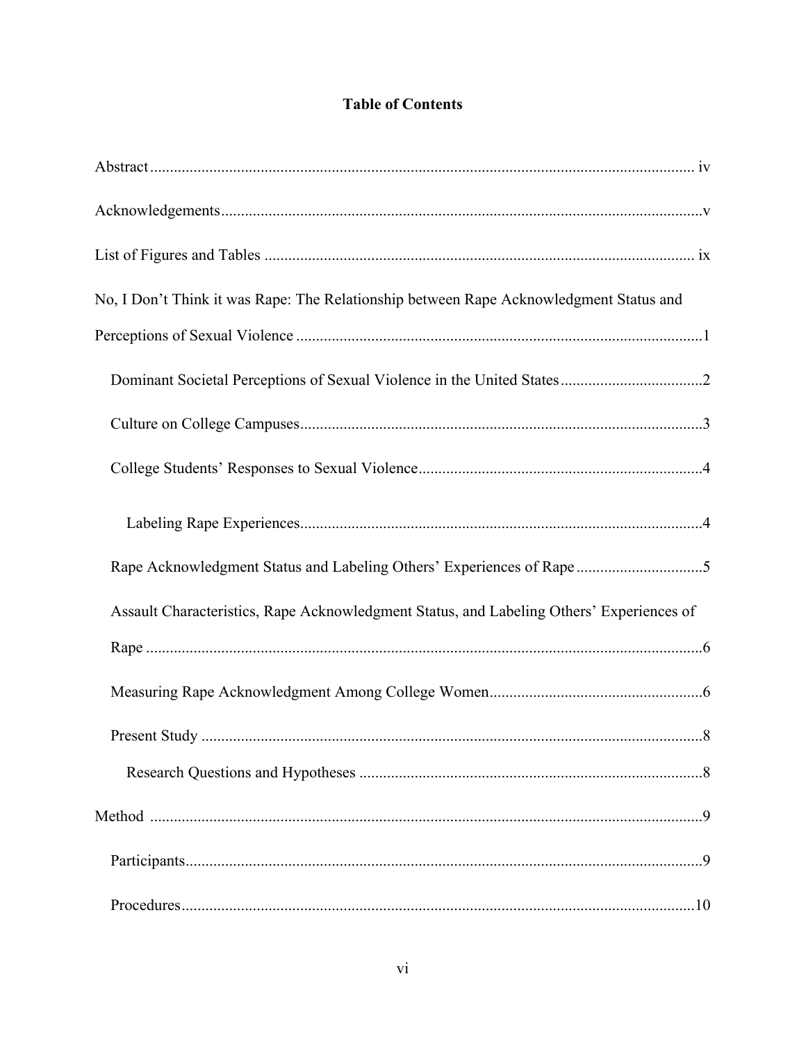# Table of Contents

Abstract ........................................................................................................................... iv

Acknowledgements ..........................................................................................................v

List of Figures and Tables ............................................................................................. ix

No, I Don't Think it was Rape: The Relationship between Rape Acknowledgment Status and Perceptions of Sexual Violence .......................................................................................1

- Dominant Societal Perceptions of Sexual Violence in the United States ....................................2
- Culture on College Campuses.......................................................................................3
- College Students' Responses to Sexual Violence........................................................4
  - Labeling Rape Experiences......................................................................................4
- Rape Acknowledgment Status and Labeling Others' Experiences of Rape ................................5
- Assault Characteristics, Rape Acknowledgment Status, and Labeling Others' Experiences of Rape ..............................................................................................................6
- Measuring Rape Acknowledgment Among College Women......................................................6
- Present Study ..............................................................................................................8
  - Research Questions and Hypotheses .......................................................................8

Method ...........................................................................................................................9

- Participants..................................................................................................................9
- Procedures.................................................................................................................10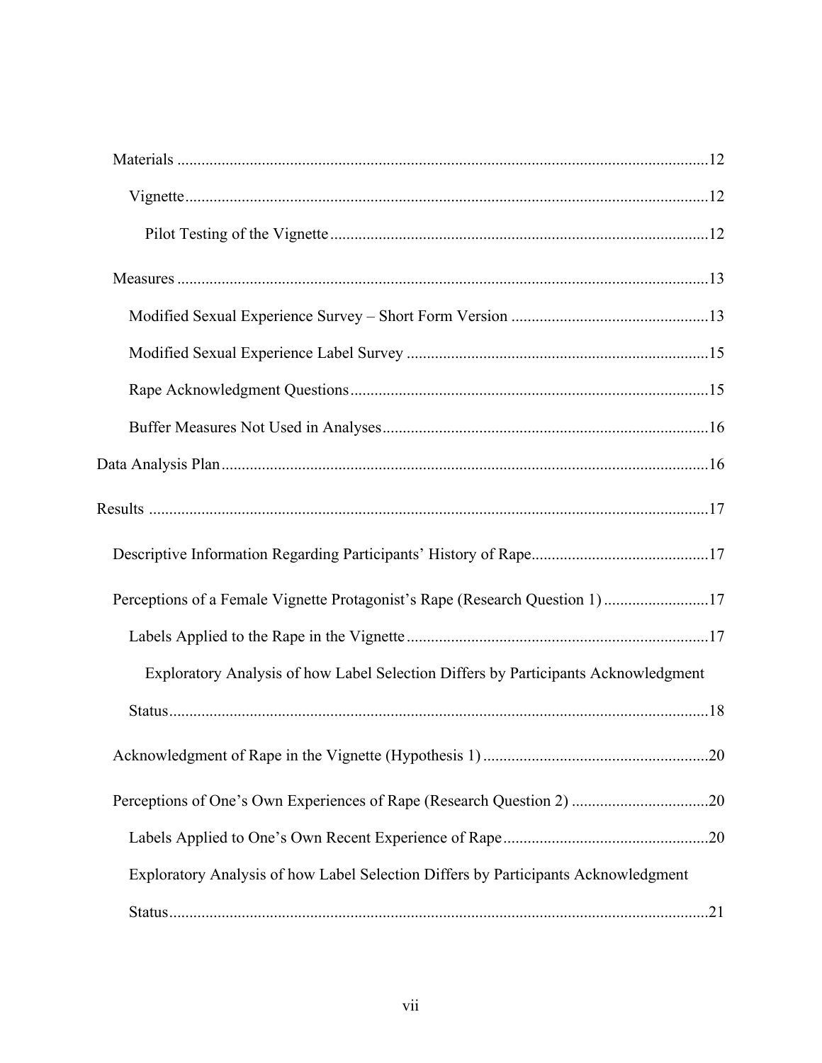Materials ....................................................................................................................12

Vignette ..................................................................................................................12

Pilot Testing of the Vignette ..............................................................................12

Measures ....................................................................................................................13

Modified Sexual Experience Survey – Short Form Version .................................................13

Modified Sexual Experience Label Survey ..........................................................................15

Rape Acknowledgment Questions ........................................................................................15

Buffer Measures Not Used in Analyses ................................................................................16

Data Analysis Plan ........................................................................................................16

Results ..........................................................................................................................17

Descriptive Information Regarding Participants' History of Rape ............................................17

Perceptions of a Female Vignette Protagonist's Rape (Research Question 1) ..........................17

Labels Applied to the Rape in the Vignette ..........................................................................17

Exploratory Analysis of how Label Selection Differs by Participants Acknowledgment Status ......................................................................................................................18

Acknowledgment of Rape in the Vignette (Hypothesis 1) .......................................................20

Perceptions of One's Own Experiences of Rape (Research Question 2) .................................20

Labels Applied to One's Own Recent Experience of Rape ..................................................20

Exploratory Analysis of how Label Selection Differs by Participants Acknowledgment Status ......................................................................................................................21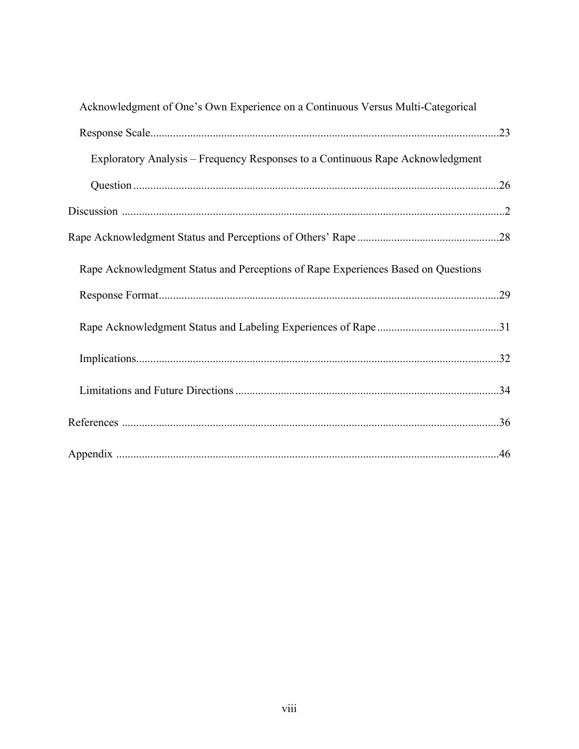Acknowledgment of One's Own Experience on a Continuous Versus Multi-Categorical Response Scale.........................................................................................................................23

Exploratory Analysis – Frequency Responses to a Continuous Rape Acknowledgment Question ...............................................................................................................................26

Discussion .......................................................................................................................................2

Rape Acknowledgment Status and Perceptions of Others' Rape .................................................28

Rape Acknowledgment Status and Perceptions of Rape Experiences Based on Questions Response Format.......................................................................................................................29

Rape Acknowledgment Status and Labeling Experiences of Rape ...........................................31

Implications..............................................................................................................................32

Limitations and Future Directions ............................................................................................34

References ....................................................................................................................................36

Appendix .....................................................................................................................................46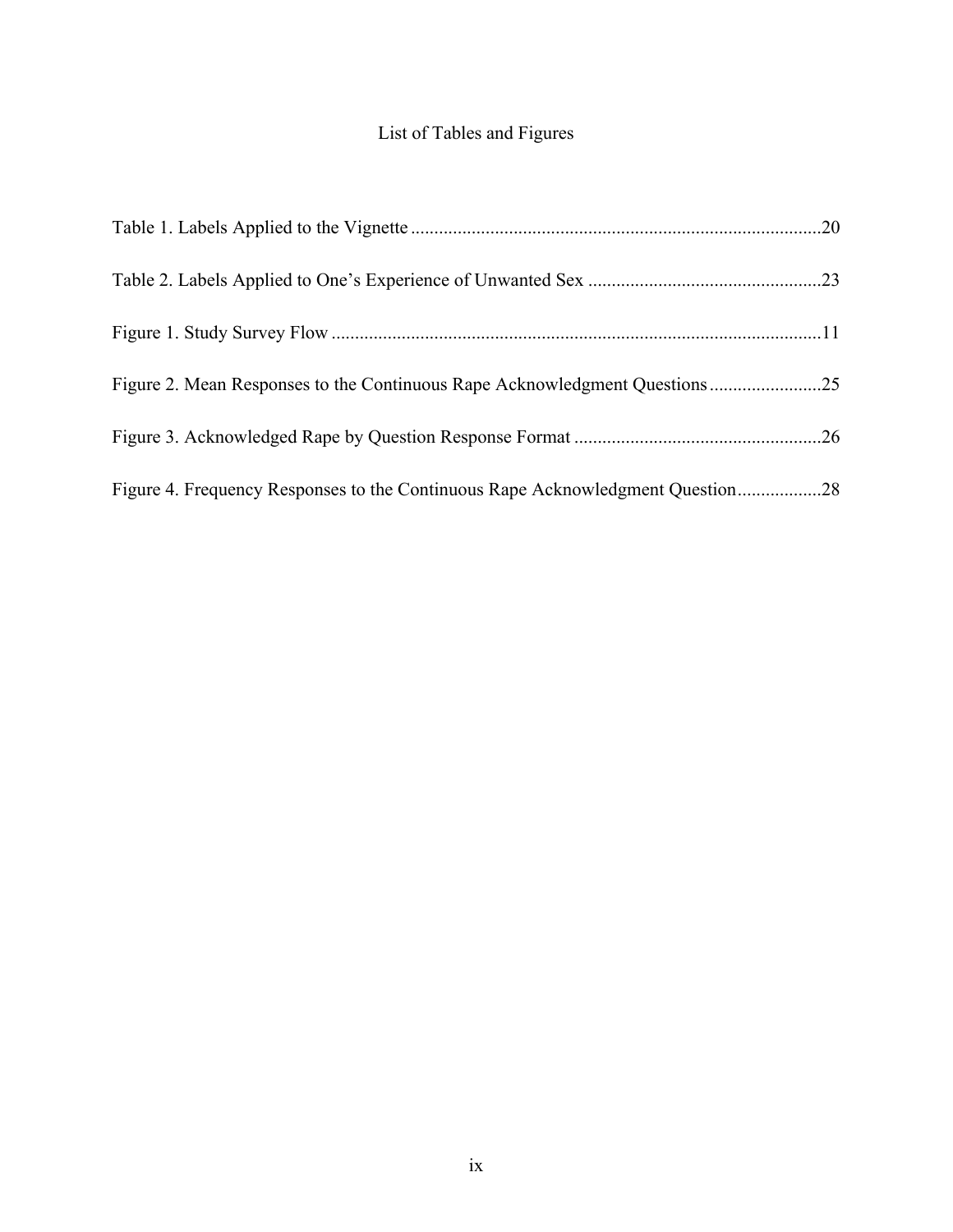# List of Tables and Figures

Table 1. Labels Applied to the Vignette ........................................................................................20

Table 2. Labels Applied to One's Experience of Unwanted Sex ..................................................23

Figure 1. Study Survey Flow .........................................................................................................11

Figure 2. Mean Responses to the Continuous Rape Acknowledgment Questions ........................25

Figure 3. Acknowledged Rape by Question Response Format .....................................................26

Figure 4. Frequency Responses to the Continuous Rape Acknowledgment Question..................28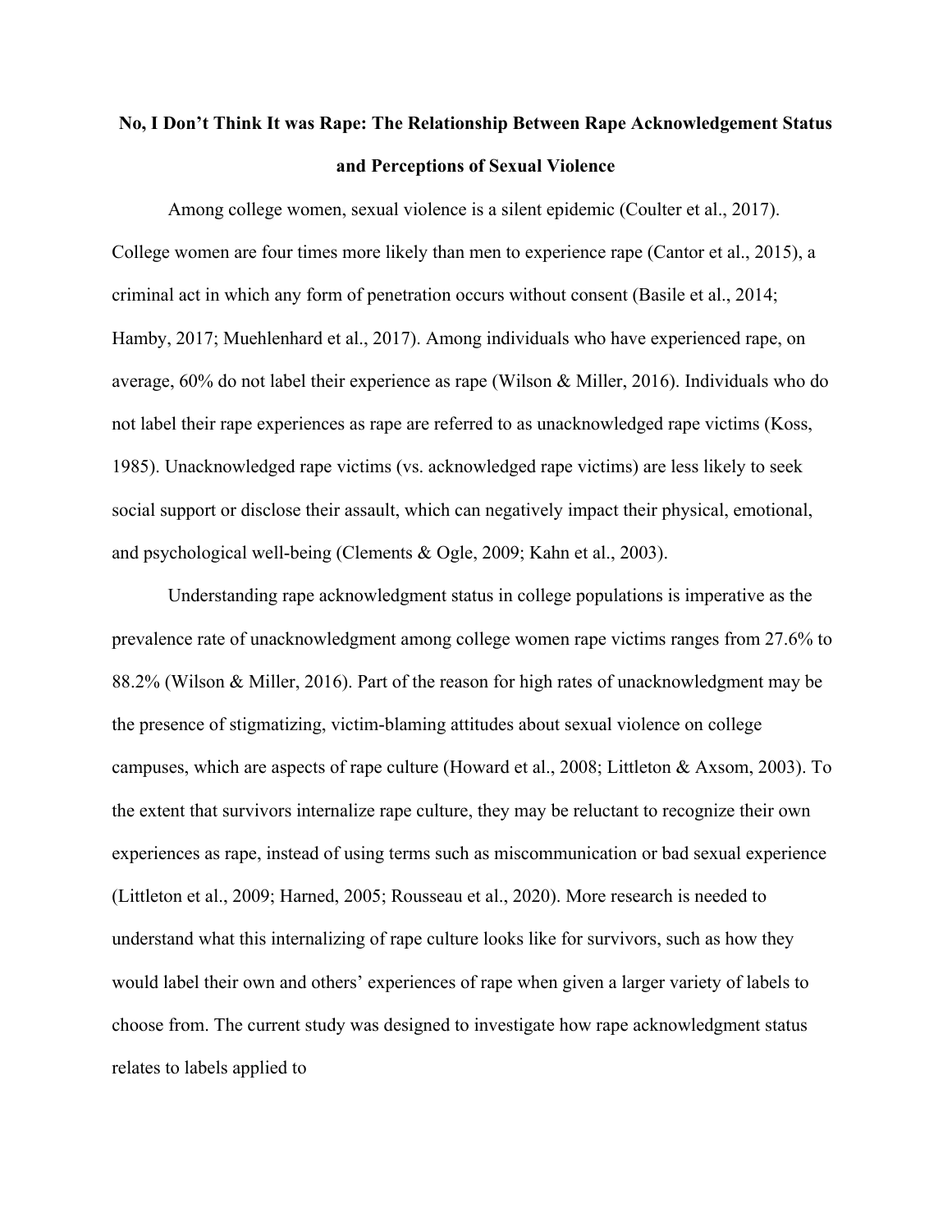# No, I Don't Think It was Rape: The Relationship Between Rape Acknowledgement Status and Perceptions of Sexual Violence

Among college women, sexual violence is a silent epidemic (Coulter et al., 2017). College women are four times more likely than men to experience rape (Cantor et al., 2015), a criminal act in which any form of penetration occurs without consent (Basile et al., 2014; Hamby, 2017; Muehlenhard et al., 2017). Among individuals who have experienced rape, on average, 60% do not label their experience as rape (Wilson & Miller, 2016). Individuals who do not label their rape experiences as rape are referred to as unacknowledged rape victims (Koss, 1985). Unacknowledged rape victims (vs. acknowledged rape victims) are less likely to seek social support or disclose their assault, which can negatively impact their physical, emotional, and psychological well-being (Clements & Ogle, 2009; Kahn et al., 2003).

Understanding rape acknowledgment status in college populations is imperative as the prevalence rate of unacknowledgment among college women rape victims ranges from 27.6% to 88.2% (Wilson & Miller, 2016). Part of the reason for high rates of unacknowledgment may be the presence of stigmatizing, victim-blaming attitudes about sexual violence on college campuses, which are aspects of rape culture (Howard et al., 2008; Littleton & Axsom, 2003). To the extent that survivors internalize rape culture, they may be reluctant to recognize their own experiences as rape, instead of using terms such as miscommunication or bad sexual experience (Littleton et al., 2009; Harned, 2005; Rousseau et al., 2020). More research is needed to understand what this internalizing of rape culture looks like for survivors, such as how they would label their own and others' experiences of rape when given a larger variety of labels to choose from. The current study was designed to investigate how rape acknowledgment status relates to labels applied to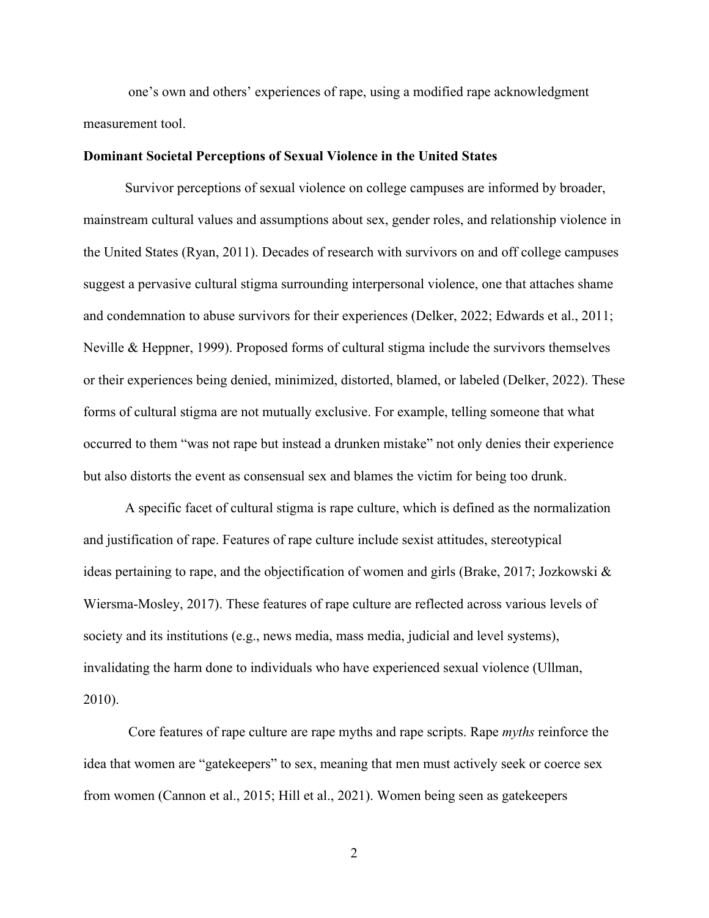one's own and others' experiences of rape, using a modified rape acknowledgment measurement tool.

**Dominant Societal Perceptions of Sexual Violence in the United States**

Survivor perceptions of sexual violence on college campuses are informed by broader, mainstream cultural values and assumptions about sex, gender roles, and relationship violence in the United States (Ryan, 2011). Decades of research with survivors on and off college campuses suggest a pervasive cultural stigma surrounding interpersonal violence, one that attaches shame and condemnation to abuse survivors for their experiences (Delker, 2022; Edwards et al., 2011; Neville & Heppner, 1999). Proposed forms of cultural stigma include the survivors themselves or their experiences being denied, minimized, distorted, blamed, or labeled (Delker, 2022). These forms of cultural stigma are not mutually exclusive. For example, telling someone that what occurred to them "was not rape but instead a drunken mistake" not only denies their experience but also distorts the event as consensual sex and blames the victim for being too drunk.

A specific facet of cultural stigma is rape culture, which is defined as the normalization and justification of rape. Features of rape culture include sexist attitudes, stereotypical ideas pertaining to rape, and the objectification of women and girls (Brake, 2017; Jozkowski & Wiersma-Mosley, 2017). These features of rape culture are reflected across various levels of society and its institutions (e.g., news media, mass media, judicial and level systems), invalidating the harm done to individuals who have experienced sexual violence (Ullman, 2010).

Core features of rape culture are rape myths and rape scripts. Rape *myths* reinforce the idea that women are "gatekeepers" to sex, meaning that men must actively seek or coerce sex from women (Cannon et al., 2015; Hill et al., 2021). Women being seen as gatekeepers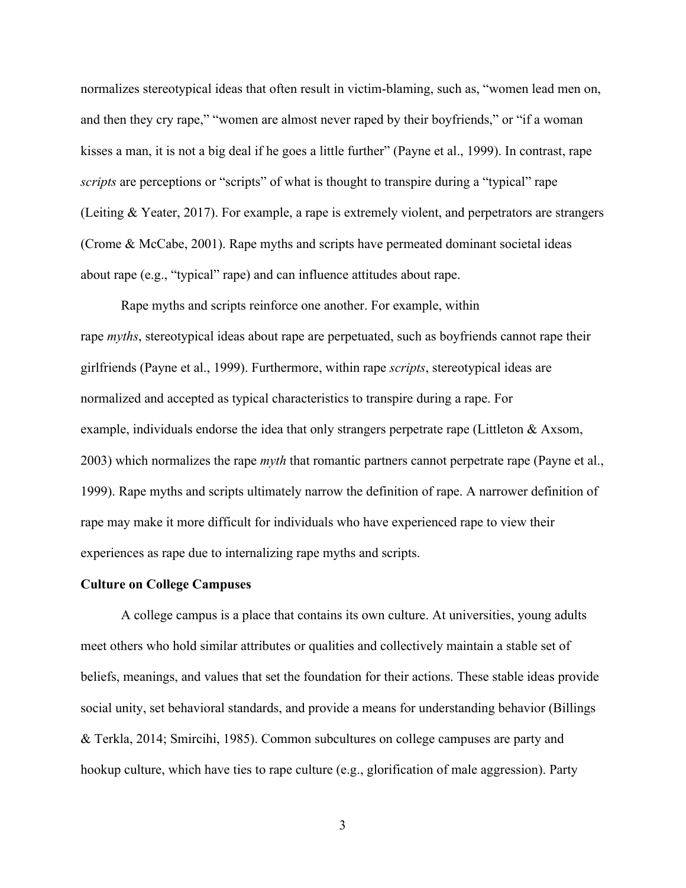normalizes stereotypical ideas that often result in victim-blaming, such as, "women lead men on, and then they cry rape," "women are almost never raped by their boyfriends," or "if a woman kisses a man, it is not a big deal if he goes a little further" (Payne et al., 1999). In contrast, rape *scripts* are perceptions or "scripts" of what is thought to transpire during a "typical" rape (Leiting & Yeater, 2017). For example, a rape is extremely violent, and perpetrators are strangers (Crome & McCabe, 2001). Rape myths and scripts have permeated dominant societal ideas about rape (e.g., "typical" rape) and can influence attitudes about rape.

Rape myths and scripts reinforce one another. For example, within rape *myths*, stereotypical ideas about rape are perpetuated, such as boyfriends cannot rape their girlfriends (Payne et al., 1999). Furthermore, within rape *scripts*, stereotypical ideas are normalized and accepted as typical characteristics to transpire during a rape. For example, individuals endorse the idea that only strangers perpetrate rape (Littleton & Axsom, 2003) which normalizes the rape *myth* that romantic partners cannot perpetrate rape (Payne et al., 1999). Rape myths and scripts ultimately narrow the definition of rape. A narrower definition of rape may make it more difficult for individuals who have experienced rape to view their experiences as rape due to internalizing rape myths and scripts.

**Culture on College Campuses**

A college campus is a place that contains its own culture. At universities, young adults meet others who hold similar attributes or qualities and collectively maintain a stable set of beliefs, meanings, and values that set the foundation for their actions. These stable ideas provide social unity, set behavioral standards, and provide a means for understanding behavior (Billings & Terkla, 2014; Smircihi, 1985). Common subcultures on college campuses are party and hookup culture, which have ties to rape culture (e.g., glorification of male aggression). Party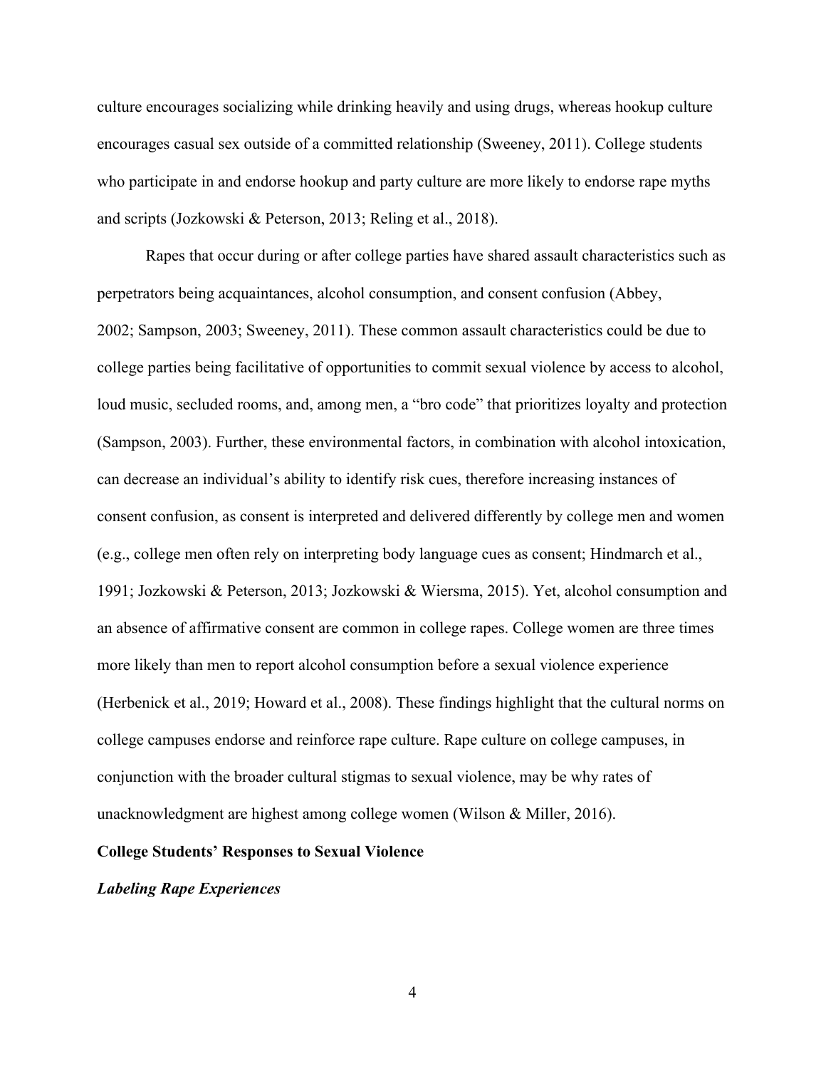culture encourages socializing while drinking heavily and using drugs, whereas hookup culture encourages casual sex outside of a committed relationship (Sweeney, 2011). College students who participate in and endorse hookup and party culture are more likely to endorse rape myths and scripts (Jozkowski & Peterson, 2013; Reling et al., 2018).

Rapes that occur during or after college parties have shared assault characteristics such as perpetrators being acquaintances, alcohol consumption, and consent confusion (Abbey, 2002; Sampson, 2003; Sweeney, 2011). These common assault characteristics could be due to college parties being facilitative of opportunities to commit sexual violence by access to alcohol, loud music, secluded rooms, and, among men, a "bro code" that prioritizes loyalty and protection (Sampson, 2003). Further, these environmental factors, in combination with alcohol intoxication, can decrease an individual's ability to identify risk cues, therefore increasing instances of consent confusion, as consent is interpreted and delivered differently by college men and women (e.g., college men often rely on interpreting body language cues as consent; Hindmarch et al., 1991; Jozkowski & Peterson, 2013; Jozkowski & Wiersma, 2015). Yet, alcohol consumption and an absence of affirmative consent are common in college rapes. College women are three times more likely than men to report alcohol consumption before a sexual violence experience (Herbenick et al., 2019; Howard et al., 2008). These findings highlight that the cultural norms on college campuses endorse and reinforce rape culture. Rape culture on college campuses, in conjunction with the broader cultural stigmas to sexual violence, may be why rates of unacknowledgment are highest among college women (Wilson & Miller, 2016).

## College Students' Responses to Sexual Violence

### *Labeling Rape Experiences*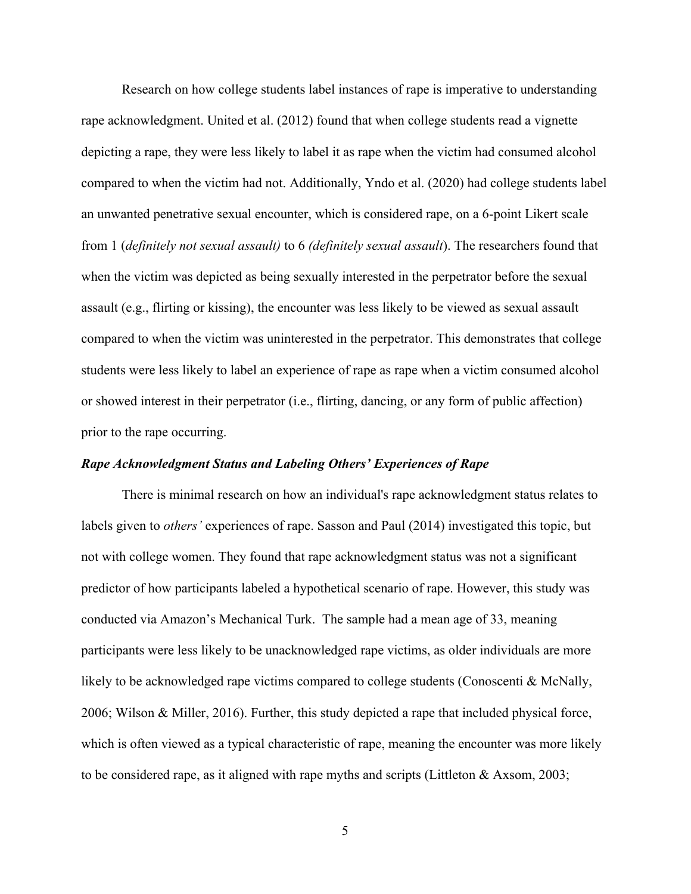Research on how college students label instances of rape is imperative to understanding rape acknowledgment. United et al. (2012) found that when college students read a vignette depicting a rape, they were less likely to label it as rape when the victim had consumed alcohol compared to when the victim had not. Additionally, Yndo et al. (2020) had college students label an unwanted penetrative sexual encounter, which is considered rape, on a 6-point Likert scale from 1 (*definitely not sexual assault)* to 6 *(definitely sexual assault*). The researchers found that when the victim was depicted as being sexually interested in the perpetrator before the sexual assault (e.g., flirting or kissing), the encounter was less likely to be viewed as sexual assault compared to when the victim was uninterested in the perpetrator. This demonstrates that college students were less likely to label an experience of rape as rape when a victim consumed alcohol or showed interest in their perpetrator (i.e., flirting, dancing, or any form of public affection) prior to the rape occurring.

### *Rape Acknowledgment Status and Labeling Others' Experiences of Rape*

There is minimal research on how an individual's rape acknowledgment status relates to labels given to *others'* experiences of rape. Sasson and Paul (2014) investigated this topic, but not with college women. They found that rape acknowledgment status was not a significant predictor of how participants labeled a hypothetical scenario of rape. However, this study was conducted via Amazon's Mechanical Turk. The sample had a mean age of 33, meaning participants were less likely to be unacknowledged rape victims, as older individuals are more likely to be acknowledged rape victims compared to college students (Conoscenti & McNally, 2006; Wilson & Miller, 2016). Further, this study depicted a rape that included physical force, which is often viewed as a typical characteristic of rape, meaning the encounter was more likely to be considered rape, as it aligned with rape myths and scripts (Littleton & Axsom, 2003;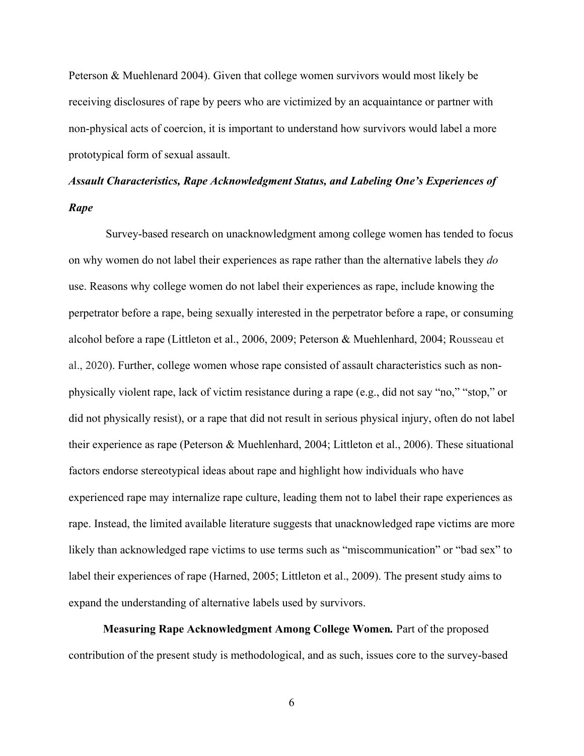Peterson & Muehlenard 2004). Given that college women survivors would most likely be receiving disclosures of rape by peers who are victimized by an acquaintance or partner with non-physical acts of coercion, it is important to understand how survivors would label a more prototypical form of sexual assault.

### *Assault Characteristics, Rape Acknowledgment Status, and Labeling One's Experiences of Rape*

Survey-based research on unacknowledgment among college women has tended to focus on why women do not label their experiences as rape rather than the alternative labels they *do* use. Reasons why college women do not label their experiences as rape, include knowing the perpetrator before a rape, being sexually interested in the perpetrator before a rape, or consuming alcohol before a rape (Littleton et al., 2006, 2009; Peterson & Muehlenhard, 2004; Rousseau et al., 2020). Further, college women whose rape consisted of assault characteristics such as non-physically violent rape, lack of victim resistance during a rape (e.g., did not say "no," "stop," or did not physically resist), or a rape that did not result in serious physical injury, often do not label their experience as rape (Peterson & Muehlenhard, 2004; Littleton et al., 2006). These situational factors endorse stereotypical ideas about rape and highlight how individuals who have experienced rape may internalize rape culture, leading them not to label their rape experiences as rape. Instead, the limited available literature suggests that unacknowledged rape victims are more likely than acknowledged rape victims to use terms such as "miscommunication" or "bad sex" to label their experiences of rape (Harned, 2005; Littleton et al., 2009). The present study aims to expand the understanding of alternative labels used by survivors.

**Measuring Rape Acknowledgment Among College Women.** Part of the proposed contribution of the present study is methodological, and as such, issues core to the survey-based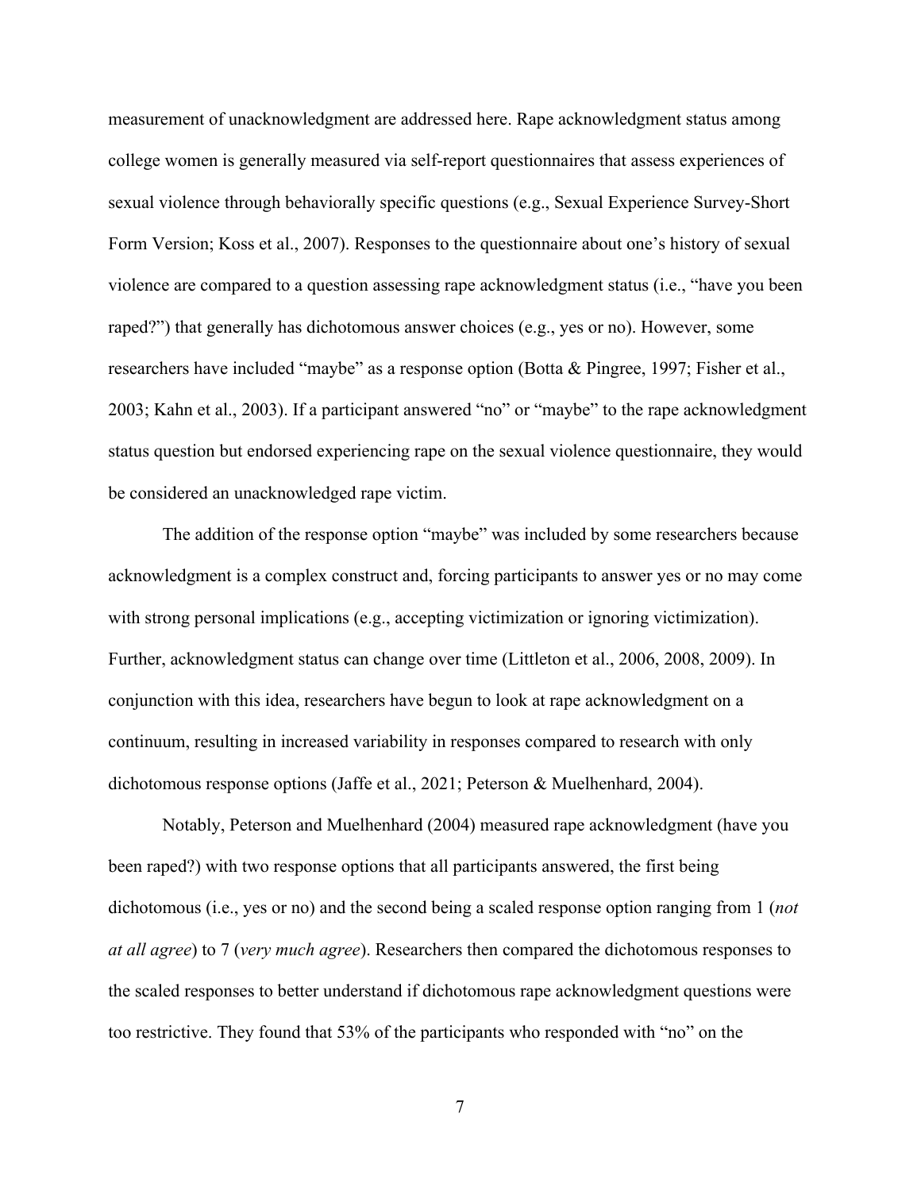measurement of unacknowledgment are addressed here. Rape acknowledgment status among college women is generally measured via self-report questionnaires that assess experiences of sexual violence through behaviorally specific questions (e.g., Sexual Experience Survey-Short Form Version; Koss et al., 2007). Responses to the questionnaire about one's history of sexual violence are compared to a question assessing rape acknowledgment status (i.e., "have you been raped?") that generally has dichotomous answer choices (e.g., yes or no). However, some researchers have included "maybe" as a response option (Botta & Pingree, 1997; Fisher et al., 2003; Kahn et al., 2003). If a participant answered "no" or "maybe" to the rape acknowledgment status question but endorsed experiencing rape on the sexual violence questionnaire, they would be considered an unacknowledged rape victim.

The addition of the response option "maybe" was included by some researchers because acknowledgment is a complex construct and, forcing participants to answer yes or no may come with strong personal implications (e.g., accepting victimization or ignoring victimization). Further, acknowledgment status can change over time (Littleton et al., 2006, 2008, 2009). In conjunction with this idea, researchers have begun to look at rape acknowledgment on a continuum, resulting in increased variability in responses compared to research with only dichotomous response options (Jaffe et al., 2021; Peterson & Muelhenhard, 2004).

Notably, Peterson and Muelhenhard (2004) measured rape acknowledgment (have you been raped?) with two response options that all participants answered, the first being dichotomous (i.e., yes or no) and the second being a scaled response option ranging from 1 (*not at all agree*) to 7 (*very much agree*). Researchers then compared the dichotomous responses to the scaled responses to better understand if dichotomous rape acknowledgment questions were too restrictive. They found that 53% of the participants who responded with "no" on the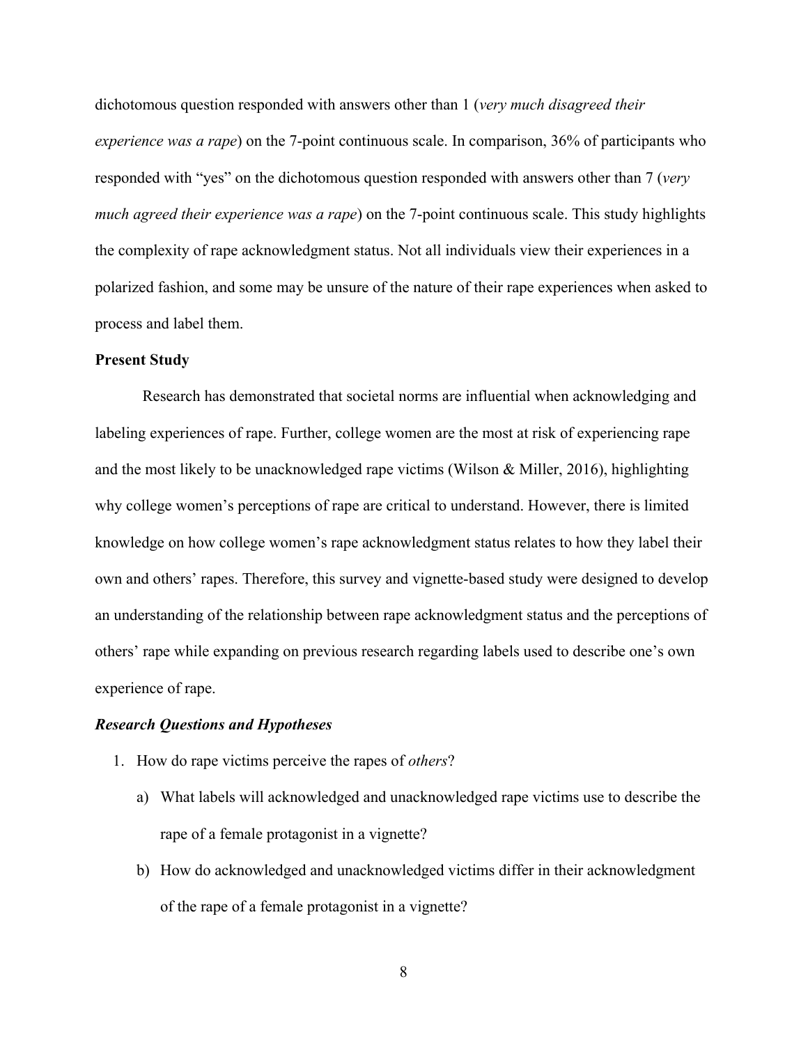dichotomous question responded with answers other than 1 (*very much disagreed their experience was a rape*) on the 7-point continuous scale. In comparison, 36% of participants who responded with "yes" on the dichotomous question responded with answers other than 7 (*very much agreed their experience was a rape*) on the 7-point continuous scale. This study highlights the complexity of rape acknowledgment status. Not all individuals view their experiences in a polarized fashion, and some may be unsure of the nature of their rape experiences when asked to process and label them.

## Present Study

Research has demonstrated that societal norms are influential when acknowledging and labeling experiences of rape. Further, college women are the most at risk of experiencing rape and the most likely to be unacknowledged rape victims (Wilson & Miller, 2016), highlighting why college women's perceptions of rape are critical to understand. However, there is limited knowledge on how college women's rape acknowledgment status relates to how they label their own and others' rapes. Therefore, this survey and vignette-based study were designed to develop an understanding of the relationship between rape acknowledgment status and the perceptions of others' rape while expanding on previous research regarding labels used to describe one's own experience of rape.

### *Research Questions and Hypotheses*

1. How do rape victims perceive the rapes of *others*?
   a) What labels will acknowledged and unacknowledged rape victims use to describe the rape of a female protagonist in a vignette?
   b) How do acknowledged and unacknowledged victims differ in their acknowledgment of the rape of a female protagonist in a vignette?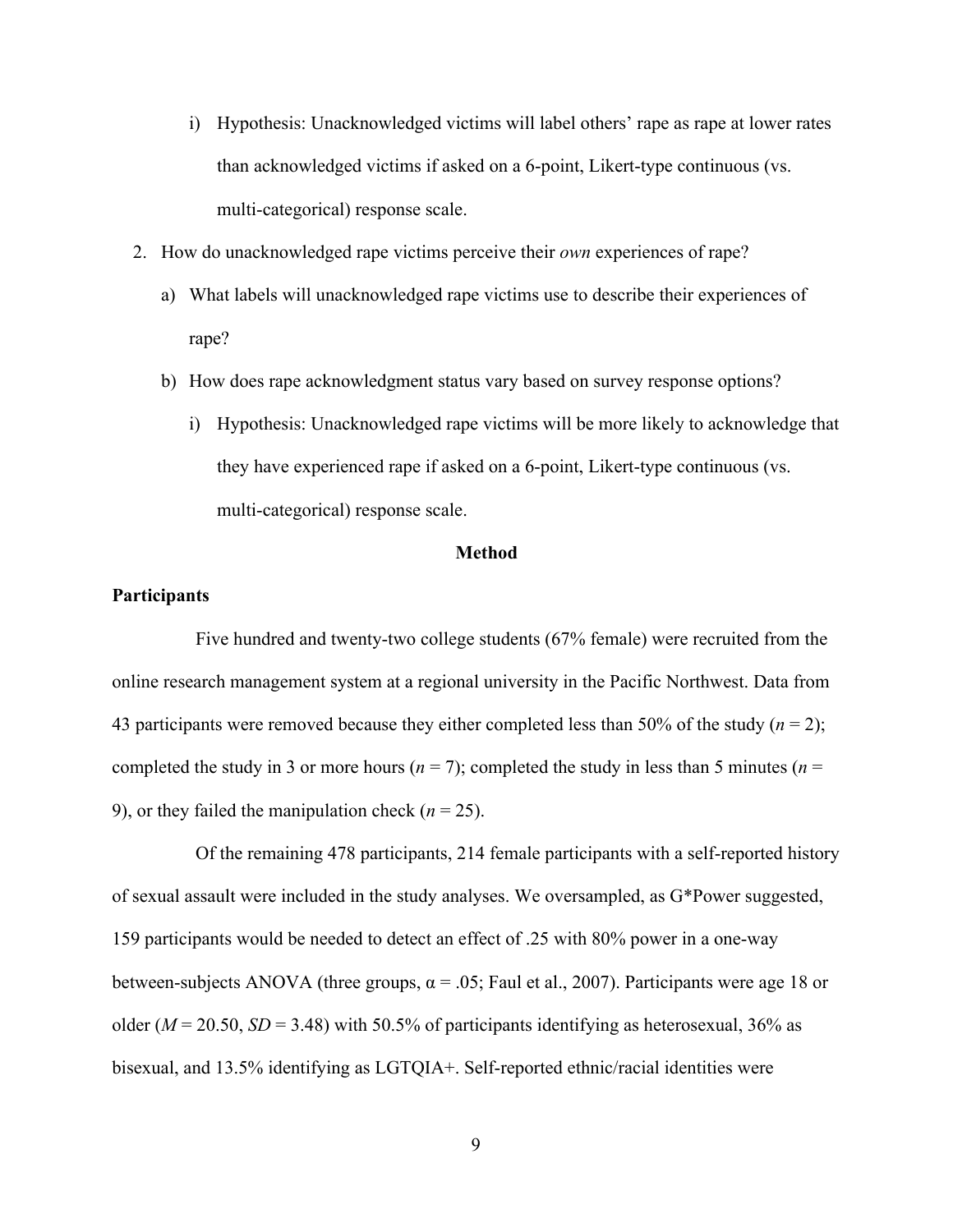i) Hypothesis: Unacknowledged victims will label others' rape as rape at lower rates than acknowledged victims if asked on a 6-point, Likert-type continuous (vs. multi-categorical) response scale.

2. How do unacknowledged rape victims perceive their *own* experiences of rape?

   a) What labels will unacknowledged rape victims use to describe their experiences of rape?

   b) How does rape acknowledgment status vary based on survey response options?

      i) Hypothesis: Unacknowledged rape victims will be more likely to acknowledge that they have experienced rape if asked on a 6-point, Likert-type continuous (vs. multi-categorical) response scale.

## Method

### Participants

Five hundred and twenty-two college students (67% female) were recruited from the online research management system at a regional university in the Pacific Northwest. Data from 43 participants were removed because they either completed less than 50% of the study ($n = 2$); completed the study in 3 or more hours ($n = 7$); completed the study in less than 5 minutes ($n = 9$), or they failed the manipulation check ($n = 25$).

Of the remaining 478 participants, 214 female participants with a self-reported history of sexual assault were included in the study analyses. We oversampled, as G*Power suggested, 159 participants would be needed to detect an effect of .25 with 80% power in a one-way between-subjects ANOVA (three groups, $\alpha = .05$; Faul et al., 2007). Participants were age 18 or older ($M = 20.50$, $SD = 3.48$) with 50.5% of participants identifying as heterosexual, 36% as bisexual, and 13.5% identifying as LGTQIA+. Self-reported ethnic/racial identities were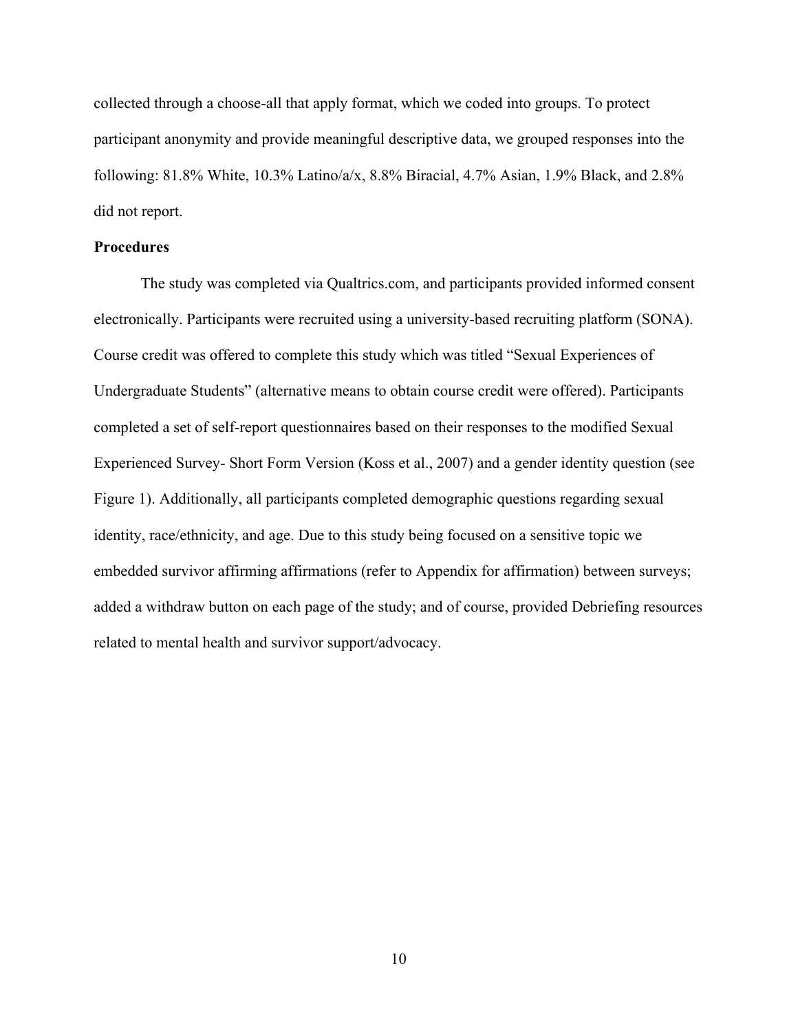collected through a choose-all that apply format, which we coded into groups. To protect participant anonymity and provide meaningful descriptive data, we grouped responses into the following: 81.8% White, 10.3% Latino/a/x, 8.8% Biracial, 4.7% Asian, 1.9% Black, and 2.8% did not report.

**Procedures**

The study was completed via Qualtrics.com, and participants provided informed consent electronically. Participants were recruited using a university-based recruiting platform (SONA). Course credit was offered to complete this study which was titled "Sexual Experiences of Undergraduate Students" (alternative means to obtain course credit were offered). Participants completed a set of self-report questionnaires based on their responses to the modified Sexual Experienced Survey- Short Form Version (Koss et al., 2007) and a gender identity question (see Figure 1). Additionally, all participants completed demographic questions regarding sexual identity, race/ethnicity, and age. Due to this study being focused on a sensitive topic we embedded survivor affirming affirmations (refer to Appendix for affirmation) between surveys; added a withdraw button on each page of the study; and of course, provided Debriefing resources related to mental health and survivor support/advocacy.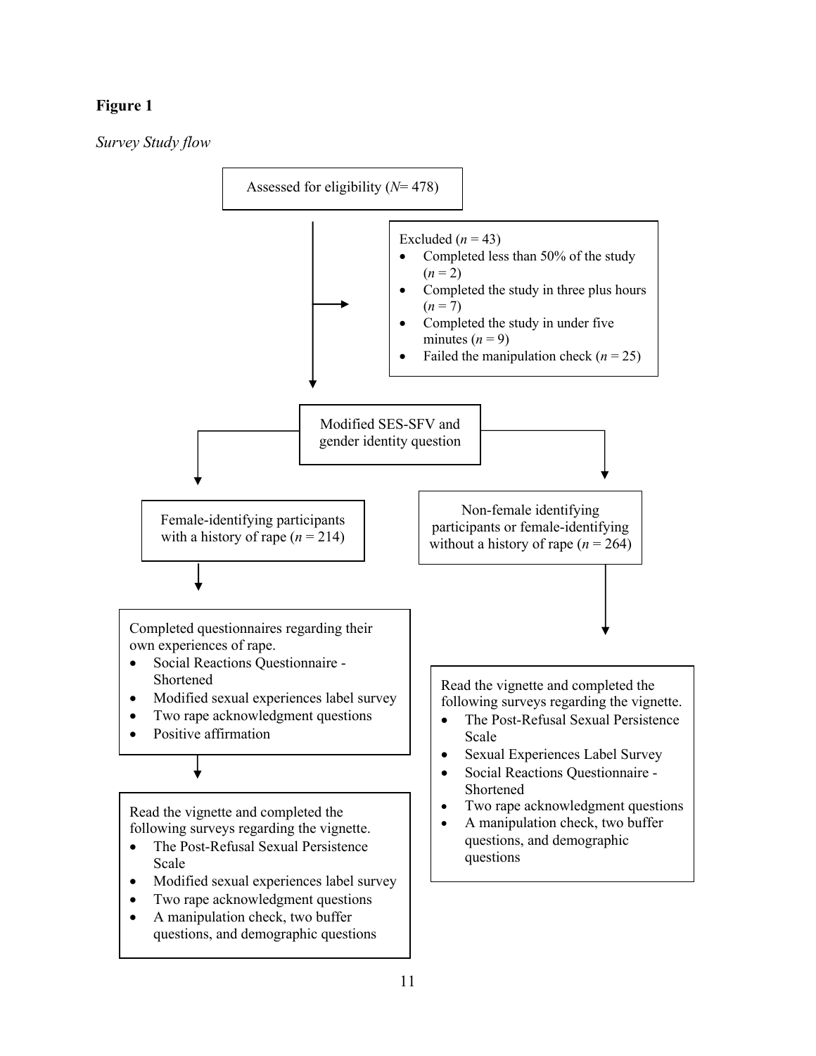**Figure 1**

*Survey Study flow*

Assessed for eligibility (*N*= 478)

Excluded (*n* = 43)

- Completed less than 50% of the study (*n* = 2)
- Completed the study in three plus hours (*n* = 7)
- Completed the study in under five minutes (*n* = 9)
- Failed the manipulation check (*n* = 25)

Modified SES-SFV and gender identity question

Female-identifying participants with a history of rape (*n* = 214)

Completed questionnaires regarding their own experiences of rape.

- Social Reactions Questionnaire - Shortened
- Modified sexual experiences label survey
- Two rape acknowledgment questions
- Positive affirmation

Read the vignette and completed the following surveys regarding the vignette.

- The Post-Refusal Sexual Persistence Scale
- Modified sexual experiences label survey
- Two rape acknowledgment questions
- A manipulation check, two buffer questions, and demographic questions

Non-female identifying participants or female-identifying without a history of rape (*n* = 264)

Read the vignette and completed the following surveys regarding the vignette.

- The Post-Refusal Sexual Persistence Scale
- Sexual Experiences Label Survey
- Social Reactions Questionnaire - Shortened
- Two rape acknowledgment questions
- A manipulation check, two buffer questions, and demographic questions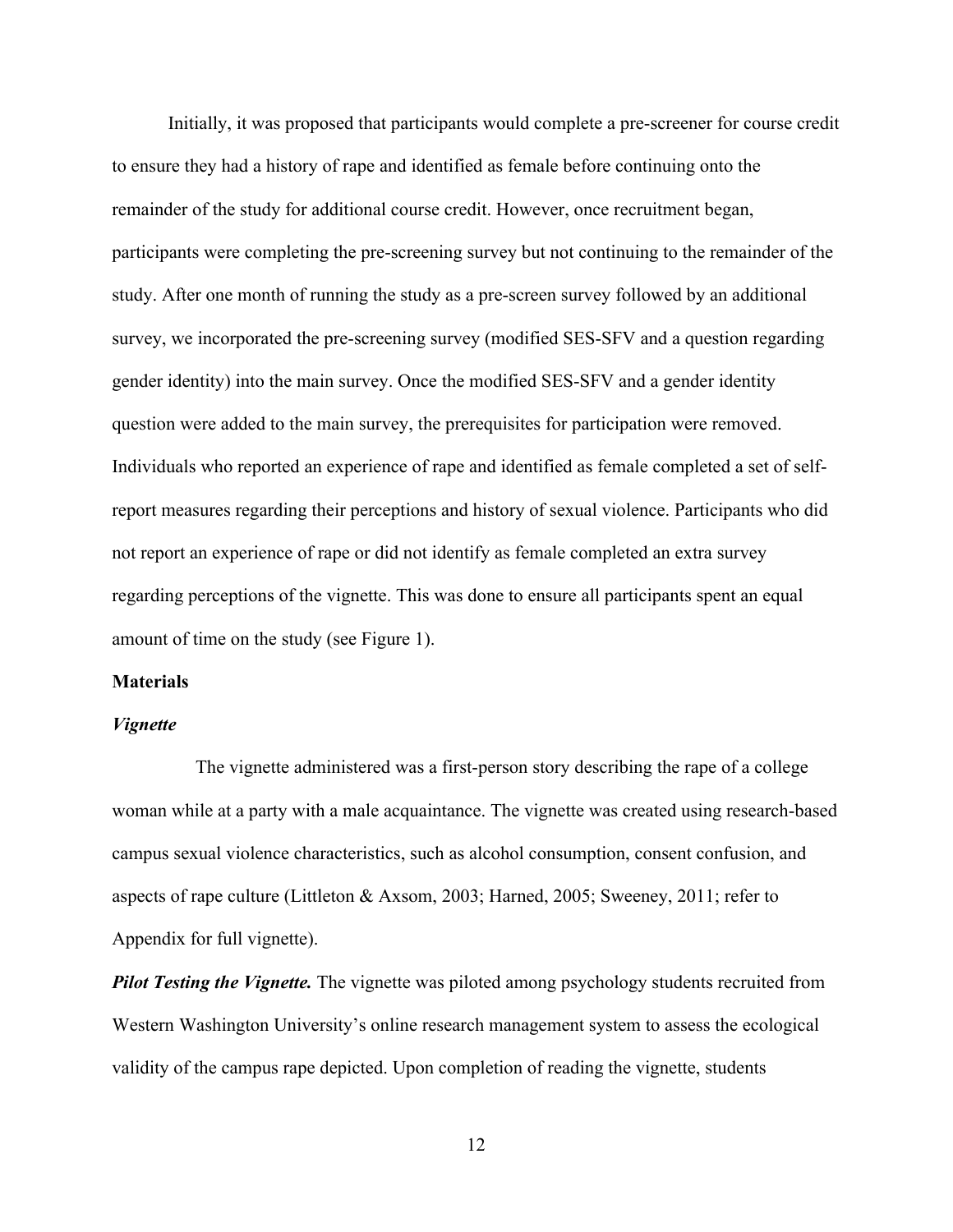Initially, it was proposed that participants would complete a pre-screener for course credit to ensure they had a history of rape and identified as female before continuing onto the remainder of the study for additional course credit. However, once recruitment began, participants were completing the pre-screening survey but not continuing to the remainder of the study. After one month of running the study as a pre-screen survey followed by an additional survey, we incorporated the pre-screening survey (modified SES-SFV and a question regarding gender identity) into the main survey. Once the modified SES-SFV and a gender identity question were added to the main survey, the prerequisites for participation were removed. Individuals who reported an experience of rape and identified as female completed a set of self-report measures regarding their perceptions and history of sexual violence. Participants who did not report an experience of rape or did not identify as female completed an extra survey regarding perceptions of the vignette. This was done to ensure all participants spent an equal amount of time on the study (see Figure 1).

## Materials

### *Vignette*

The vignette administered was a first-person story describing the rape of a college woman while at a party with a male acquaintance. The vignette was created using research-based campus sexual violence characteristics, such as alcohol consumption, consent confusion, and aspects of rape culture (Littleton & Axsom, 2003; Harned, 2005; Sweeney, 2011; refer to Appendix for full vignette).

***Pilot Testing the Vignette.*** The vignette was piloted among psychology students recruited from Western Washington University's online research management system to assess the ecological validity of the campus rape depicted. Upon completion of reading the vignette, students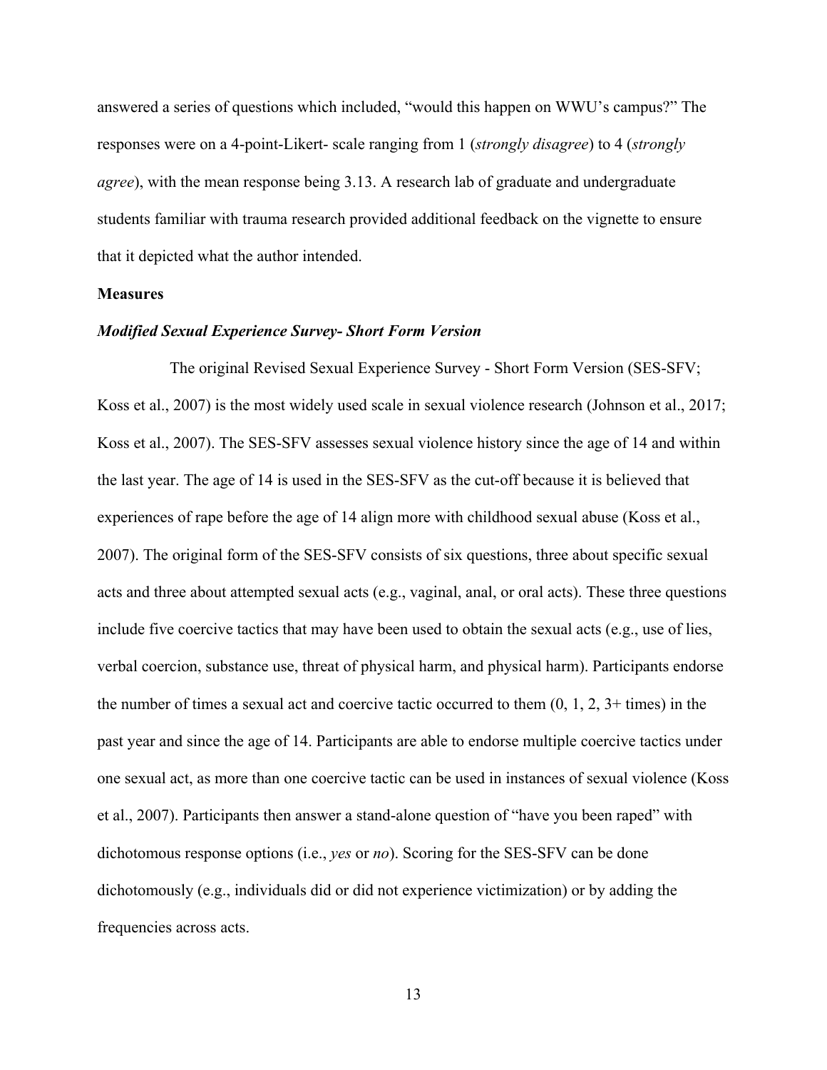answered a series of questions which included, "would this happen on WWU's campus?" The responses were on a 4-point-Likert- scale ranging from 1 (*strongly disagree*) to 4 (*strongly agree*), with the mean response being 3.13. A research lab of graduate and undergraduate students familiar with trauma research provided additional feedback on the vignette to ensure that it depicted what the author intended.

**Measures**

***Modified Sexual Experience Survey- Short Form Version***

The original Revised Sexual Experience Survey - Short Form Version (SES-SFV; Koss et al., 2007) is the most widely used scale in sexual violence research (Johnson et al., 2017; Koss et al., 2007). The SES-SFV assesses sexual violence history since the age of 14 and within the last year. The age of 14 is used in the SES-SFV as the cut-off because it is believed that experiences of rape before the age of 14 align more with childhood sexual abuse (Koss et al., 2007). The original form of the SES-SFV consists of six questions, three about specific sexual acts and three about attempted sexual acts (e.g., vaginal, anal, or oral acts). These three questions include five coercive tactics that may have been used to obtain the sexual acts (e.g., use of lies, verbal coercion, substance use, threat of physical harm, and physical harm). Participants endorse the number of times a sexual act and coercive tactic occurred to them (0, 1, 2, 3+ times) in the past year and since the age of 14. Participants are able to endorse multiple coercive tactics under one sexual act, as more than one coercive tactic can be used in instances of sexual violence (Koss et al., 2007). Participants then answer a stand-alone question of "have you been raped" with dichotomous response options (i.e., *yes* or *no*). Scoring for the SES-SFV can be done dichotomously (e.g., individuals did or did not experience victimization) or by adding the frequencies across acts.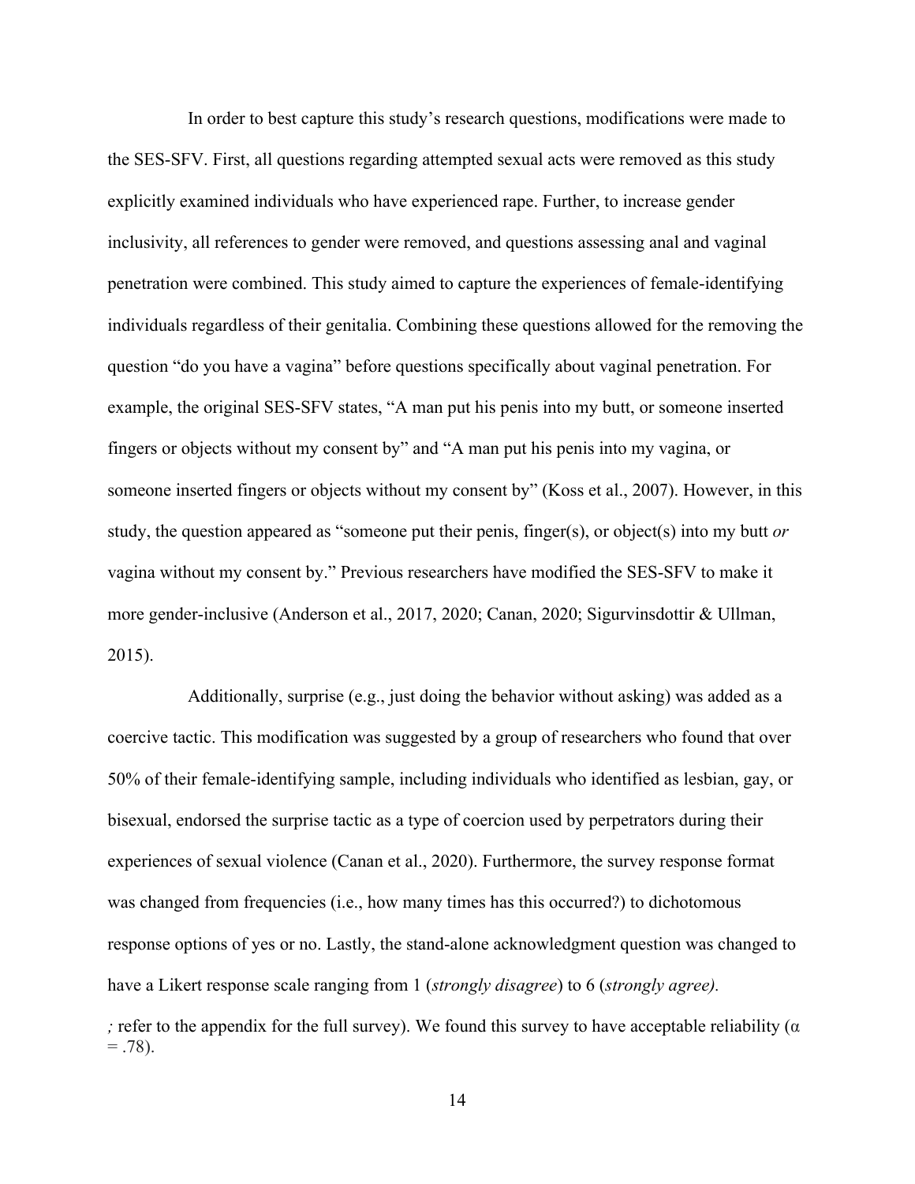In order to best capture this study's research questions, modifications were made to the SES-SFV. First, all questions regarding attempted sexual acts were removed as this study explicitly examined individuals who have experienced rape. Further, to increase gender inclusivity, all references to gender were removed, and questions assessing anal and vaginal penetration were combined. This study aimed to capture the experiences of female-identifying individuals regardless of their genitalia. Combining these questions allowed for the removing the question "do you have a vagina" before questions specifically about vaginal penetration. For example, the original SES-SFV states, "A man put his penis into my butt, or someone inserted fingers or objects without my consent by" and "A man put his penis into my vagina, or someone inserted fingers or objects without my consent by" (Koss et al., 2007). However, in this study, the question appeared as "someone put their penis, finger(s), or object(s) into my butt *or* vagina without my consent by." Previous researchers have modified the SES-SFV to make it more gender-inclusive (Anderson et al., 2017, 2020; Canan, 2020; Sigurvinsdottir & Ullman, 2015).

Additionally, surprise (e.g., just doing the behavior without asking) was added as a coercive tactic. This modification was suggested by a group of researchers who found that over 50% of their female-identifying sample, including individuals who identified as lesbian, gay, or bisexual, endorsed the surprise tactic as a type of coercion used by perpetrators during their experiences of sexual violence (Canan et al., 2020). Furthermore, the survey response format was changed from frequencies (i.e., how many times has this occurred?) to dichotomous response options of yes or no. Lastly, the stand-alone acknowledgment question was changed to have a Likert response scale ranging from 1 (*strongly disagree*) to 6 (*strongly agree).*

*;* refer to the appendix for the full survey). We found this survey to have acceptable reliability (α = .78).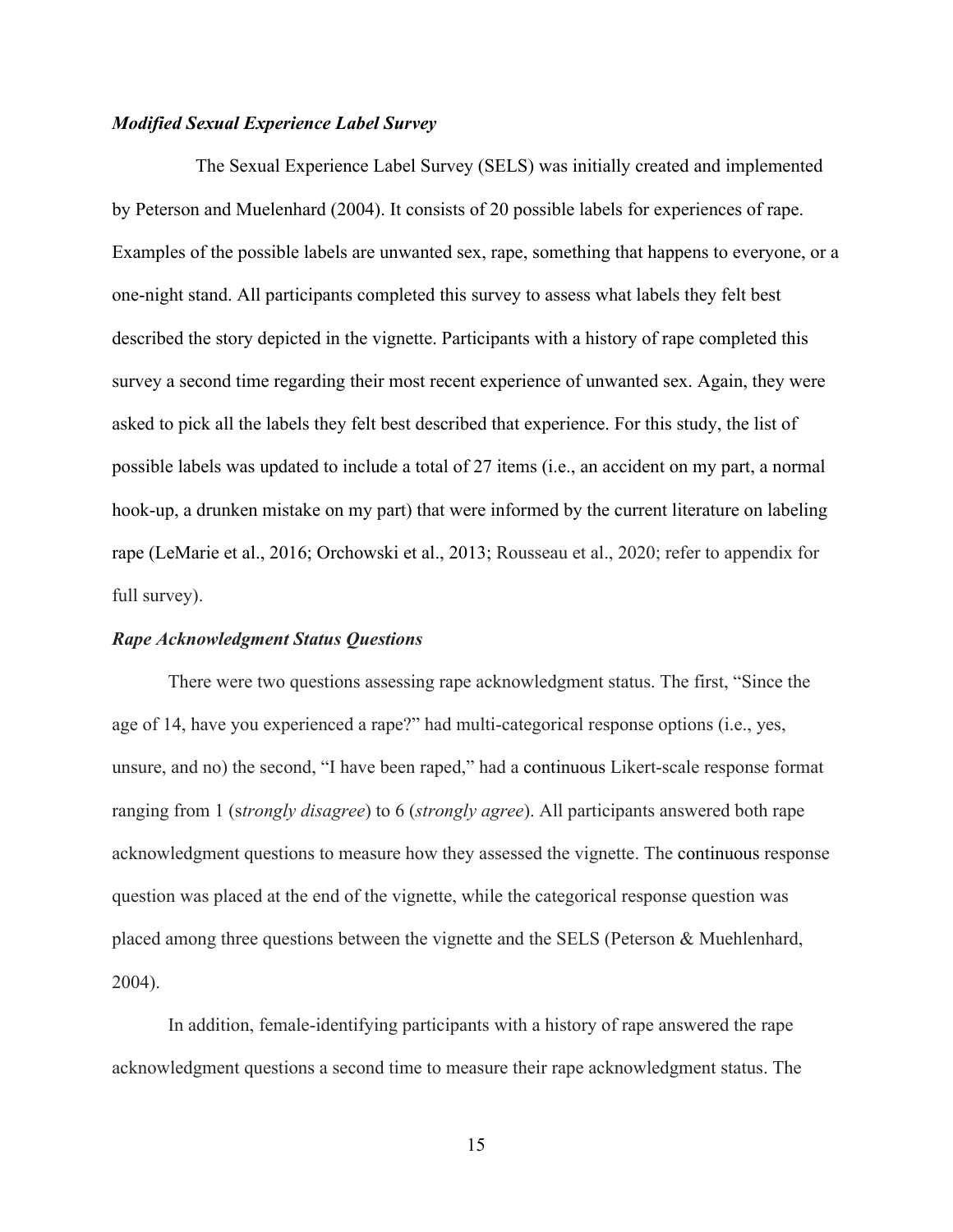### *Modified Sexual Experience Label Survey*

The Sexual Experience Label Survey (SELS) was initially created and implemented by Peterson and Muelenhard (2004). It consists of 20 possible labels for experiences of rape. Examples of the possible labels are unwanted sex, rape, something that happens to everyone, or a one-night stand. All participants completed this survey to assess what labels they felt best described the story depicted in the vignette. Participants with a history of rape completed this survey a second time regarding their most recent experience of unwanted sex. Again, they were asked to pick all the labels they felt best described that experience. For this study, the list of possible labels was updated to include a total of 27 items (i.e., an accident on my part, a normal hook-up, a drunken mistake on my part) that were informed by the current literature on labeling rape (LeMarie et al., 2016; Orchowski et al., 2013; Rousseau et al., 2020; refer to appendix for full survey).

### *Rape Acknowledgment Status Questions*

There were two questions assessing rape acknowledgment status. The first, "Since the age of 14, have you experienced a rape?" had multi-categorical response options (i.e., yes, unsure, and no) the second, "I have been raped," had a continuous Likert-scale response format ranging from 1 (s*trongly disagree*) to 6 (*strongly agree*). All participants answered both rape acknowledgment questions to measure how they assessed the vignette. The continuous response question was placed at the end of the vignette, while the categorical response question was placed among three questions between the vignette and the SELS (Peterson & Muehlenhard, 2004).

In addition, female-identifying participants with a history of rape answered the rape acknowledgment questions a second time to measure their rape acknowledgment status. The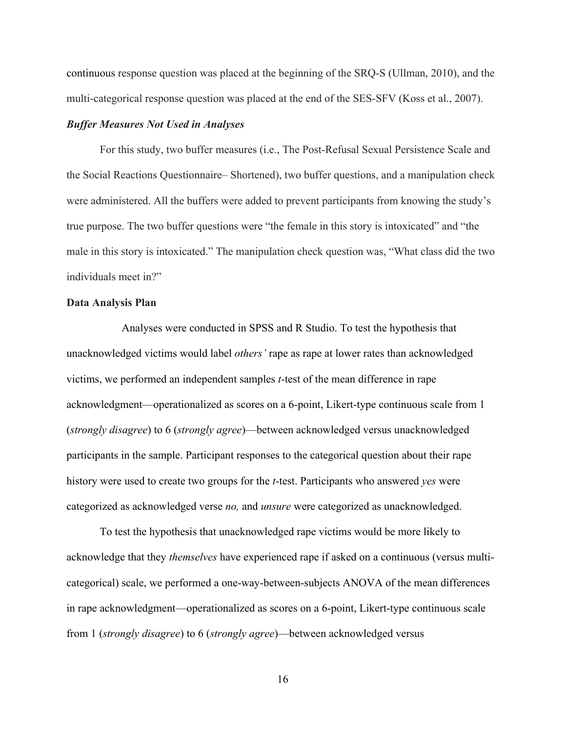continuous response question was placed at the beginning of the SRQ-S (Ullman, 2010), and the multi-categorical response question was placed at the end of the SES-SFV (Koss et al., 2007).

### *Buffer Measures Not Used in Analyses*

For this study, two buffer measures (i.e., The Post-Refusal Sexual Persistence Scale and the Social Reactions Questionnaire– Shortened), two buffer questions, and a manipulation check were administered. All the buffers were added to prevent participants from knowing the study's true purpose. The two buffer questions were "the female in this story is intoxicated" and "the male in this story is intoxicated." The manipulation check question was, "What class did the two individuals meet in?"

## **Data Analysis Plan**

Analyses were conducted in SPSS and R Studio. To test the hypothesis that unacknowledged victims would label *others'* rape as rape at lower rates than acknowledged victims, we performed an independent samples *t*-test of the mean difference in rape acknowledgment—operationalized as scores on a 6-point, Likert-type continuous scale from 1 (*strongly disagree*) to 6 (*strongly agree*)—between acknowledged versus unacknowledged participants in the sample. Participant responses to the categorical question about their rape history were used to create two groups for the *t*-test. Participants who answered *yes* were categorized as acknowledged verse *no,* and *unsure* were categorized as unacknowledged.

To test the hypothesis that unacknowledged rape victims would be more likely to acknowledge that they *themselves* have experienced rape if asked on a continuous (versus multi-categorical) scale, we performed a one-way-between-subjects ANOVA of the mean differences in rape acknowledgment—operationalized as scores on a 6-point, Likert-type continuous scale from 1 (*strongly disagree*) to 6 (*strongly agree*)—between acknowledged versus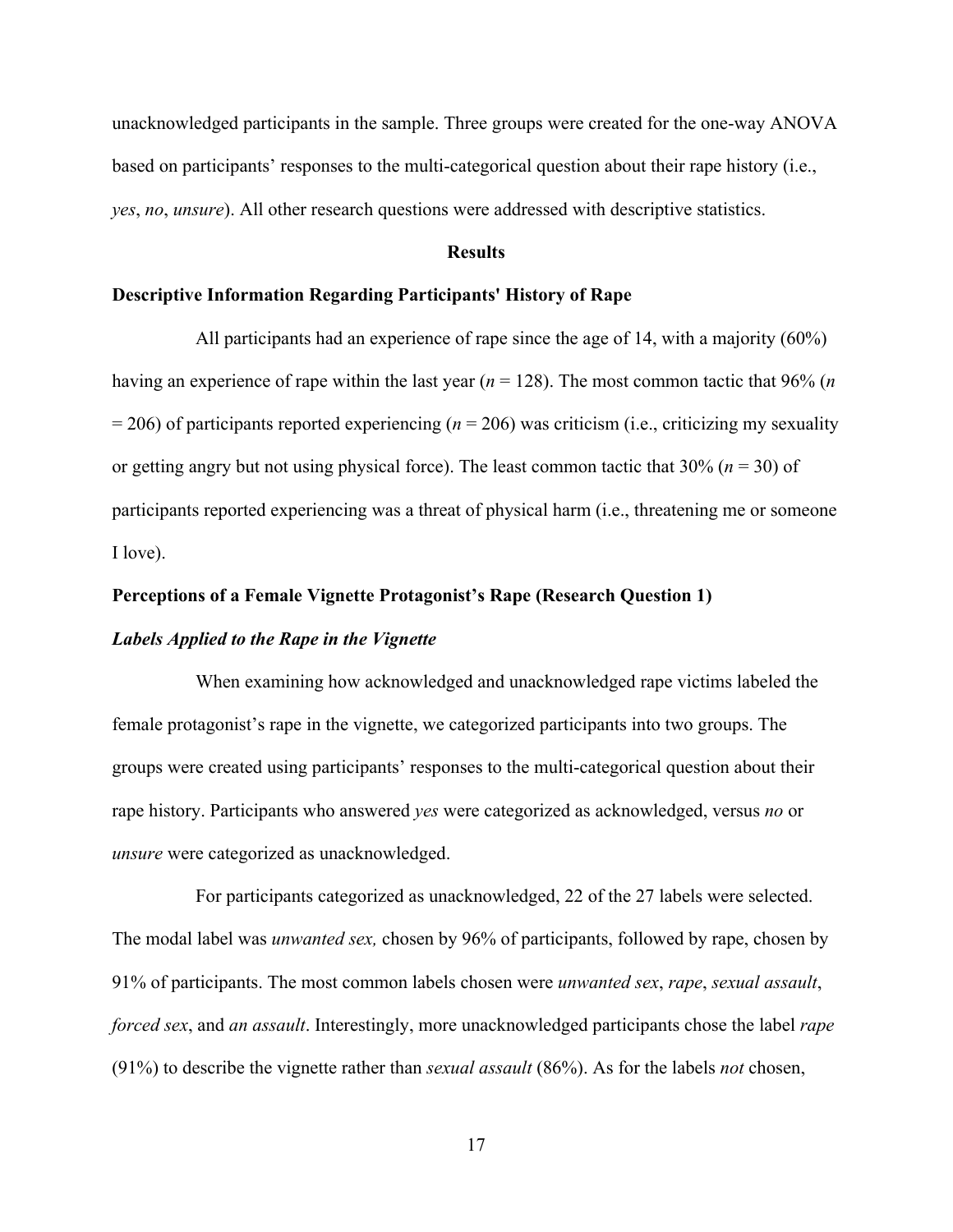unacknowledged participants in the sample. Three groups were created for the one-way ANOVA based on participants' responses to the multi-categorical question about their rape history (i.e., *yes*, *no*, *unsure*). All other research questions were addressed with descriptive statistics.

## Results

### Descriptive Information Regarding Participants' History of Rape

All participants had an experience of rape since the age of 14, with a majority (60%) having an experience of rape within the last year ($n$ = 128). The most common tactic that 96% ($n$ = 206) of participants reported experiencing ($n$ = 206) was criticism (i.e., criticizing my sexuality or getting angry but not using physical force). The least common tactic that 30% ($n$ = 30) of participants reported experiencing was a threat of physical harm (i.e., threatening me or someone I love).

### Perceptions of a Female Vignette Protagonist's Rape (Research Question 1)

#### *Labels Applied to the Rape in the Vignette*

When examining how acknowledged and unacknowledged rape victims labeled the female protagonist's rape in the vignette, we categorized participants into two groups. The groups were created using participants' responses to the multi-categorical question about their rape history. Participants who answered *yes* were categorized as acknowledged, versus *no* or *unsure* were categorized as unacknowledged.

For participants categorized as unacknowledged, 22 of the 27 labels were selected. The modal label was *unwanted sex,* chosen by 96% of participants, followed by rape, chosen by 91% of participants. The most common labels chosen were *unwanted sex*, *rape*, *sexual assault*, *forced sex*, and *an assault*. Interestingly, more unacknowledged participants chose the label *rape* (91%) to describe the vignette rather than *sexual assault* (86%). As for the labels *not* chosen,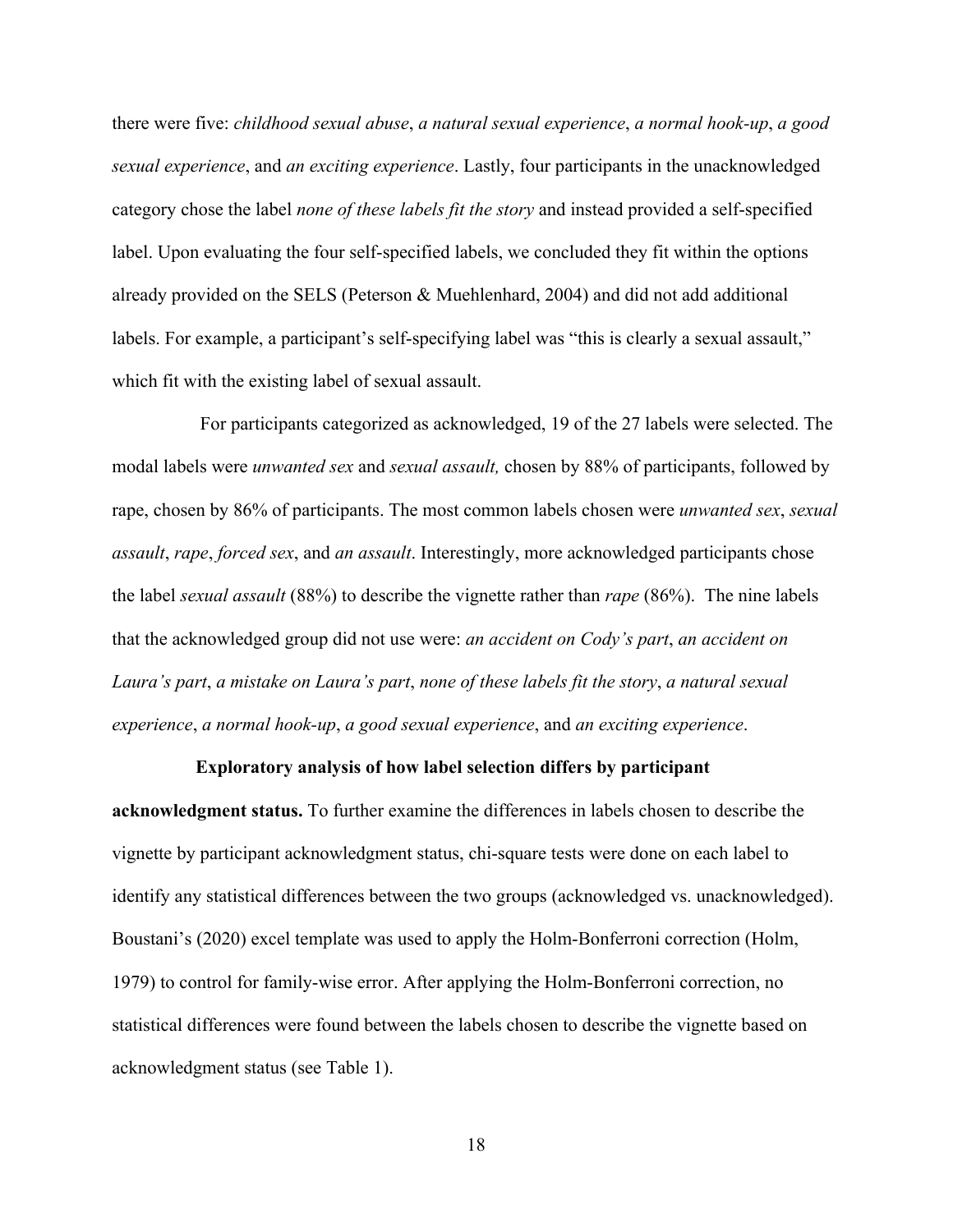there were five: *childhood sexual abuse*, *a natural sexual experience*, *a normal hook-up*, *a good sexual experience*, and *an exciting experience*. Lastly, four participants in the unacknowledged category chose the label *none of these labels fit the story* and instead provided a self-specified label. Upon evaluating the four self-specified labels, we concluded they fit within the options already provided on the SELS (Peterson & Muehlenhard, 2004) and did not add additional labels. For example, a participant's self-specifying label was "this is clearly a sexual assault," which fit with the existing label of sexual assault.

For participants categorized as acknowledged, 19 of the 27 labels were selected. The modal labels were *unwanted sex* and *sexual assault,* chosen by 88% of participants, followed by rape, chosen by 86% of participants. The most common labels chosen were *unwanted sex*, *sexual assault*, *rape*, *forced sex*, and *an assault*. Interestingly, more acknowledged participants chose the label *sexual assault* (88%) to describe the vignette rather than *rape* (86%). The nine labels that the acknowledged group did not use were: *an accident on Cody's part*, *an accident on Laura's part*, *a mistake on Laura's part*, *none of these labels fit the story*, *a natural sexual experience*, *a normal hook-up*, *a good sexual experience*, and *an exciting experience*.

**Exploratory analysis of how label selection differs by participant acknowledgment status.** To further examine the differences in labels chosen to describe the vignette by participant acknowledgment status, chi-square tests were done on each label to identify any statistical differences between the two groups (acknowledged vs. unacknowledged). Boustani's (2020) excel template was used to apply the Holm-Bonferroni correction (Holm, 1979) to control for family-wise error. After applying the Holm-Bonferroni correction, no statistical differences were found between the labels chosen to describe the vignette based on acknowledgment status (see Table 1).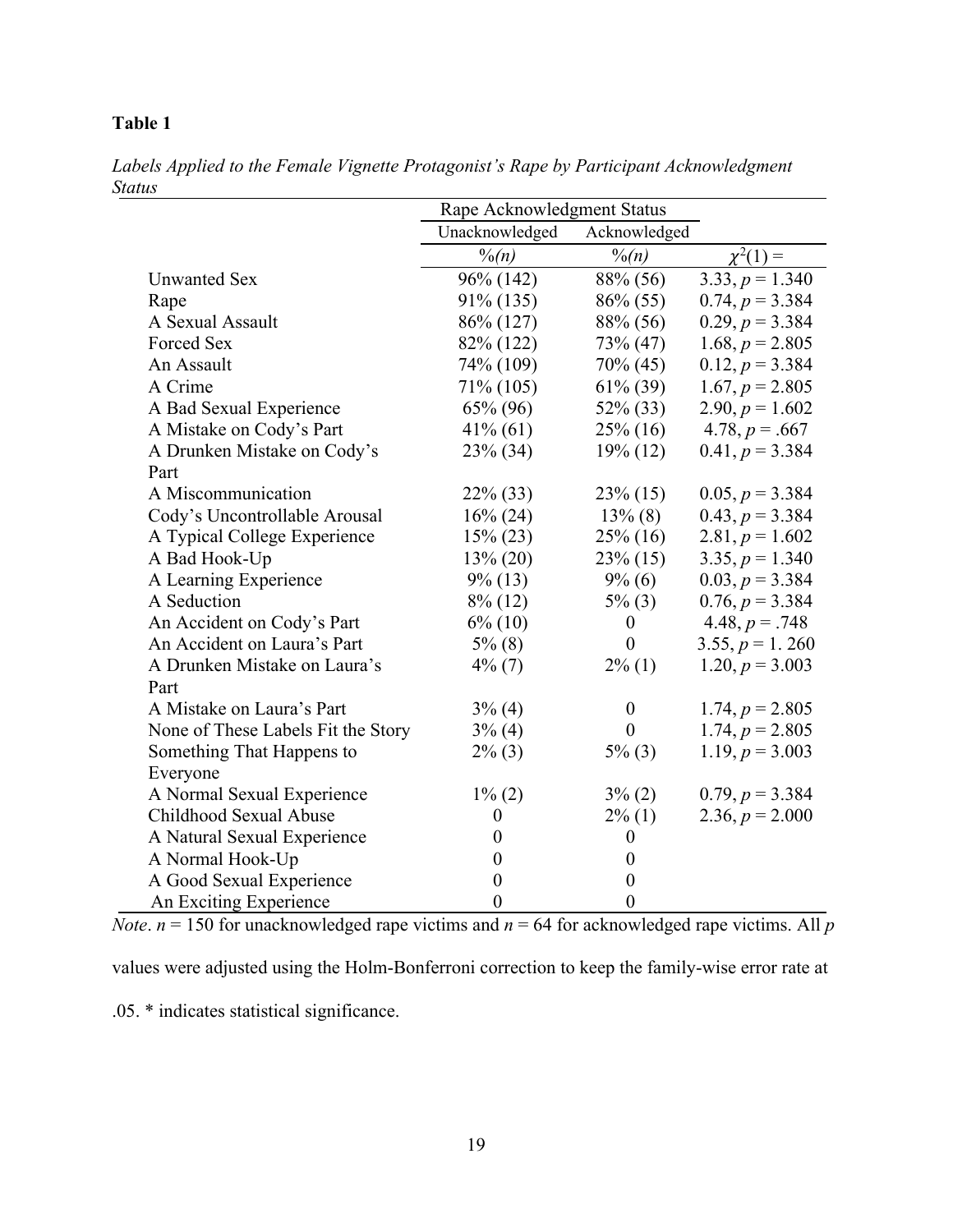**Table 1**

*Labels Applied to the Female Vignette Protagonist's Rape by Participant Acknowledgment Status*

| | Rape Acknowledgment Status | | |
|---|---|---|---|
| | Unacknowledged | Acknowledged | |
| | *%(n)* | *%(n)* | $\chi^2(1) =$ |
| Unwanted Sex | 96% (142) | 88% (56) | 3.33, $p$ = 1.340 |
| Rape | 91% (135) | 86% (55) | 0.74, $p$ = 3.384 |
| A Sexual Assault | 86% (127) | 88% (56) | 0.29, $p$ = 3.384 |
| Forced Sex | 82% (122) | 73% (47) | 1.68, $p$ = 2.805 |
| An Assault | 74% (109) | 70% (45) | 0.12, $p$ = 3.384 |
| A Crime | 71% (105) | 61% (39) | 1.67, $p$ = 2.805 |
| A Bad Sexual Experience | 65% (96) | 52% (33) | 2.90, $p$ = 1.602 |
| A Mistake on Cody's Part | 41% (61) | 25% (16) | 4.78, $p$ = .667 |
| A Drunken Mistake on Cody's Part | 23% (34) | 19% (12) | 0.41, $p$ = 3.384 |
| A Miscommunication | 22% (33) | 23% (15) | 0.05, $p$ = 3.384 |
| Cody's Uncontrollable Arousal | 16% (24) | 13% (8) | 0.43, $p$ = 3.384 |
| A Typical College Experience | 15% (23) | 25% (16) | 2.81, $p$ = 1.602 |
| A Bad Hook-Up | 13% (20) | 23% (15) | 3.35, $p$ = 1.340 |
| A Learning Experience | 9% (13) | 9% (6) | 0.03, $p$ = 3.384 |
| A Seduction | 8% (12) | 5% (3) | 0.76, $p$ = 3.384 |
| An Accident on Cody's Part | 6% (10) | 0 | 4.48, $p$ = .748 |
| An Accident on Laura's Part | 5% (8) | 0 | 3.55, $p$ = 1. 260 |
| A Drunken Mistake on Laura's Part | 4% (7) | 2% (1) | 1.20, $p$ = 3.003 |
| A Mistake on Laura's Part | 3% (4) | 0 | 1.74, $p$ = 2.805 |
| None of These Labels Fit the Story | 3% (4) | 0 | 1.74, $p$ = 2.805 |
| Something That Happens to Everyone | 2% (3) | 5% (3) | 1.19, $p$ = 3.003 |
| A Normal Sexual Experience | 1% (2) | 3% (2) | 0.79, $p$ = 3.384 |
| Childhood Sexual Abuse | 0 | 2% (1) | 2.36, $p$ = 2.000 |
| A Natural Sexual Experience | 0 | 0 | |
| A Normal Hook-Up | 0 | 0 | |
| A Good Sexual Experience | 0 | 0 | |
| An Exciting Experience | 0 | 0 | |

*Note*. $n$ = 150 for unacknowledged rape victims and $n$ = 64 for acknowledged rape victims. All $p$ values were adjusted using the Holm-Bonferroni correction to keep the family-wise error rate at .05. * indicates statistical significance.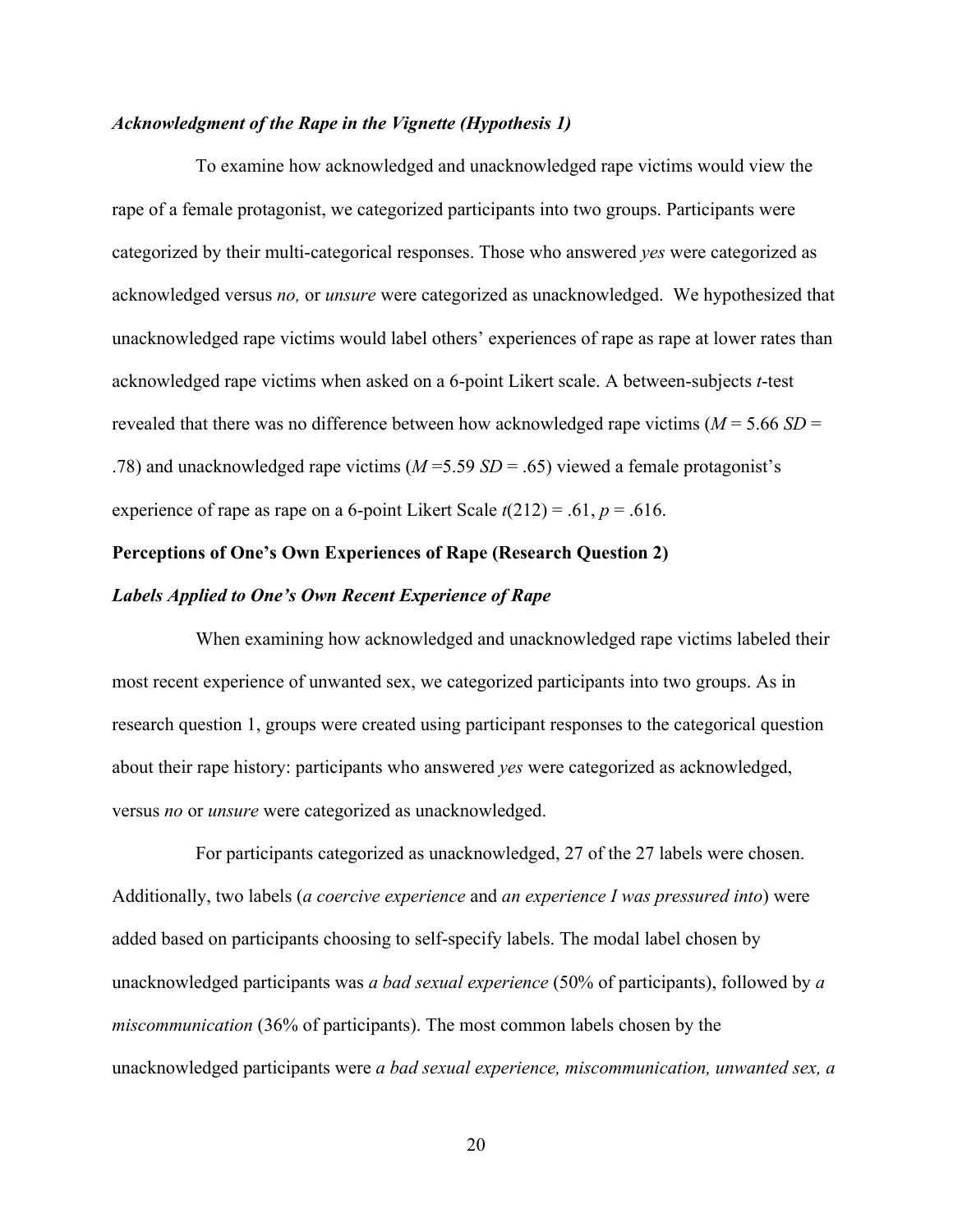### *Acknowledgment of the Rape in the Vignette (Hypothesis 1)*

To examine how acknowledged and unacknowledged rape victims would view the rape of a female protagonist, we categorized participants into two groups. Participants were categorized by their multi-categorical responses. Those who answered *yes* were categorized as acknowledged versus *no,* or *unsure* were categorized as unacknowledged. We hypothesized that unacknowledged rape victims would label others' experiences of rape as rape at lower rates than acknowledged rape victims when asked on a 6-point Likert scale. A between-subjects *t*-test revealed that there was no difference between how acknowledged rape victims ($M$ = 5.66 $SD$ = .78) and unacknowledged rape victims ($M$ =5.59 $SD$ = .65) viewed a female protagonist's experience of rape as rape on a 6-point Likert Scale $t(212)$ = .61, $p$ = .616.

## **Perceptions of One's Own Experiences of Rape (Research Question 2)**

### *Labels Applied to One's Own Recent Experience of Rape*

When examining how acknowledged and unacknowledged rape victims labeled their most recent experience of unwanted sex, we categorized participants into two groups. As in research question 1, groups were created using participant responses to the categorical question about their rape history: participants who answered *yes* were categorized as acknowledged, versus *no* or *unsure* were categorized as unacknowledged.

For participants categorized as unacknowledged, 27 of the 27 labels were chosen. Additionally, two labels (*a coercive experience* and *an experience I was pressured into*) were added based on participants choosing to self-specify labels. The modal label chosen by unacknowledged participants was *a bad sexual experience* (50% of participants), followed by *a miscommunication* (36% of participants). The most common labels chosen by the unacknowledged participants were *a bad sexual experience, miscommunication, unwanted sex, a*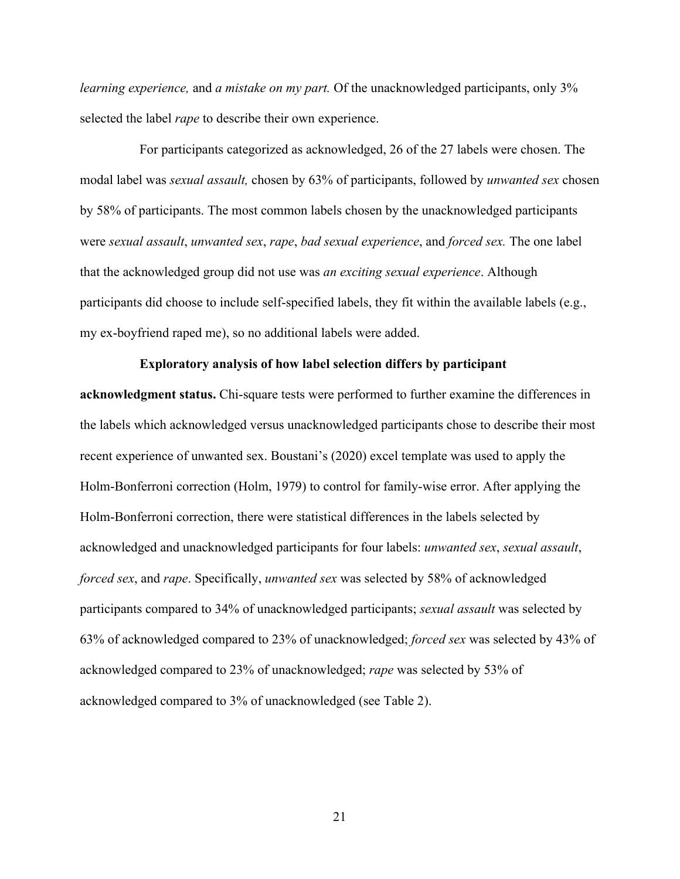*learning experience,* and *a mistake on my part.* Of the unacknowledged participants, only 3% selected the label *rape* to describe their own experience.

For participants categorized as acknowledged, 26 of the 27 labels were chosen. The modal label was *sexual assault,* chosen by 63% of participants, followed by *unwanted sex* chosen by 58% of participants. The most common labels chosen by the unacknowledged participants were *sexual assault*, *unwanted sex*, *rape*, *bad sexual experience*, and *forced sex.* The one label that the acknowledged group did not use was *an exciting sexual experience*. Although participants did choose to include self-specified labels, they fit within the available labels (e.g., my ex-boyfriend raped me), so no additional labels were added.

**Exploratory analysis of how label selection differs by participant acknowledgment status.** Chi-square tests were performed to further examine the differences in the labels which acknowledged versus unacknowledged participants chose to describe their most recent experience of unwanted sex. Boustani's (2020) excel template was used to apply the Holm-Bonferroni correction (Holm, 1979) to control for family-wise error. After applying the Holm-Bonferroni correction, there were statistical differences in the labels selected by acknowledged and unacknowledged participants for four labels: *unwanted sex*, *sexual assault*, *forced sex*, and *rape*. Specifically, *unwanted sex* was selected by 58% of acknowledged participants compared to 34% of unacknowledged participants; *sexual assault* was selected by 63% of acknowledged compared to 23% of unacknowledged; *forced sex* was selected by 43% of acknowledged compared to 23% of unacknowledged; *rape* was selected by 53% of acknowledged compared to 3% of unacknowledged (see Table 2).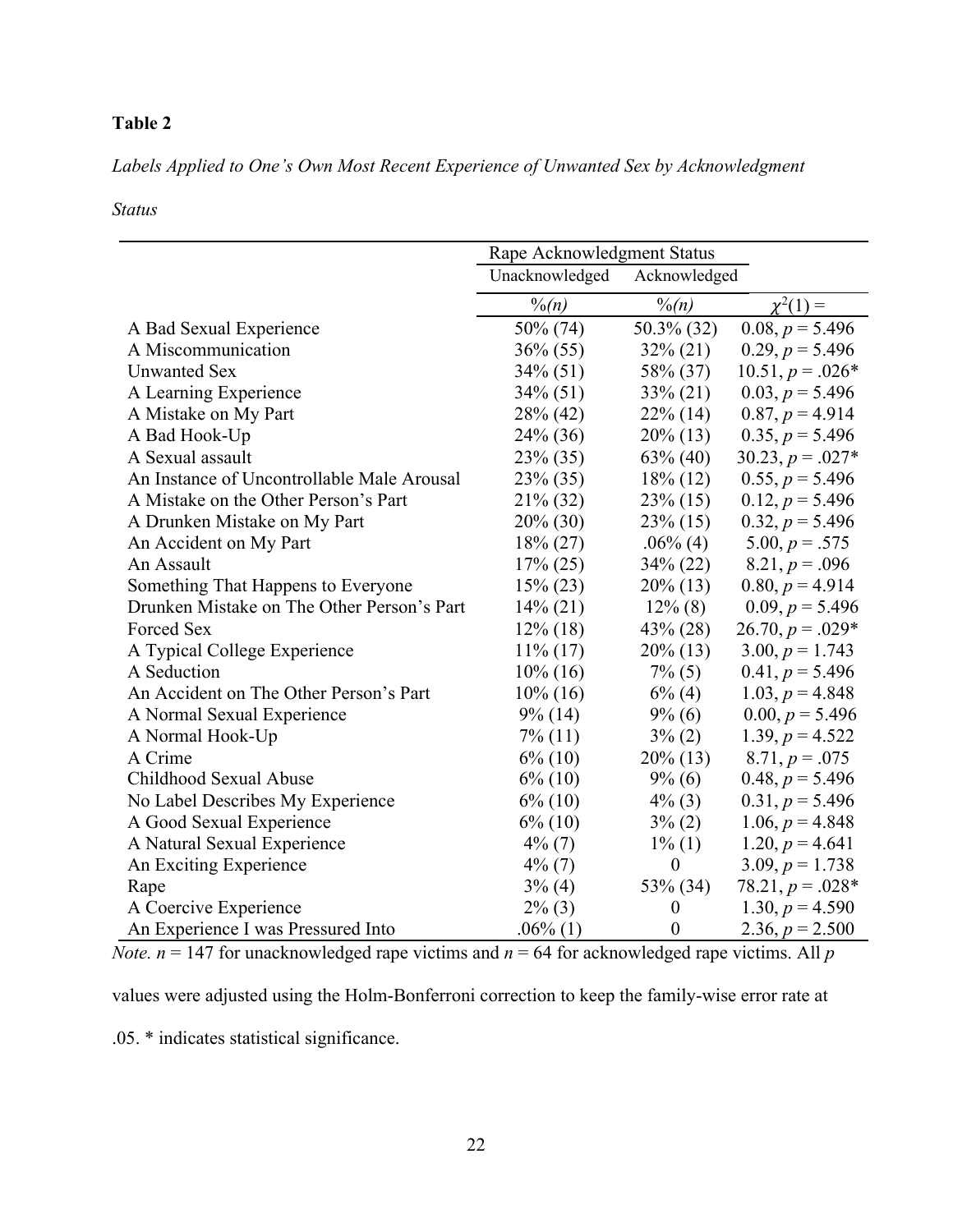**Table 2**

*Labels Applied to One's Own Most Recent Experience of Unwanted Sex by Acknowledgment Status*

| | Rape Acknowledgment Status | | |
|---|---|---|---|
| | Unacknowledged | Acknowledged | |
| | *%(n)* | *%(n)* | $\chi^2(1)$ = |
| A Bad Sexual Experience | 50% (74) | 50.3% (32) | 0.08, $p$ = 5.496 |
| A Miscommunication | 36% (55) | 32% (21) | 0.29, $p$ = 5.496 |
| Unwanted Sex | 34% (51) | 58% (37) | 10.51, $p$ = .026* |
| A Learning Experience | 34% (51) | 33% (21) | 0.03, $p$ = 5.496 |
| A Mistake on My Part | 28% (42) | 22% (14) | 0.87, $p$ = 4.914 |
| A Bad Hook-Up | 24% (36) | 20% (13) | 0.35, $p$ = 5.496 |
| A Sexual assault | 23% (35) | 63% (40) | 30.23, $p$ = .027* |
| An Instance of Uncontrollable Male Arousal | 23% (35) | 18% (12) | 0.55, $p$ = 5.496 |
| A Mistake on the Other Person's Part | 21% (32) | 23% (15) | 0.12, $p$ = 5.496 |
| A Drunken Mistake on My Part | 20% (30) | 23% (15) | 0.32, $p$ = 5.496 |
| An Accident on My Part | 18% (27) | .06% (4) | 5.00, $p$ = .575 |
| An Assault | 17% (25) | 34% (22) | 8.21, $p$ = .096 |
| Something That Happens to Everyone | 15% (23) | 20% (13) | 0.80, $p$ = 4.914 |
| Drunken Mistake on The Other Person's Part | 14% (21) | 12% (8) | 0.09, $p$ = 5.496 |
| Forced Sex | 12% (18) | 43% (28) | 26.70, $p$ = .029* |
| A Typical College Experience | 11% (17) | 20% (13) | 3.00, $p$ = 1.743 |
| A Seduction | 10% (16) | 7% (5) | 0.41, $p$ = 5.496 |
| An Accident on The Other Person's Part | 10% (16) | 6% (4) | 1.03, $p$ = 4.848 |
| A Normal Sexual Experience | 9% (14) | 9% (6) | 0.00, $p$ = 5.496 |
| A Normal Hook-Up | 7% (11) | 3% (2) | 1.39, $p$ = 4.522 |
| A Crime | 6% (10) | 20% (13) | 8.71, $p$ = .075 |
| Childhood Sexual Abuse | 6% (10) | 9% (6) | 0.48, $p$ = 5.496 |
| No Label Describes My Experience | 6% (10) | 4% (3) | 0.31, $p$ = 5.496 |
| A Good Sexual Experience | 6% (10) | 3% (2) | 1.06, $p$ = 4.848 |
| A Natural Sexual Experience | 4% (7) | 1% (1) | 1.20, $p$ = 4.641 |
| An Exciting Experience | 4% (7) | 0 | 3.09, $p$ = 1.738 |
| Rape | 3% (4) | 53% (34) | 78.21, $p$ = .028* |
| A Coercive Experience | 2% (3) | 0 | 1.30, $p$ = 4.590 |
| An Experience I was Pressured Into | .06% (1) | 0 | 2.36, $p$ = 2.500 |

*Note.* $n$ = 147 for unacknowledged rape victims and $n$ = 64 for acknowledged rape victims. All $p$ values were adjusted using the Holm-Bonferroni correction to keep the family-wise error rate at .05. * indicates statistical significance.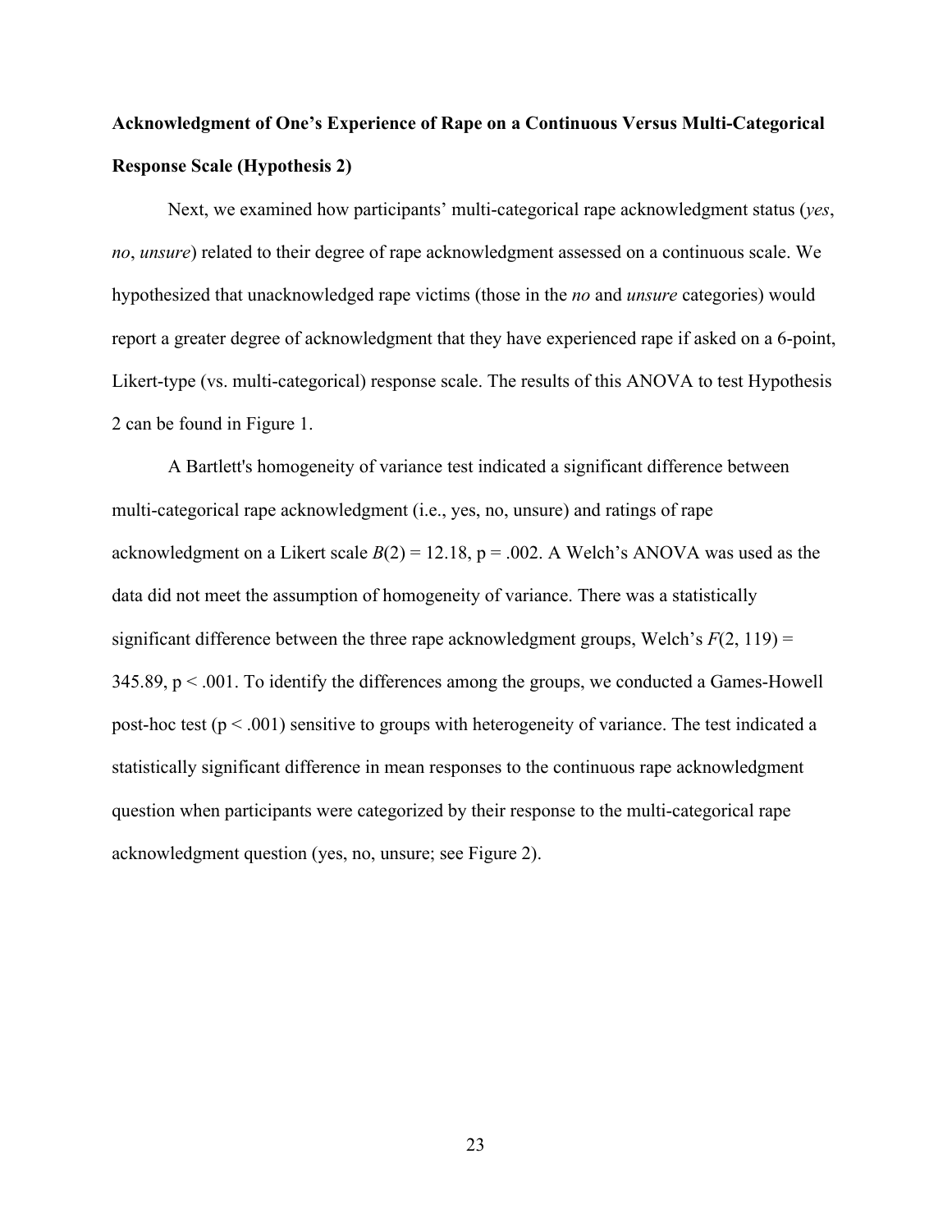**Acknowledgment of One's Experience of Rape on a Continuous Versus Multi-Categorical Response Scale (Hypothesis 2)**

Next, we examined how participants' multi-categorical rape acknowledgment status (*yes*, *no*, *unsure*) related to their degree of rape acknowledgment assessed on a continuous scale. We hypothesized that unacknowledged rape victims (those in the *no* and *unsure* categories) would report a greater degree of acknowledgment that they have experienced rape if asked on a 6-point, Likert-type (vs. multi-categorical) response scale. The results of this ANOVA to test Hypothesis 2 can be found in Figure 1.

A Bartlett's homogeneity of variance test indicated a significant difference between multi-categorical rape acknowledgment (i.e., yes, no, unsure) and ratings of rape acknowledgment on a Likert scale $B(2) = 12.18$, $p = .002$. A Welch's ANOVA was used as the data did not meet the assumption of homogeneity of variance. There was a statistically significant difference between the three rape acknowledgment groups, Welch's $F(2, 119) = 345.89$, $p < .001$. To identify the differences among the groups, we conducted a Games-Howell post-hoc test ($p < .001$) sensitive to groups with heterogeneity of variance. The test indicated a statistically significant difference in mean responses to the continuous rape acknowledgment question when participants were categorized by their response to the multi-categorical rape acknowledgment question (yes, no, unsure; see Figure 2).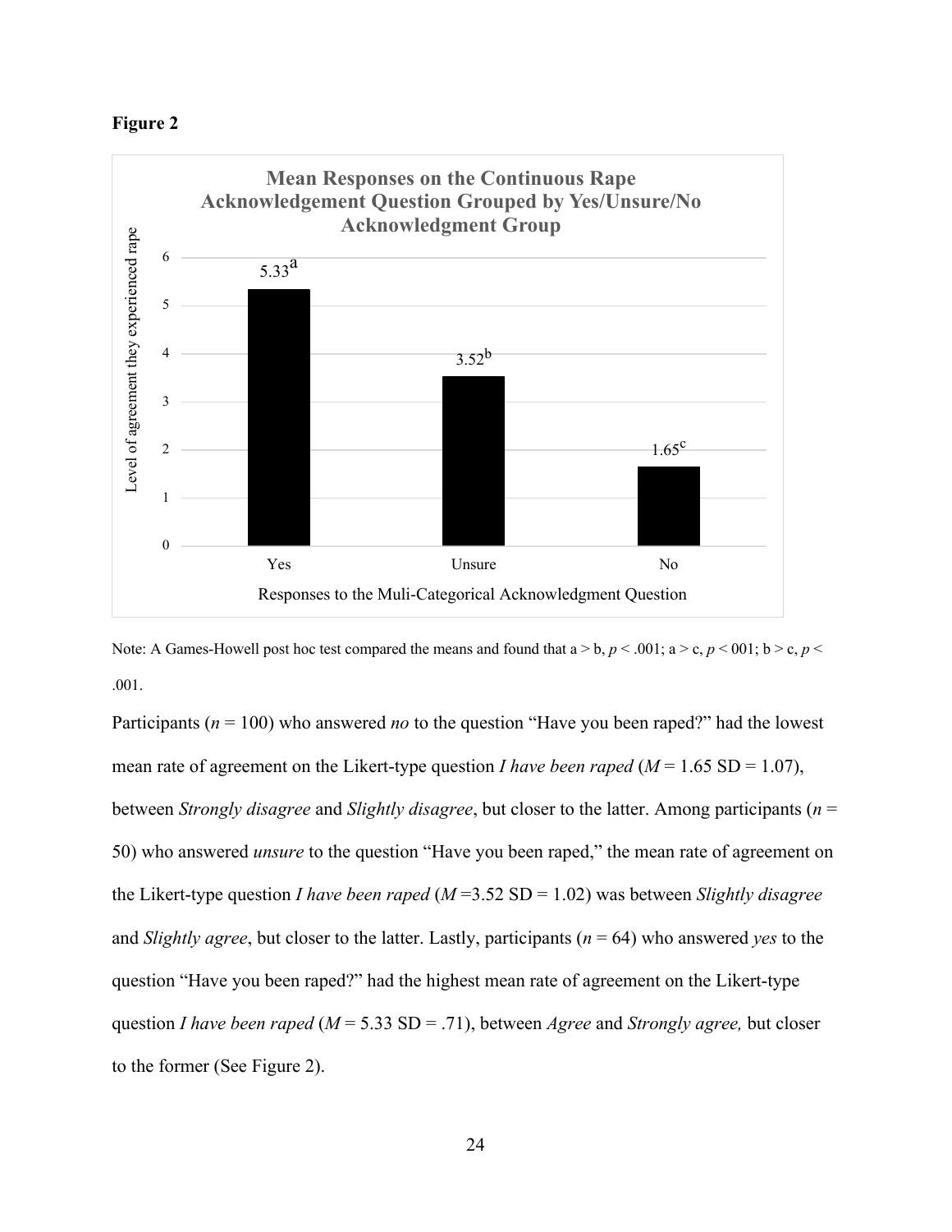**Figure 2**

**Mean Responses on the Continuous Rape Acknowledgement Question Grouped by Yes/Unsure/No Acknowledgment Group**

Note: A Games-Howell post hoc test compared the means and found that a > b, $p < .001$; a > c, $p < 001$; b > c, $p < .001$.

Participants ($n = 100$) who answered *no* to the question "Have you been raped?" had the lowest mean rate of agreement on the Likert-type question *I have been raped* ($M = 1.65$ SD = 1.07), between *Strongly disagree* and *Slightly disagree*, but closer to the latter. Among participants ($n = 50$) who answered *unsure* to the question "Have you been raped," the mean rate of agreement on the Likert-type question *I have been raped* ($M$ =3.52 SD = 1.02) was between *Slightly disagree* and *Slightly agree*, but closer to the latter. Lastly, participants ($n = 64$) who answered *yes* to the question "Have you been raped?" had the highest mean rate of agreement on the Likert-type question *I have been raped* ($M = 5.33$ SD = .71), between *Agree* and *Strongly agree,* but closer to the former (See Figure 2).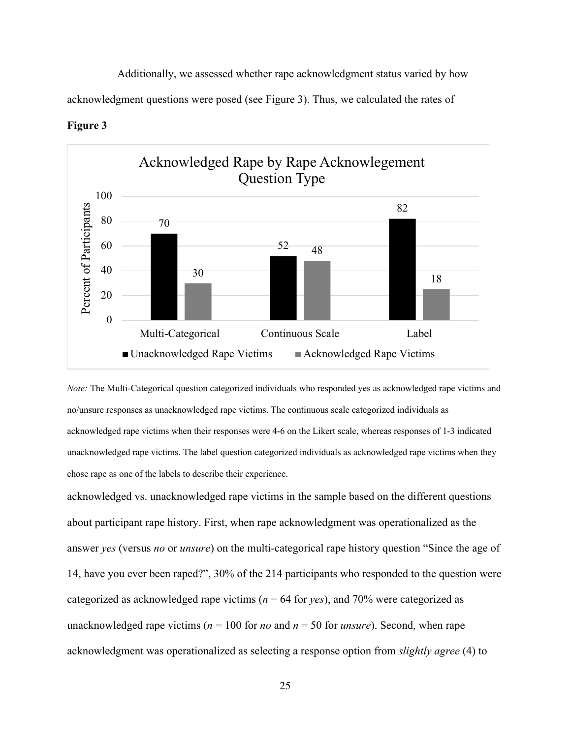Additionally, we assessed whether rape acknowledgment status varied by how acknowledgment questions were posed (see Figure 3). Thus, we calculated the rates of

**Figure 3**

*Note:* The Multi-Categorical question categorized individuals who responded yes as acknowledged rape victims and no/unsure responses as unacknowledged rape victims. The continuous scale categorized individuals as acknowledged rape victims when their responses were 4-6 on the Likert scale, whereas responses of 1-3 indicated unacknowledged rape victims. The label question categorized individuals as acknowledged rape victims when they chose rape as one of the labels to describe their experience.

acknowledged vs. unacknowledged rape victims in the sample based on the different questions about participant rape history. First, when rape acknowledgment was operationalized as the answer *yes* (versus *no* or *unsure*) on the multi-categorical rape history question "Since the age of 14, have you ever been raped?", 30% of the 214 participants who responded to the question were categorized as acknowledged rape victims ($n$ = 64 for *yes*), and 70% were categorized as unacknowledged rape victims ($n$ = 100 for *no* and $n$ = 50 for *unsure*). Second, when rape acknowledgment was operationalized as selecting a response option from *slightly agree* (4) to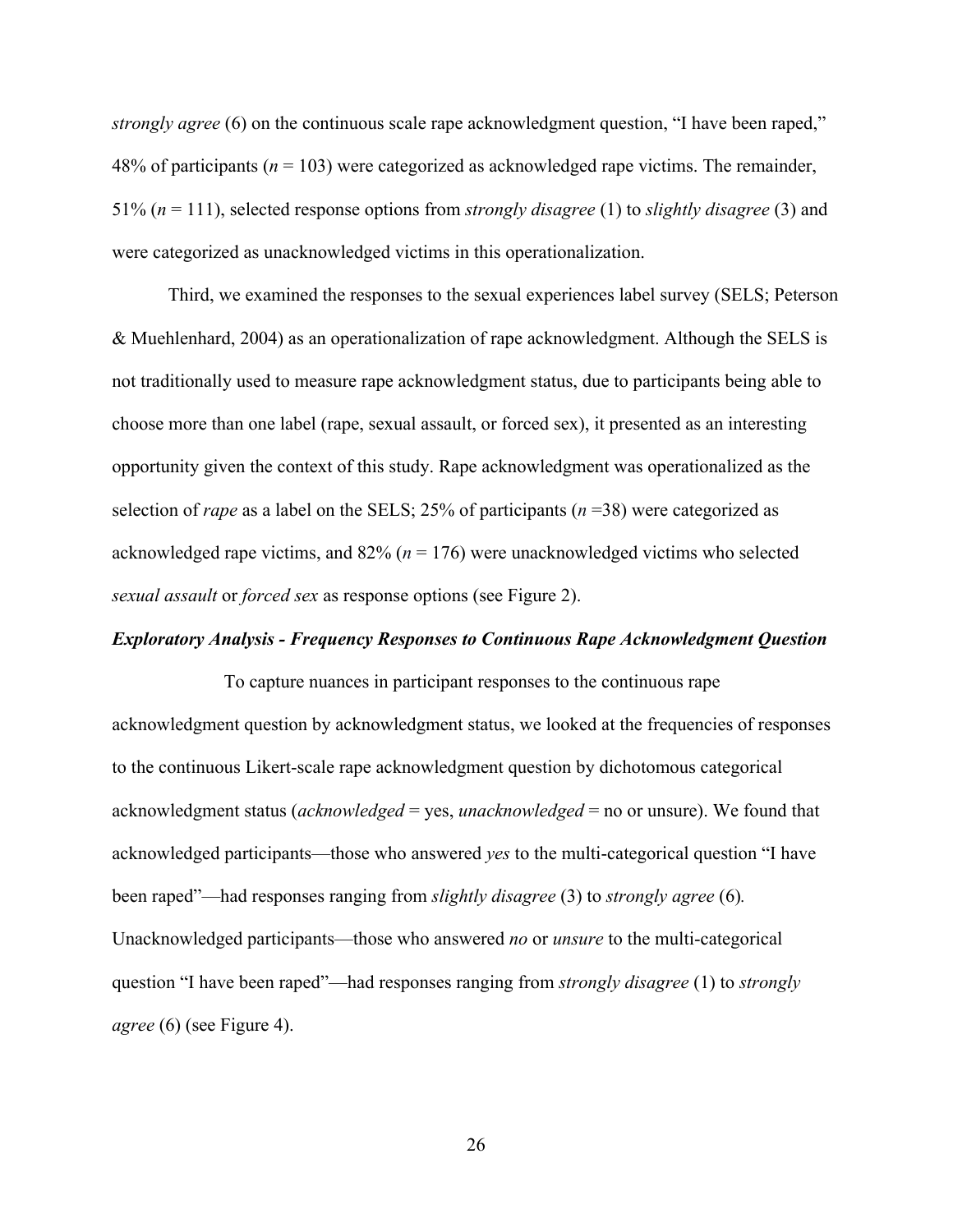*strongly agree* (6) on the continuous scale rape acknowledgment question, "I have been raped," 48% of participants ($n$ = 103) were categorized as acknowledged rape victims. The remainder, 51% ($n$ = 111), selected response options from *strongly disagree* (1) to *slightly disagree* (3) and were categorized as unacknowledged victims in this operationalization.

Third, we examined the responses to the sexual experiences label survey (SELS; Peterson & Muehlenhard, 2004) as an operationalization of rape acknowledgment. Although the SELS is not traditionally used to measure rape acknowledgment status, due to participants being able to choose more than one label (rape, sexual assault, or forced sex), it presented as an interesting opportunity given the context of this study. Rape acknowledgment was operationalized as the selection of *rape* as a label on the SELS; 25% of participants ($n$ =38) were categorized as acknowledged rape victims, and 82% ($n$ = 176) were unacknowledged victims who selected *sexual assault* or *forced sex* as response options (see Figure 2).

***Exploratory Analysis - Frequency Responses to Continuous Rape Acknowledgment Question***

To capture nuances in participant responses to the continuous rape acknowledgment question by acknowledgment status, we looked at the frequencies of responses to the continuous Likert-scale rape acknowledgment question by dichotomous categorical acknowledgment status (*acknowledged* = yes, *unacknowledged* = no or unsure). We found that acknowledged participants—those who answered *yes* to the multi-categorical question "I have been raped"—had responses ranging from *slightly disagree* (3) to *strongly agree* (6). Unacknowledged participants—those who answered *no* or *unsure* to the multi-categorical question "I have been raped"—had responses ranging from *strongly disagree* (1) to *strongly agree* (6) (see Figure 4).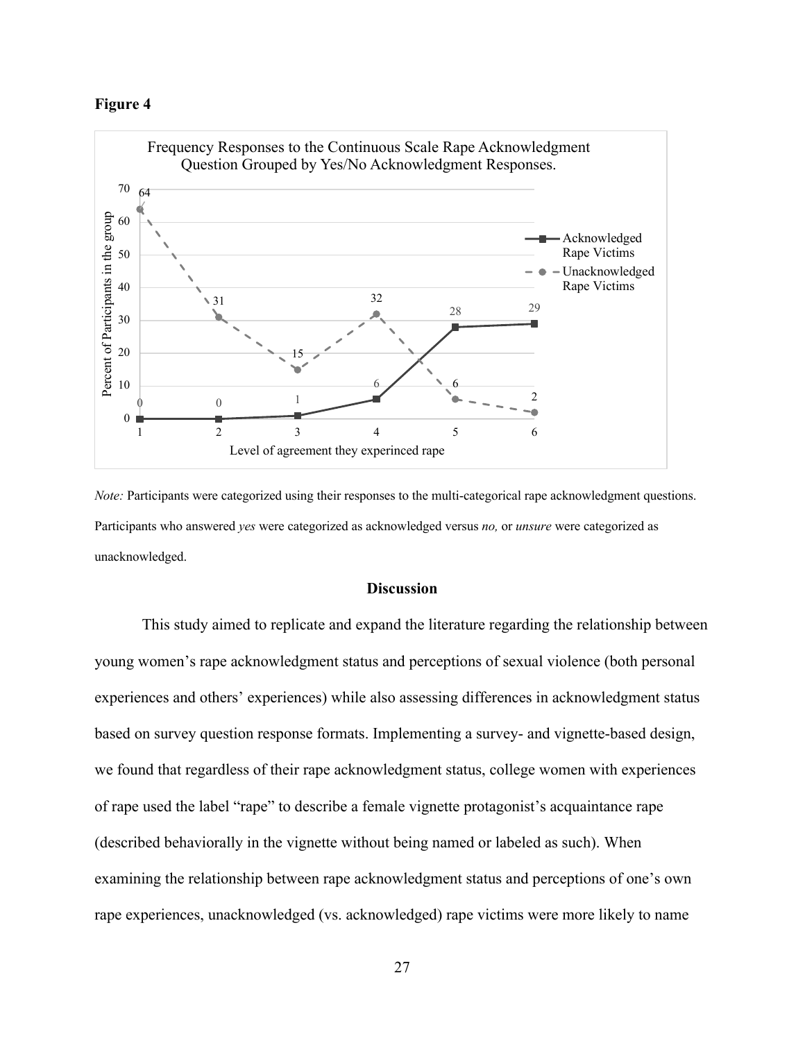**Figure 4**

Frequency Responses to the Continuous Scale Rape Acknowledgment Question Grouped by Yes/No Acknowledgment Responses.

| Level of agreement they experinced rape | 1 | 2 | 3 | 4 | 5 | 6 |
|---|---|---|---|---|---|---|
| Acknowledged Rape Victims | 0 | 0 | 1 | 6 | 28 | 29 |
| Unacknowledged Rape Victims | 64 | 31 | 15 | 32 | 6 | 2 |

*Note:* Participants were categorized using their responses to the multi-categorical rape acknowledgment questions. Participants who answered *yes* were categorized as acknowledged versus *no,* or *unsure* were categorized as unacknowledged.

## Discussion

This study aimed to replicate and expand the literature regarding the relationship between young women's rape acknowledgment status and perceptions of sexual violence (both personal experiences and others' experiences) while also assessing differences in acknowledgment status based on survey question response formats. Implementing a survey- and vignette-based design, we found that regardless of their rape acknowledgment status, college women with experiences of rape used the label "rape" to describe a female vignette protagonist's acquaintance rape (described behaviorally in the vignette without being named or labeled as such). When examining the relationship between rape acknowledgment status and perceptions of one's own rape experiences, unacknowledged (vs. acknowledged) rape victims were more likely to name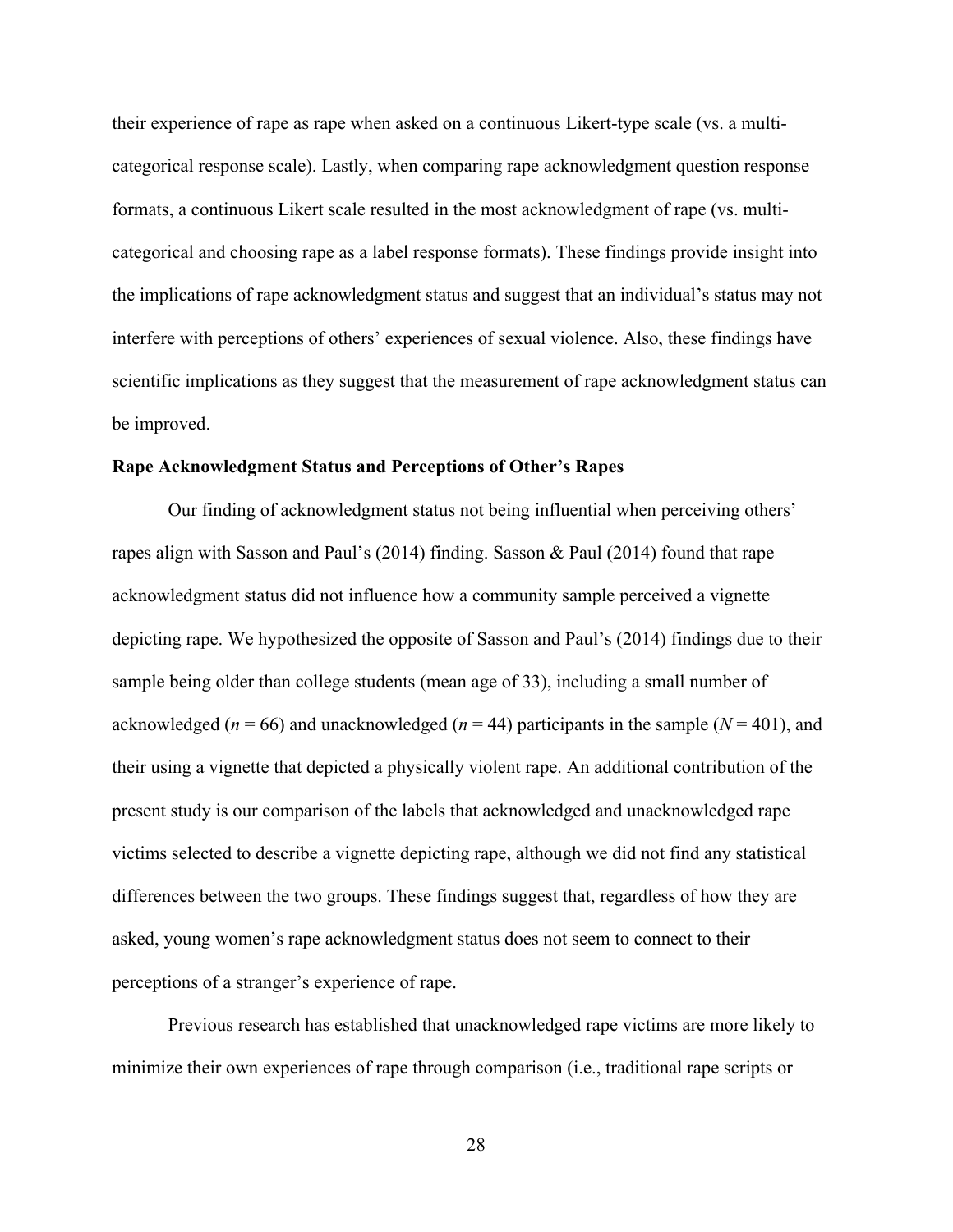their experience of rape as rape when asked on a continuous Likert-type scale (vs. a multi-categorical response scale). Lastly, when comparing rape acknowledgment question response formats, a continuous Likert scale resulted in the most acknowledgment of rape (vs. multi-categorical and choosing rape as a label response formats). These findings provide insight into the implications of rape acknowledgment status and suggest that an individual's status may not interfere with perceptions of others' experiences of sexual violence. Also, these findings have scientific implications as they suggest that the measurement of rape acknowledgment status can be improved.

**Rape Acknowledgment Status and Perceptions of Other's Rapes**

Our finding of acknowledgment status not being influential when perceiving others' rapes align with Sasson and Paul's (2014) finding. Sasson & Paul (2014) found that rape acknowledgment status did not influence how a community sample perceived a vignette depicting rape. We hypothesized the opposite of Sasson and Paul's (2014) findings due to their sample being older than college students (mean age of 33), including a small number of acknowledged ($n$ = 66) and unacknowledged ($n$ = 44) participants in the sample ($N$ = 401), and their using a vignette that depicted a physically violent rape. An additional contribution of the present study is our comparison of the labels that acknowledged and unacknowledged rape victims selected to describe a vignette depicting rape, although we did not find any statistical differences between the two groups. These findings suggest that, regardless of how they are asked, young women's rape acknowledgment status does not seem to connect to their perceptions of a stranger's experience of rape.

Previous research has established that unacknowledged rape victims are more likely to minimize their own experiences of rape through comparison (i.e., traditional rape scripts or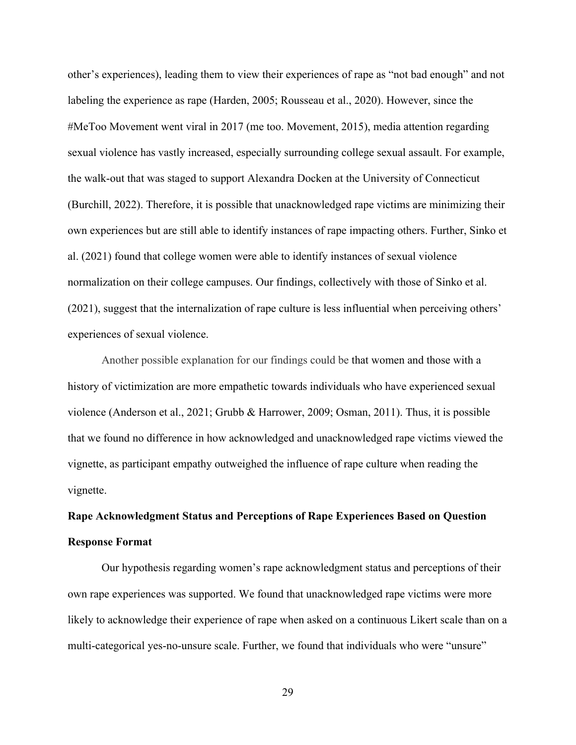other's experiences), leading them to view their experiences of rape as "not bad enough" and not labeling the experience as rape (Harden, 2005; Rousseau et al., 2020). However, since the #MeToo Movement went viral in 2017 (me too. Movement, 2015), media attention regarding sexual violence has vastly increased, especially surrounding college sexual assault. For example, the walk-out that was staged to support Alexandra Docken at the University of Connecticut (Burchill, 2022). Therefore, it is possible that unacknowledged rape victims are minimizing their own experiences but are still able to identify instances of rape impacting others. Further, Sinko et al. (2021) found that college women were able to identify instances of sexual violence normalization on their college campuses. Our findings, collectively with those of Sinko et al. (2021), suggest that the internalization of rape culture is less influential when perceiving others' experiences of sexual violence.

Another possible explanation for our findings could be that women and those with a history of victimization are more empathetic towards individuals who have experienced sexual violence (Anderson et al., 2021; Grubb & Harrower, 2009; Osman, 2011). Thus, it is possible that we found no difference in how acknowledged and unacknowledged rape victims viewed the vignette, as participant empathy outweighed the influence of rape culture when reading the vignette.

**Rape Acknowledgment Status and Perceptions of Rape Experiences Based on Question Response Format**

Our hypothesis regarding women's rape acknowledgment status and perceptions of their own rape experiences was supported. We found that unacknowledged rape victims were more likely to acknowledge their experience of rape when asked on a continuous Likert scale than on a multi-categorical yes-no-unsure scale. Further, we found that individuals who were "unsure"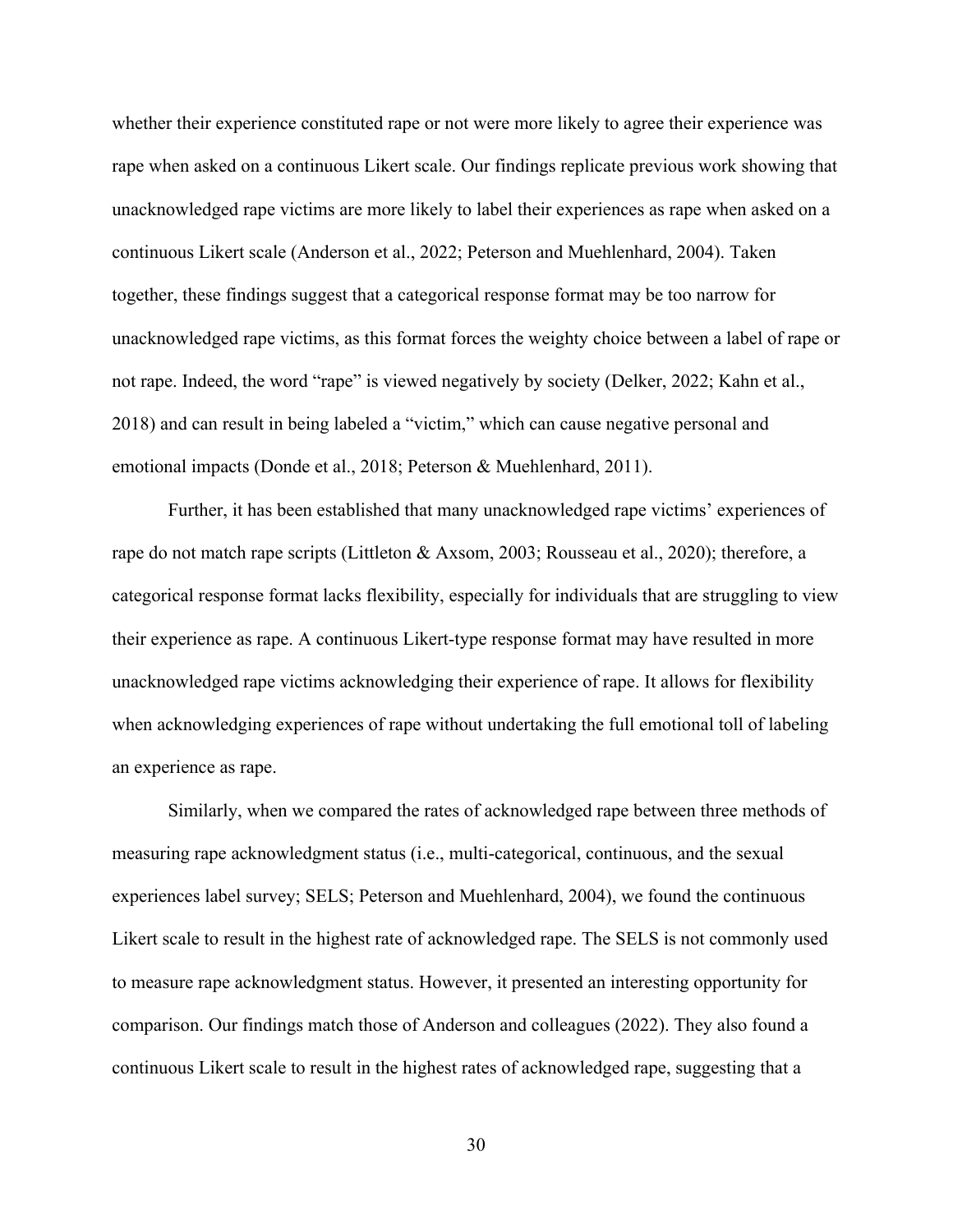whether their experience constituted rape or not were more likely to agree their experience was rape when asked on a continuous Likert scale. Our findings replicate previous work showing that unacknowledged rape victims are more likely to label their experiences as rape when asked on a continuous Likert scale (Anderson et al., 2022; Peterson and Muehlenhard, 2004). Taken together, these findings suggest that a categorical response format may be too narrow for unacknowledged rape victims, as this format forces the weighty choice between a label of rape or not rape. Indeed, the word "rape" is viewed negatively by society (Delker, 2022; Kahn et al., 2018) and can result in being labeled a "victim," which can cause negative personal and emotional impacts (Donde et al., 2018; Peterson & Muehlenhard, 2011).

Further, it has been established that many unacknowledged rape victims' experiences of rape do not match rape scripts (Littleton & Axsom, 2003; Rousseau et al., 2020); therefore, a categorical response format lacks flexibility, especially for individuals that are struggling to view their experience as rape. A continuous Likert-type response format may have resulted in more unacknowledged rape victims acknowledging their experience of rape. It allows for flexibility when acknowledging experiences of rape without undertaking the full emotional toll of labeling an experience as rape.

Similarly, when we compared the rates of acknowledged rape between three methods of measuring rape acknowledgment status (i.e., multi-categorical, continuous, and the sexual experiences label survey; SELS; Peterson and Muehlenhard, 2004), we found the continuous Likert scale to result in the highest rate of acknowledged rape. The SELS is not commonly used to measure rape acknowledgment status. However, it presented an interesting opportunity for comparison. Our findings match those of Anderson and colleagues (2022). They also found a continuous Likert scale to result in the highest rates of acknowledged rape, suggesting that a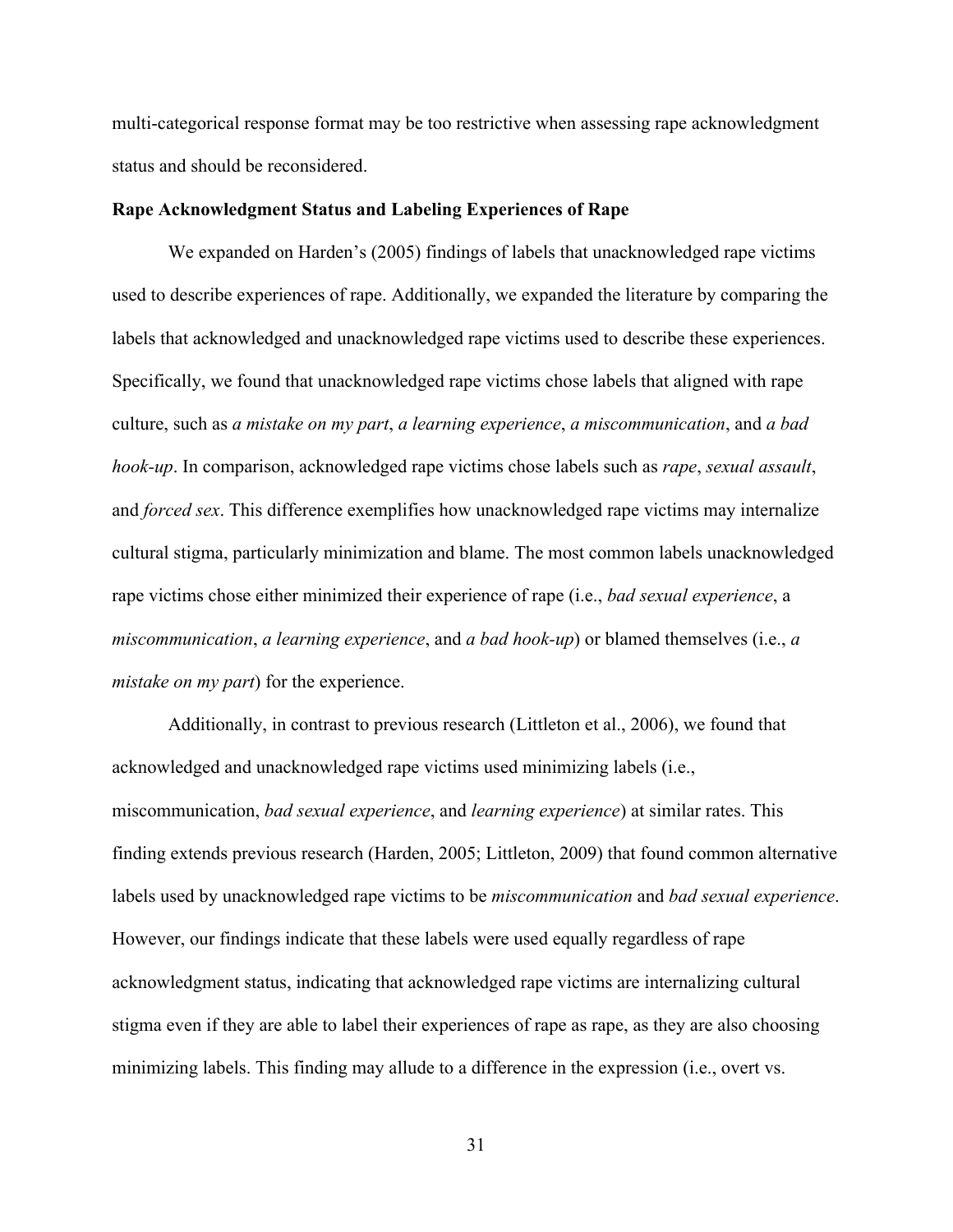multi-categorical response format may be too restrictive when assessing rape acknowledgment status and should be reconsidered.

**Rape Acknowledgment Status and Labeling Experiences of Rape**

We expanded on Harden's (2005) findings of labels that unacknowledged rape victims used to describe experiences of rape. Additionally, we expanded the literature by comparing the labels that acknowledged and unacknowledged rape victims used to describe these experiences. Specifically, we found that unacknowledged rape victims chose labels that aligned with rape culture, such as *a mistake on my part*, *a learning experience*, *a miscommunication*, and *a bad hook-up*. In comparison, acknowledged rape victims chose labels such as *rape*, *sexual assault*, and *forced sex*. This difference exemplifies how unacknowledged rape victims may internalize cultural stigma, particularly minimization and blame. The most common labels unacknowledged rape victims chose either minimized their experience of rape (i.e., *bad sexual experience*, a *miscommunication*, *a learning experience*, and *a bad hook-up*) or blamed themselves (i.e., *a mistake on my part*) for the experience.

Additionally, in contrast to previous research (Littleton et al., 2006), we found that acknowledged and unacknowledged rape victims used minimizing labels (i.e., miscommunication, *bad sexual experience*, and *learning experience*) at similar rates. This finding extends previous research (Harden, 2005; Littleton, 2009) that found common alternative labels used by unacknowledged rape victims to be *miscommunication* and *bad sexual experience*. However, our findings indicate that these labels were used equally regardless of rape acknowledgment status, indicating that acknowledged rape victims are internalizing cultural stigma even if they are able to label their experiences of rape as rape, as they are also choosing minimizing labels. This finding may allude to a difference in the expression (i.e., overt vs.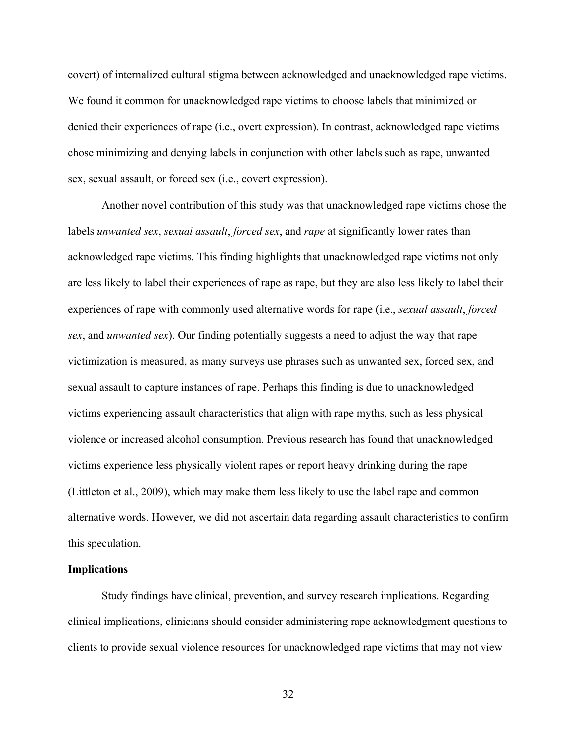covert) of internalized cultural stigma between acknowledged and unacknowledged rape victims. We found it common for unacknowledged rape victims to choose labels that minimized or denied their experiences of rape (i.e., overt expression). In contrast, acknowledged rape victims chose minimizing and denying labels in conjunction with other labels such as rape, unwanted sex, sexual assault, or forced sex (i.e., covert expression).

Another novel contribution of this study was that unacknowledged rape victims chose the labels *unwanted sex*, *sexual assault*, *forced sex*, and *rape* at significantly lower rates than acknowledged rape victims. This finding highlights that unacknowledged rape victims not only are less likely to label their experiences of rape as rape, but they are also less likely to label their experiences of rape with commonly used alternative words for rape (i.e., *sexual assault*, *forced sex*, and *unwanted sex*). Our finding potentially suggests a need to adjust the way that rape victimization is measured, as many surveys use phrases such as unwanted sex, forced sex, and sexual assault to capture instances of rape. Perhaps this finding is due to unacknowledged victims experiencing assault characteristics that align with rape myths, such as less physical violence or increased alcohol consumption. Previous research has found that unacknowledged victims experience less physically violent rapes or report heavy drinking during the rape (Littleton et al., 2009), which may make them less likely to use the label rape and common alternative words. However, we did not ascertain data regarding assault characteristics to confirm this speculation.

**Implications**

Study findings have clinical, prevention, and survey research implications. Regarding clinical implications, clinicians should consider administering rape acknowledgment questions to clients to provide sexual violence resources for unacknowledged rape victims that may not view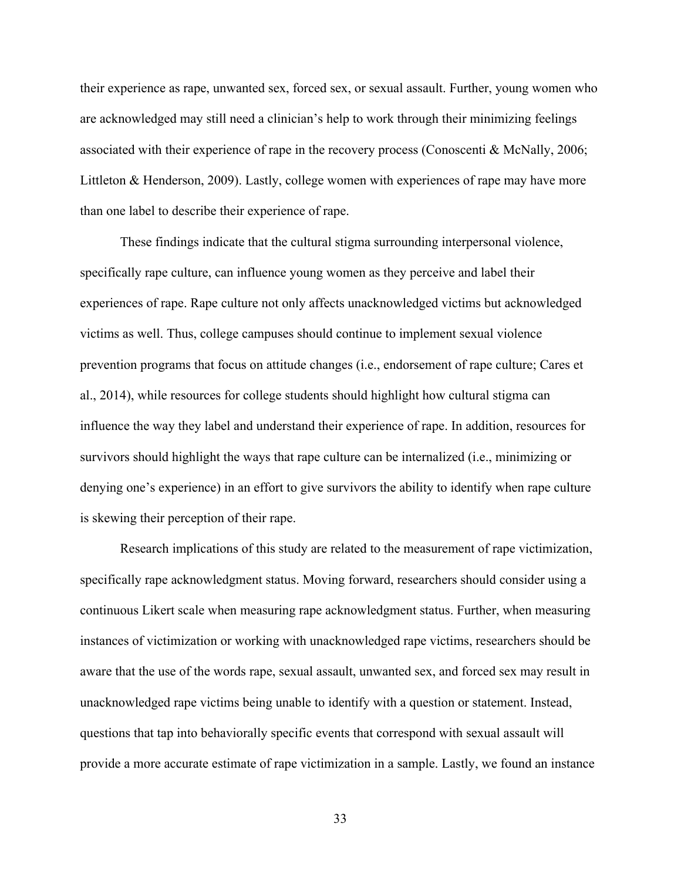their experience as rape, unwanted sex, forced sex, or sexual assault. Further, young women who are acknowledged may still need a clinician's help to work through their minimizing feelings associated with their experience of rape in the recovery process (Conoscenti & McNally, 2006; Littleton & Henderson, 2009). Lastly, college women with experiences of rape may have more than one label to describe their experience of rape.

These findings indicate that the cultural stigma surrounding interpersonal violence, specifically rape culture, can influence young women as they perceive and label their experiences of rape. Rape culture not only affects unacknowledged victims but acknowledged victims as well. Thus, college campuses should continue to implement sexual violence prevention programs that focus on attitude changes (i.e., endorsement of rape culture; Cares et al., 2014), while resources for college students should highlight how cultural stigma can influence the way they label and understand their experience of rape. In addition, resources for survivors should highlight the ways that rape culture can be internalized (i.e., minimizing or denying one's experience) in an effort to give survivors the ability to identify when rape culture is skewing their perception of their rape.

Research implications of this study are related to the measurement of rape victimization, specifically rape acknowledgment status. Moving forward, researchers should consider using a continuous Likert scale when measuring rape acknowledgment status. Further, when measuring instances of victimization or working with unacknowledged rape victims, researchers should be aware that the use of the words rape, sexual assault, unwanted sex, and forced sex may result in unacknowledged rape victims being unable to identify with a question or statement. Instead, questions that tap into behaviorally specific events that correspond with sexual assault will provide a more accurate estimate of rape victimization in a sample. Lastly, we found an instance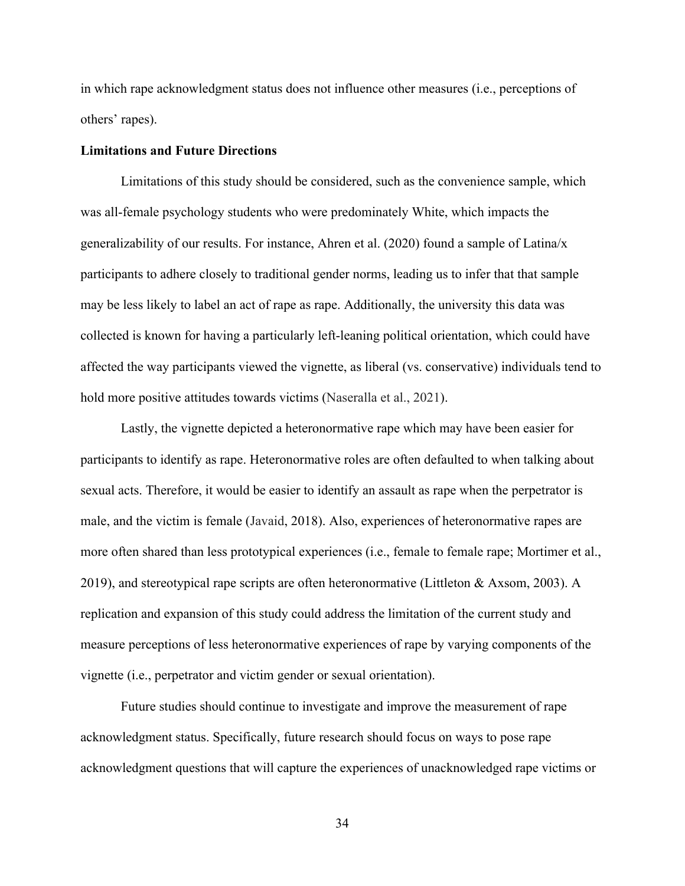in which rape acknowledgment status does not influence other measures (i.e., perceptions of others' rapes).

### Limitations and Future Directions

Limitations of this study should be considered, such as the convenience sample, which was all-female psychology students who were predominately White, which impacts the generalizability of our results. For instance, Ahren et al. (2020) found a sample of Latina/x participants to adhere closely to traditional gender norms, leading us to infer that that sample may be less likely to label an act of rape as rape. Additionally, the university this data was collected is known for having a particularly left-leaning political orientation, which could have affected the way participants viewed the vignette, as liberal (vs. conservative) individuals tend to hold more positive attitudes towards victims (Naseralla et al., 2021).

Lastly, the vignette depicted a heteronormative rape which may have been easier for participants to identify as rape. Heteronormative roles are often defaulted to when talking about sexual acts. Therefore, it would be easier to identify an assault as rape when the perpetrator is male, and the victim is female (Javaid, 2018). Also, experiences of heteronormative rapes are more often shared than less prototypical experiences (i.e., female to female rape; Mortimer et al., 2019), and stereotypical rape scripts are often heteronormative (Littleton & Axsom, 2003). A replication and expansion of this study could address the limitation of the current study and measure perceptions of less heteronormative experiences of rape by varying components of the vignette (i.e., perpetrator and victim gender or sexual orientation).

Future studies should continue to investigate and improve the measurement of rape acknowledgment status. Specifically, future research should focus on ways to pose rape acknowledgment questions that will capture the experiences of unacknowledged rape victims or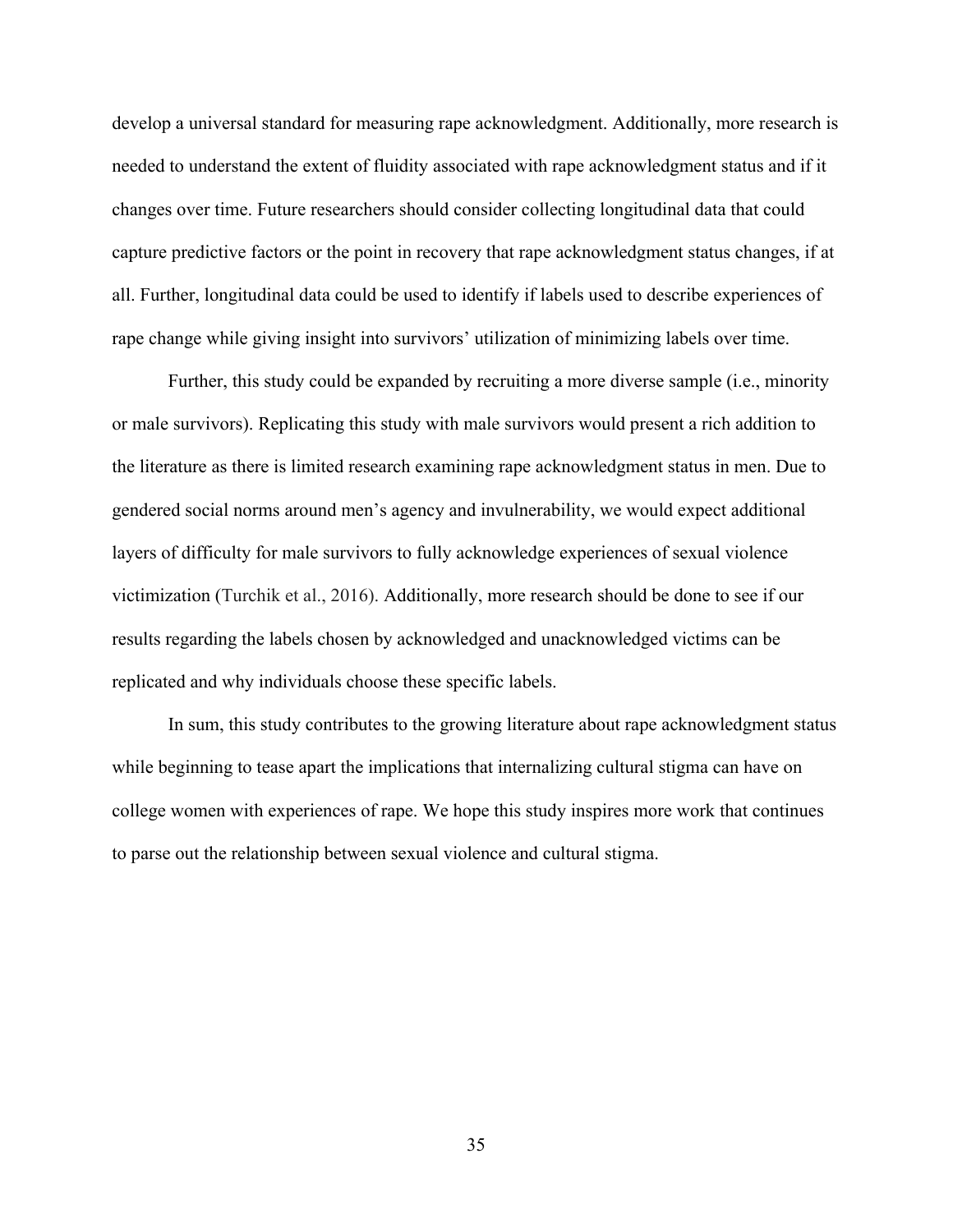develop a universal standard for measuring rape acknowledgment. Additionally, more research is needed to understand the extent of fluidity associated with rape acknowledgment status and if it changes over time. Future researchers should consider collecting longitudinal data that could capture predictive factors or the point in recovery that rape acknowledgment status changes, if at all. Further, longitudinal data could be used to identify if labels used to describe experiences of rape change while giving insight into survivors' utilization of minimizing labels over time.

Further, this study could be expanded by recruiting a more diverse sample (i.e., minority or male survivors). Replicating this study with male survivors would present a rich addition to the literature as there is limited research examining rape acknowledgment status in men. Due to gendered social norms around men's agency and invulnerability, we would expect additional layers of difficulty for male survivors to fully acknowledge experiences of sexual violence victimization (Turchik et al., 2016). Additionally, more research should be done to see if our results regarding the labels chosen by acknowledged and unacknowledged victims can be replicated and why individuals choose these specific labels.

In sum, this study contributes to the growing literature about rape acknowledgment status while beginning to tease apart the implications that internalizing cultural stigma can have on college women with experiences of rape. We hope this study inspires more work that continues to parse out the relationship between sexual violence and cultural stigma.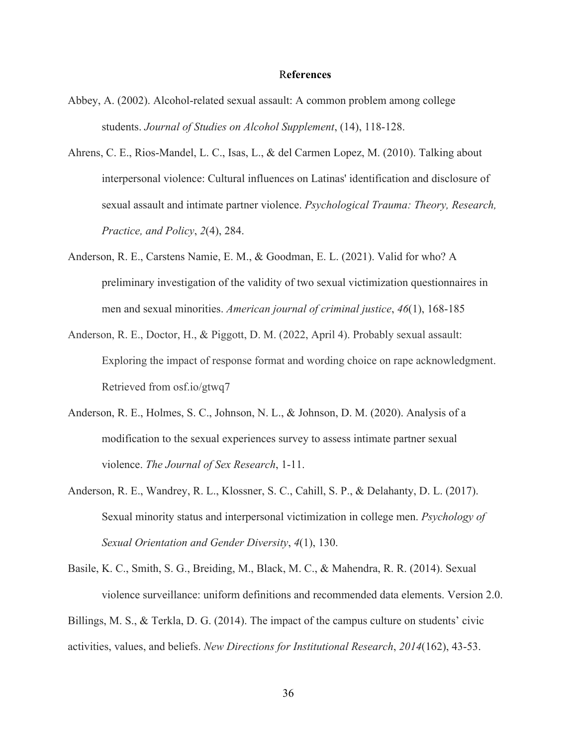## References

Abbey, A. (2002). Alcohol-related sexual assault: A common problem among college students. *Journal of Studies on Alcohol Supplement*, (14), 118-128.

Ahrens, C. E., Rios-Mandel, L. C., Isas, L., & del Carmen Lopez, M. (2010). Talking about interpersonal violence: Cultural influences on Latinas' identification and disclosure of sexual assault and intimate partner violence. *Psychological Trauma: Theory, Research, Practice, and Policy*, *2*(4), 284.

Anderson, R. E., Carstens Namie, E. M., & Goodman, E. L. (2021). Valid for who? A preliminary investigation of the validity of two sexual victimization questionnaires in men and sexual minorities. *American journal of criminal justice*, *46*(1), 168-185

Anderson, R. E., Doctor, H., & Piggott, D. M. (2022, April 4). Probably sexual assault: Exploring the impact of response format and wording choice on rape acknowledgment. Retrieved from osf.io/gtwq7

Anderson, R. E., Holmes, S. C., Johnson, N. L., & Johnson, D. M. (2020). Analysis of a modification to the sexual experiences survey to assess intimate partner sexual violence. *The Journal of Sex Research*, 1-11.

Anderson, R. E., Wandrey, R. L., Klossner, S. C., Cahill, S. P., & Delahanty, D. L. (2017). Sexual minority status and interpersonal victimization in college men. *Psychology of Sexual Orientation and Gender Diversity*, *4*(1), 130.

Basile, K. C., Smith, S. G., Breiding, M., Black, M. C., & Mahendra, R. R. (2014). Sexual violence surveillance: uniform definitions and recommended data elements. Version 2.0.

Billings, M. S., & Terkla, D. G. (2014). The impact of the campus culture on students' civic activities, values, and beliefs. *New Directions for Institutional Research*, *2014*(162), 43-53.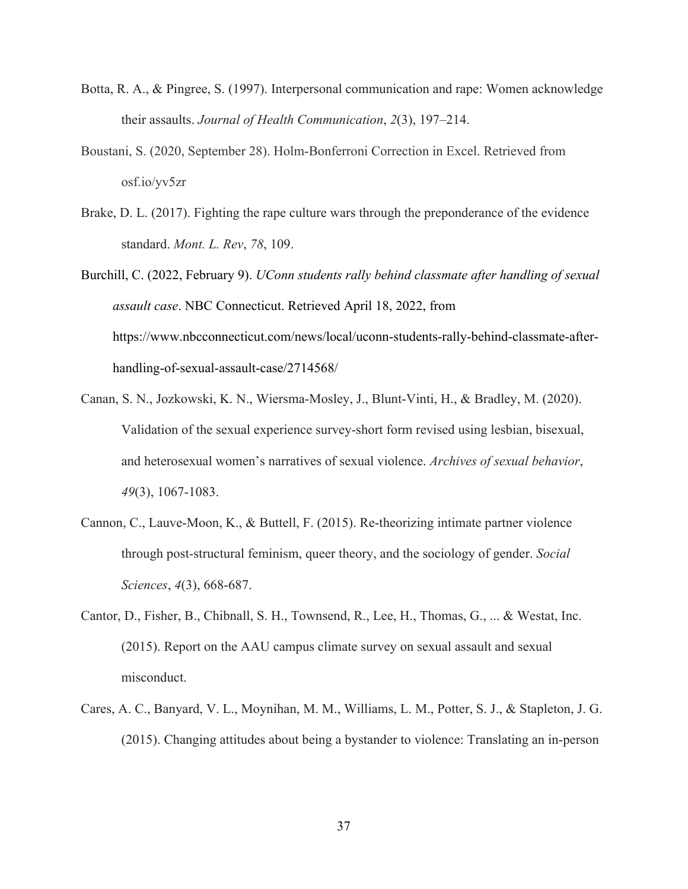Botta, R. A., & Pingree, S. (1997). Interpersonal communication and rape: Women acknowledge their assaults. *Journal of Health Communication*, *2*(3), 197–214.

Boustani, S. (2020, September 28). Holm-Bonferroni Correction in Excel. Retrieved from osf.io/yv5zr

Brake, D. L. (2017). Fighting the rape culture wars through the preponderance of the evidence standard. *Mont. L. Rev*, *78*, 109.

Burchill, C. (2022, February 9). *UConn students rally behind classmate after handling of sexual assault case*. NBC Connecticut. Retrieved April 18, 2022, from https://www.nbcconnecticut.com/news/local/uconn-students-rally-behind-classmate-after-handling-of-sexual-assault-case/2714568/

Canan, S. N., Jozkowski, K. N., Wiersma-Mosley, J., Blunt-Vinti, H., & Bradley, M. (2020). Validation of the sexual experience survey-short form revised using lesbian, bisexual, and heterosexual women's narratives of sexual violence. *Archives of sexual behavior*, *49*(3), 1067-1083.

Cannon, C., Lauve-Moon, K., & Buttell, F. (2015). Re-theorizing intimate partner violence through post-structural feminism, queer theory, and the sociology of gender. *Social Sciences*, *4*(3), 668-687.

Cantor, D., Fisher, B., Chibnall, S. H., Townsend, R., Lee, H., Thomas, G., ... & Westat, Inc. (2015). Report on the AAU campus climate survey on sexual assault and sexual misconduct.

Cares, A. C., Banyard, V. L., Moynihan, M. M., Williams, L. M., Potter, S. J., & Stapleton, J. G. (2015). Changing attitudes about being a bystander to violence: Translating an in-person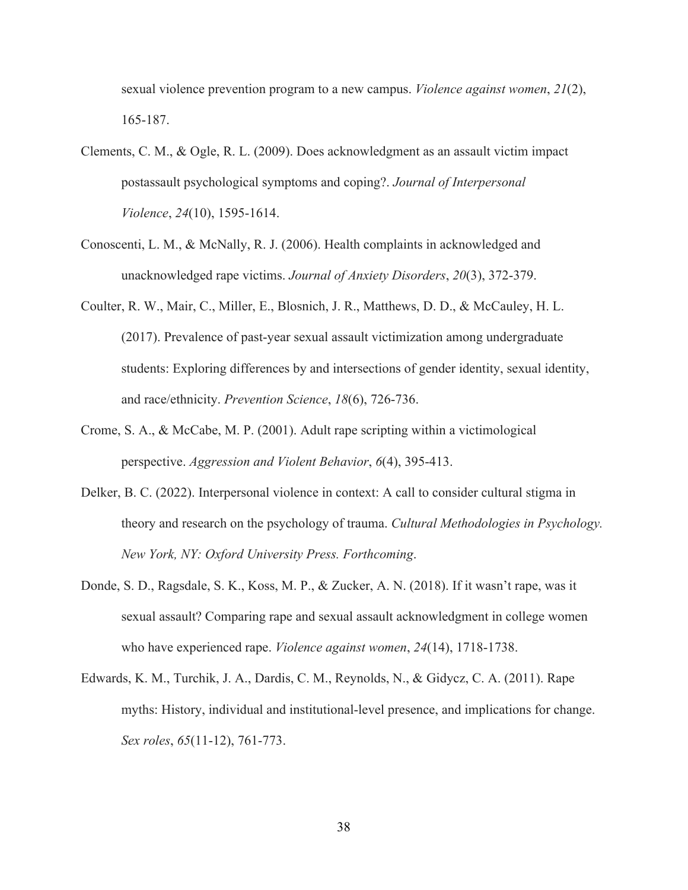sexual violence prevention program to a new campus. *Violence against women*, *21*(2), 165-187.

Clements, C. M., & Ogle, R. L. (2009). Does acknowledgment as an assault victim impact postassault psychological symptoms and coping?. *Journal of Interpersonal Violence*, *24*(10), 1595-1614.

Conoscenti, L. M., & McNally, R. J. (2006). Health complaints in acknowledged and unacknowledged rape victims. *Journal of Anxiety Disorders*, *20*(3), 372-379.

Coulter, R. W., Mair, C., Miller, E., Blosnich, J. R., Matthews, D. D., & McCauley, H. L. (2017). Prevalence of past-year sexual assault victimization among undergraduate students: Exploring differences by and intersections of gender identity, sexual identity, and race/ethnicity. *Prevention Science*, *18*(6), 726-736.

Crome, S. A., & McCabe, M. P. (2001). Adult rape scripting within a victimological perspective. *Aggression and Violent Behavior*, *6*(4), 395-413.

Delker, B. C. (2022). Interpersonal violence in context: A call to consider cultural stigma in theory and research on the psychology of trauma. *Cultural Methodologies in Psychology. New York, NY: Oxford University Press. Forthcoming*.

Donde, S. D., Ragsdale, S. K., Koss, M. P., & Zucker, A. N. (2018). If it wasn't rape, was it sexual assault? Comparing rape and sexual assault acknowledgment in college women who have experienced rape. *Violence against women*, *24*(14), 1718-1738.

Edwards, K. M., Turchik, J. A., Dardis, C. M., Reynolds, N., & Gidycz, C. A. (2011). Rape myths: History, individual and institutional-level presence, and implications for change. *Sex roles*, *65*(11-12), 761-773.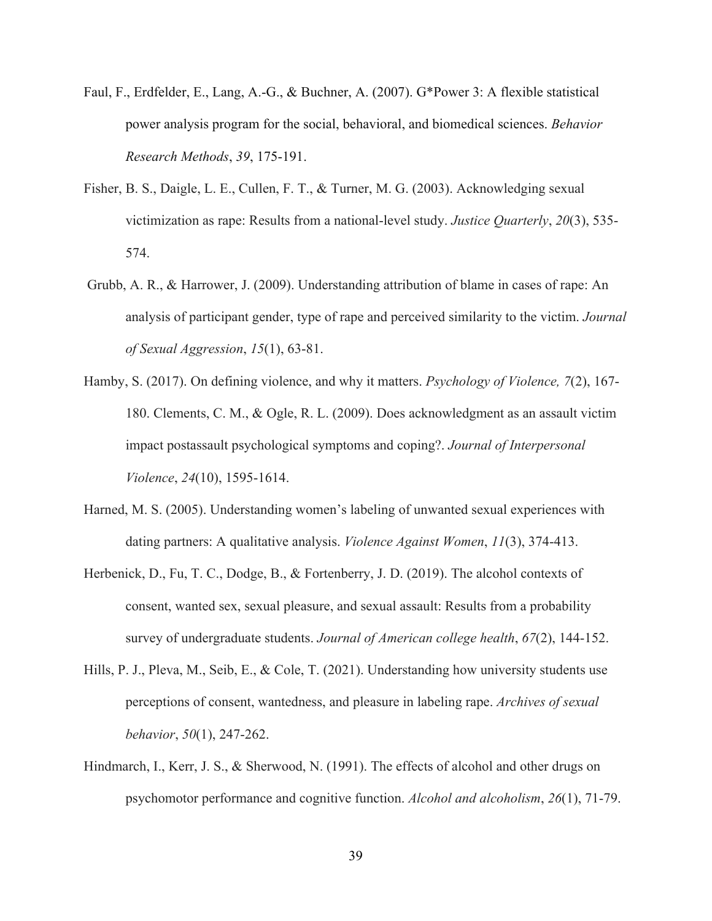Faul, F., Erdfelder, E., Lang, A.-G., & Buchner, A. (2007). G*Power 3: A flexible statistical power analysis program for the social, behavioral, and biomedical sciences. *Behavior Research Methods*, *39*, 175-191.

Fisher, B. S., Daigle, L. E., Cullen, F. T., & Turner, M. G. (2003). Acknowledging sexual victimization as rape: Results from a national-level study. *Justice Quarterly*, *20*(3), 535-574.

Grubb, A. R., & Harrower, J. (2009). Understanding attribution of blame in cases of rape: An analysis of participant gender, type of rape and perceived similarity to the victim. *Journal of Sexual Aggression*, *15*(1), 63-81.

Hamby, S. (2017). On defining violence, and why it matters. *Psychology of Violence, 7*(2), 167-180. Clements, C. M., & Ogle, R. L. (2009). Does acknowledgment as an assault victim impact postassault psychological symptoms and coping?. *Journal of Interpersonal Violence*, *24*(10), 1595-1614.

Harned, M. S. (2005). Understanding women's labeling of unwanted sexual experiences with dating partners: A qualitative analysis. *Violence Against Women*, *11*(3), 374-413.

Herbenick, D., Fu, T. C., Dodge, B., & Fortenberry, J. D. (2019). The alcohol contexts of consent, wanted sex, sexual pleasure, and sexual assault: Results from a probability survey of undergraduate students. *Journal of American college health*, *67*(2), 144-152.

Hills, P. J., Pleva, M., Seib, E., & Cole, T. (2021). Understanding how university students use perceptions of consent, wantedness, and pleasure in labeling rape. *Archives of sexual behavior*, *50*(1), 247-262.

Hindmarch, I., Kerr, J. S., & Sherwood, N. (1991). The effects of alcohol and other drugs on psychomotor performance and cognitive function. *Alcohol and alcoholism*, *26*(1), 71-79.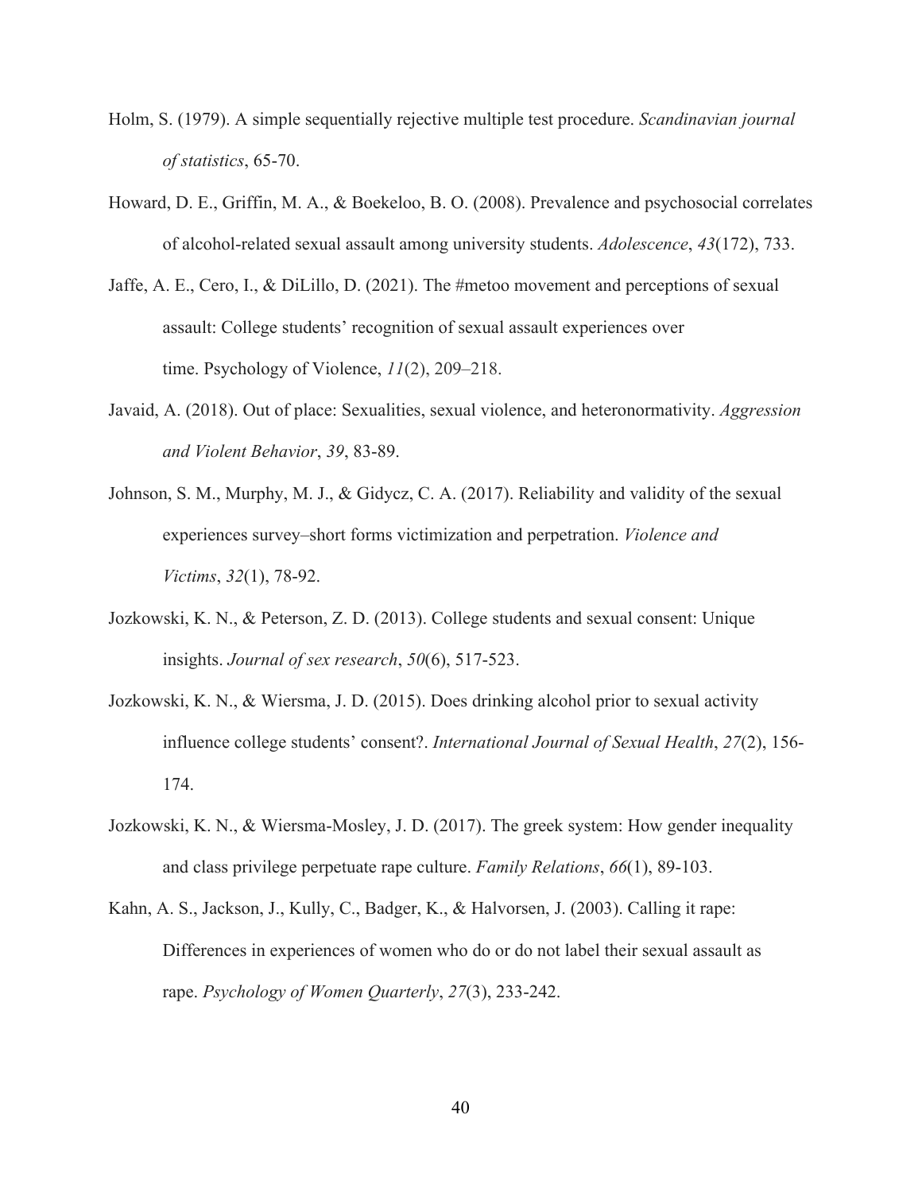Holm, S. (1979). A simple sequentially rejective multiple test procedure. *Scandinavian journal of statistics*, 65-70.

Howard, D. E., Griffin, M. A., & Boekeloo, B. O. (2008). Prevalence and psychosocial correlates of alcohol-related sexual assault among university students. *Adolescence*, *43*(172), 733.

Jaffe, A. E., Cero, I., & DiLillo, D. (2021). The #metoo movement and perceptions of sexual assault: College students' recognition of sexual assault experiences over time. Psychology of Violence, *11*(2), 209–218.

Javaid, A. (2018). Out of place: Sexualities, sexual violence, and heteronormativity. *Aggression and Violent Behavior*, *39*, 83-89.

Johnson, S. M., Murphy, M. J., & Gidycz, C. A. (2017). Reliability and validity of the sexual experiences survey–short forms victimization and perpetration. *Violence and Victims*, *32*(1), 78-92.

Jozkowski, K. N., & Peterson, Z. D. (2013). College students and sexual consent: Unique insights. *Journal of sex research*, *50*(6), 517-523.

Jozkowski, K. N., & Wiersma, J. D. (2015). Does drinking alcohol prior to sexual activity influence college students' consent?. *International Journal of Sexual Health*, *27*(2), 156-174.

Jozkowski, K. N., & Wiersma-Mosley, J. D. (2017). The greek system: How gender inequality and class privilege perpetuate rape culture. *Family Relations*, *66*(1), 89-103.

Kahn, A. S., Jackson, J., Kully, C., Badger, K., & Halvorsen, J. (2003). Calling it rape: Differences in experiences of women who do or do not label their sexual assault as rape. *Psychology of Women Quarterly*, *27*(3), 233-242.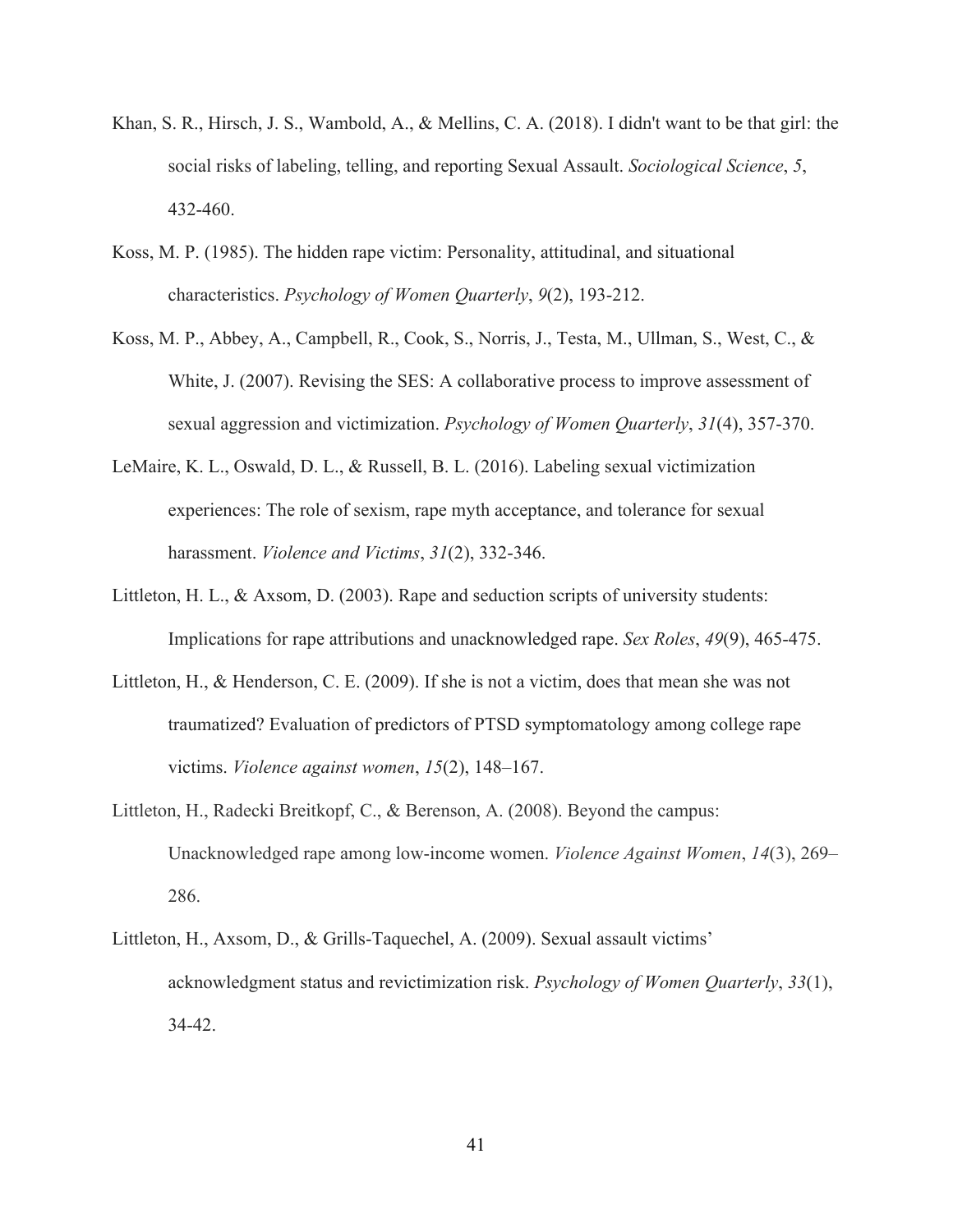Khan, S. R., Hirsch, J. S., Wambold, A., & Mellins, C. A. (2018). I didn't want to be that girl: the social risks of labeling, telling, and reporting Sexual Assault. *Sociological Science*, *5*, 432-460.

Koss, M. P. (1985). The hidden rape victim: Personality, attitudinal, and situational characteristics. *Psychology of Women Quarterly*, *9*(2), 193-212.

Koss, M. P., Abbey, A., Campbell, R., Cook, S., Norris, J., Testa, M., Ullman, S., West, C., & White, J. (2007). Revising the SES: A collaborative process to improve assessment of sexual aggression and victimization. *Psychology of Women Quarterly*, *31*(4), 357-370.

LeMaire, K. L., Oswald, D. L., & Russell, B. L. (2016). Labeling sexual victimization experiences: The role of sexism, rape myth acceptance, and tolerance for sexual harassment. *Violence and Victims*, *31*(2), 332-346.

Littleton, H. L., & Axsom, D. (2003). Rape and seduction scripts of university students: Implications for rape attributions and unacknowledged rape. *Sex Roles*, *49*(9), 465-475.

Littleton, H., & Henderson, C. E. (2009). If she is not a victim, does that mean she was not traumatized? Evaluation of predictors of PTSD symptomatology among college rape victims. *Violence against women*, *15*(2), 148–167.

Littleton, H., Radecki Breitkopf, C., & Berenson, A. (2008). Beyond the campus: Unacknowledged rape among low-income women. *Violence Against Women*, *14*(3), 269–286.

Littleton, H., Axsom, D., & Grills-Taquechel, A. (2009). Sexual assault victims' acknowledgment status and revictimization risk. *Psychology of Women Quarterly*, *33*(1), 34-42.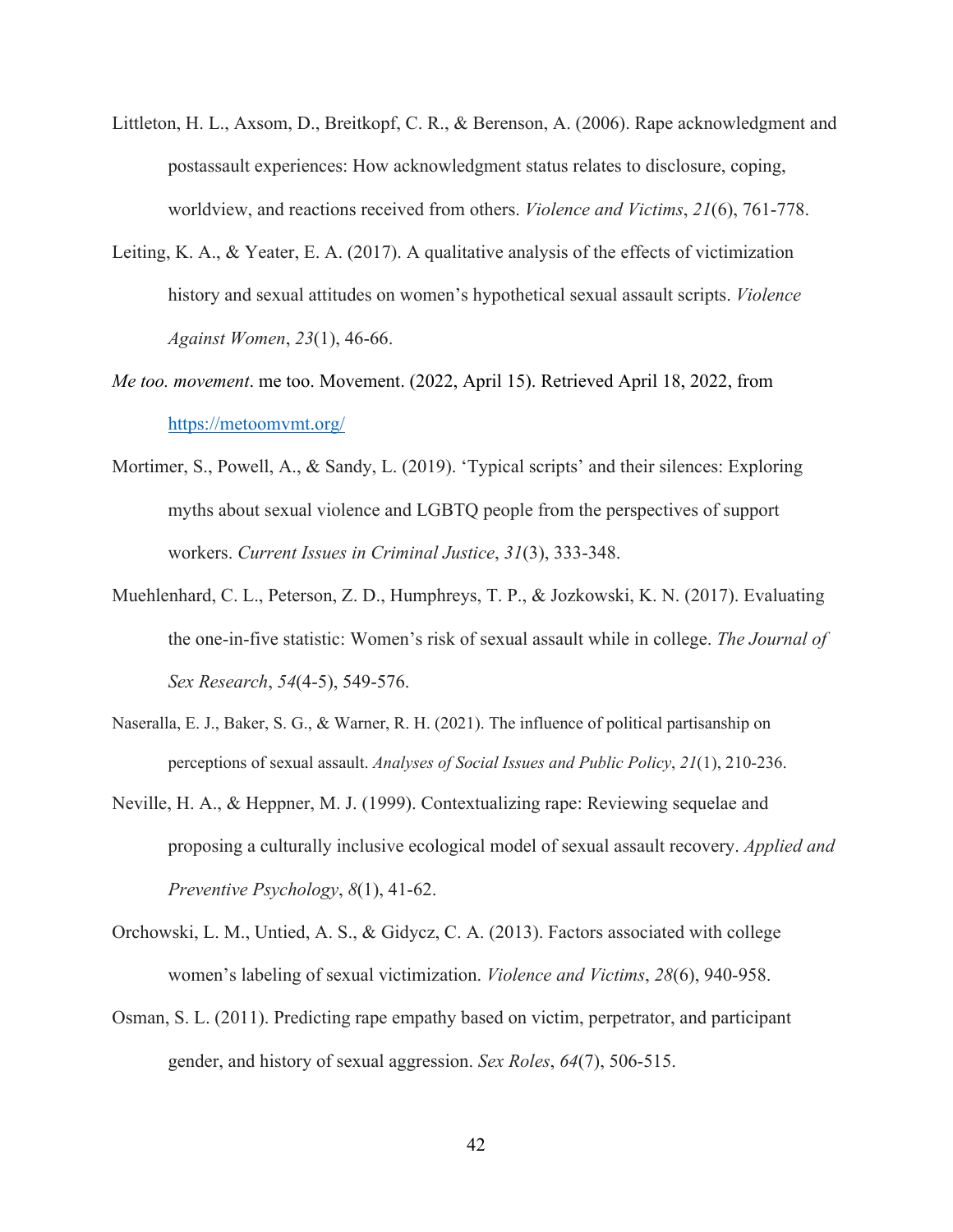Littleton, H. L., Axsom, D., Breitkopf, C. R., & Berenson, A. (2006). Rape acknowledgment and postassault experiences: How acknowledgment status relates to disclosure, coping, worldview, and reactions received from others. *Violence and Victims*, *21*(6), 761-778.

Leiting, K. A., & Yeater, E. A. (2017). A qualitative analysis of the effects of victimization history and sexual attitudes on women's hypothetical sexual assault scripts. *Violence Against Women*, *23*(1), 46-66.

*Me too. movement*. me too. Movement. (2022, April 15). Retrieved April 18, 2022, from https://metoomvmt.org/

Mortimer, S., Powell, A., & Sandy, L. (2019). 'Typical scripts' and their silences: Exploring myths about sexual violence and LGBTQ people from the perspectives of support workers. *Current Issues in Criminal Justice*, *31*(3), 333-348.

Muehlenhard, C. L., Peterson, Z. D., Humphreys, T. P., & Jozkowski, K. N. (2017). Evaluating the one-in-five statistic: Women's risk of sexual assault while in college. *The Journal of Sex Research*, *54*(4-5), 549-576.

Naseralla, E. J., Baker, S. G., & Warner, R. H. (2021). The influence of political partisanship on perceptions of sexual assault. *Analyses of Social Issues and Public Policy*, *21*(1), 210-236.

Neville, H. A., & Heppner, M. J. (1999). Contextualizing rape: Reviewing sequelae and proposing a culturally inclusive ecological model of sexual assault recovery. *Applied and Preventive Psychology*, *8*(1), 41-62.

Orchowski, L. M., Untied, A. S., & Gidycz, C. A. (2013). Factors associated with college women's labeling of sexual victimization. *Violence and Victims*, *28*(6), 940-958.

Osman, S. L. (2011). Predicting rape empathy based on victim, perpetrator, and participant gender, and history of sexual aggression. *Sex Roles*, *64*(7), 506-515.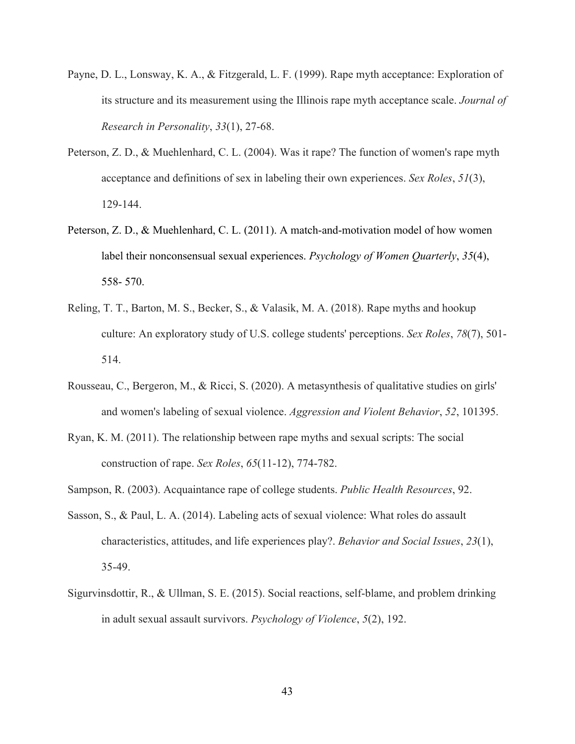Payne, D. L., Lonsway, K. A., & Fitzgerald, L. F. (1999). Rape myth acceptance: Exploration of its structure and its measurement using the Illinois rape myth acceptance scale. *Journal of Research in Personality*, *33*(1), 27-68.

Peterson, Z. D., & Muehlenhard, C. L. (2004). Was it rape? The function of women's rape myth acceptance and definitions of sex in labeling their own experiences. *Sex Roles*, *51*(3), 129-144.

Peterson, Z. D., & Muehlenhard, C. L. (2011). A match-and-motivation model of how women label their nonconsensual sexual experiences. *Psychology of Women Quarterly*, *35*(4), 558- 570.

Reling, T. T., Barton, M. S., Becker, S., & Valasik, M. A. (2018). Rape myths and hookup culture: An exploratory study of U.S. college students' perceptions. *Sex Roles*, *78*(7), 501-514.

Rousseau, C., Bergeron, M., & Ricci, S. (2020). A metasynthesis of qualitative studies on girls' and women's labeling of sexual violence. *Aggression and Violent Behavior*, *52*, 101395.

Ryan, K. M. (2011). The relationship between rape myths and sexual scripts: The social construction of rape. *Sex Roles*, *65*(11-12), 774-782.

Sampson, R. (2003). Acquaintance rape of college students. *Public Health Resources*, 92.

Sasson, S., & Paul, L. A. (2014). Labeling acts of sexual violence: What roles do assault characteristics, attitudes, and life experiences play?. *Behavior and Social Issues*, *23*(1), 35-49.

Sigurvinsdottir, R., & Ullman, S. E. (2015). Social reactions, self-blame, and problem drinking in adult sexual assault survivors. *Psychology of Violence*, *5*(2), 192.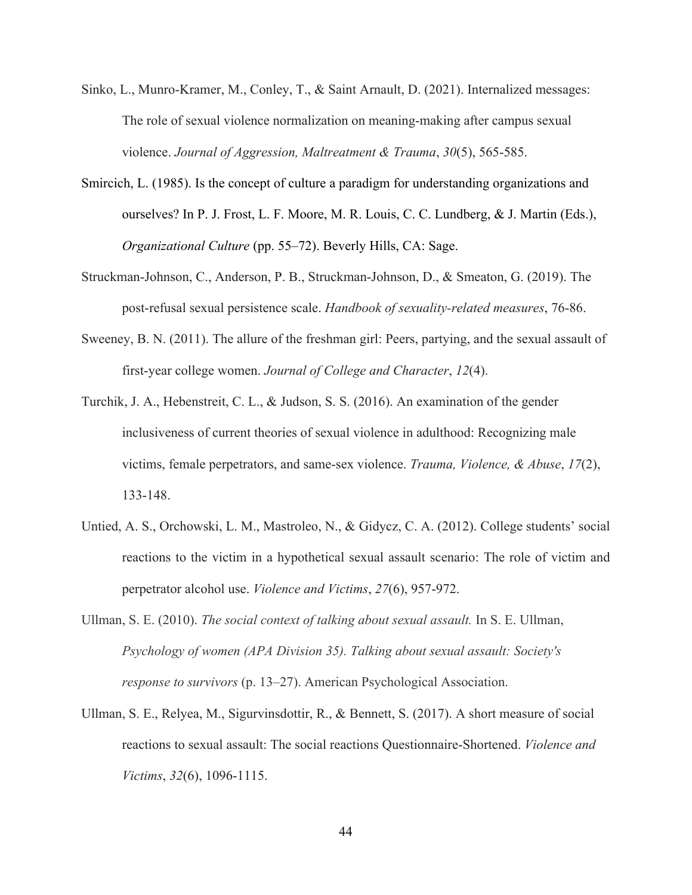Sinko, L., Munro-Kramer, M., Conley, T., & Saint Arnault, D. (2021). Internalized messages: The role of sexual violence normalization on meaning-making after campus sexual violence. *Journal of Aggression, Maltreatment & Trauma*, *30*(5), 565-585.

Smircich, L. (1985). Is the concept of culture a paradigm for understanding organizations and ourselves? In P. J. Frost, L. F. Moore, M. R. Louis, C. C. Lundberg, & J. Martin (Eds.), *Organizational Culture* (pp. 55–72). Beverly Hills, CA: Sage.

Struckman-Johnson, C., Anderson, P. B., Struckman-Johnson, D., & Smeaton, G. (2019). The post-refusal sexual persistence scale. *Handbook of sexuality-related measures*, 76-86.

Sweeney, B. N. (2011). The allure of the freshman girl: Peers, partying, and the sexual assault of first-year college women. *Journal of College and Character*, *12*(4).

Turchik, J. A., Hebenstreit, C. L., & Judson, S. S. (2016). An examination of the gender inclusiveness of current theories of sexual violence in adulthood: Recognizing male victims, female perpetrators, and same-sex violence. *Trauma, Violence, & Abuse*, *17*(2), 133-148.

Untied, A. S., Orchowski, L. M., Mastroleo, N., & Gidycz, C. A. (2012). College students' social reactions to the victim in a hypothetical sexual assault scenario: The role of victim and perpetrator alcohol use. *Violence and Victims*, *27*(6), 957-972.

Ullman, S. E. (2010). *The social context of talking about sexual assault.* In S. E. Ullman, *Psychology of women (APA Division 35). Talking about sexual assault: Society's response to survivors* (p. 13–27). American Psychological Association.

Ullman, S. E., Relyea, M., Sigurvinsdottir, R., & Bennett, S. (2017). A short measure of social reactions to sexual assault: The social reactions Questionnaire-Shortened. *Violence and Victims*, *32*(6), 1096-1115.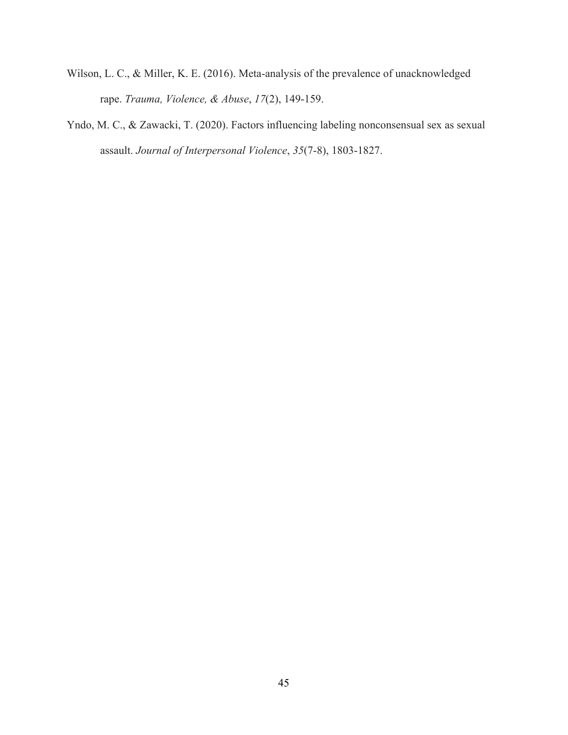Wilson, L. C., & Miller, K. E. (2016). Meta-analysis of the prevalence of unacknowledged rape. *Trauma, Violence, & Abuse*, *17*(2), 149-159.

Yndo, M. C., & Zawacki, T. (2020). Factors influencing labeling nonconsensual sex as sexual assault. *Journal of Interpersonal Violence*, *35*(7-8), 1803-1827.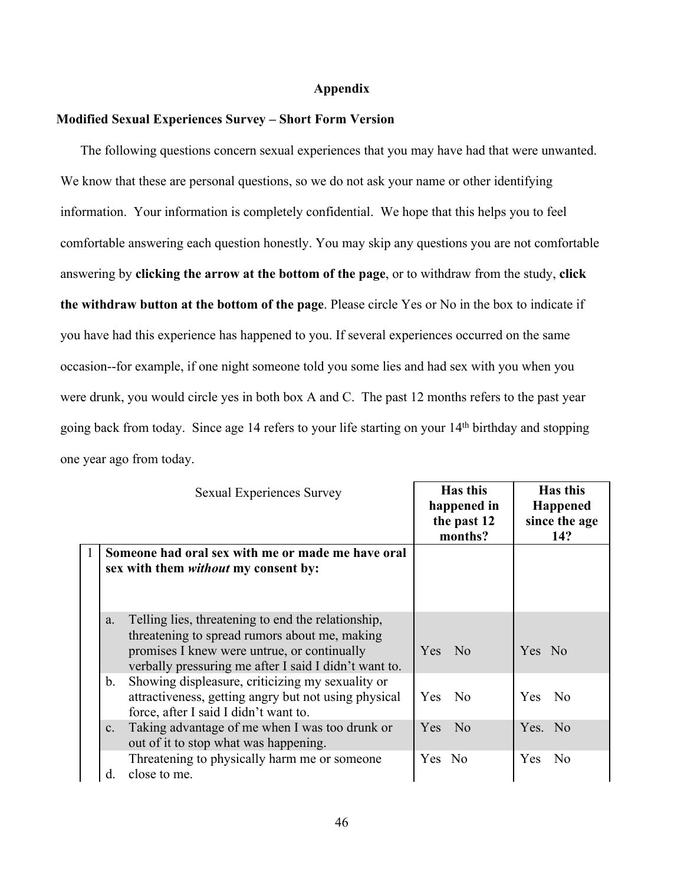**Appendix**

**Modified Sexual Experiences Survey – Short Form Version**

The following questions concern sexual experiences that you may have had that were unwanted. We know that these are personal questions, so we do not ask your name or other identifying information. Your information is completely confidential. We hope that this helps you to feel comfortable answering each question honestly. You may skip any questions you are not comfortable answering by **clicking the arrow at the bottom of the page**, or to withdraw from the study, **click the withdraw button at the bottom of the page**. Please circle Yes or No in the box to indicate if you have had this experience has happened to you. If several experiences occurred on the same occasion--for example, if one night someone told you some lies and had sex with you when you were drunk, you would circle yes in both box A and C. The past 12 months refers to the past year going back from today. Since age 14 refers to your life starting on your 14th birthday and stopping one year ago from today.

| | Sexual Experiences Survey | **Has this happened in the past 12 months?** | **Has this Happened since the age 14?** |
|---|---|---|---|
| 1 | **Someone had oral sex with me or made me have oral sex with them *without* my consent by:** | | |
| | a. Telling lies, threatening to end the relationship, threatening to spread rumors about me, making promises I knew were untrue, or continually verbally pressuring me after I said I didn't want to. | Yes No | Yes No |
| | b. Showing displeasure, criticizing my sexuality or attractiveness, getting angry but not using physical force, after I said I didn't want to. | Yes No | Yes No |
| | c. Taking advantage of me when I was too drunk or out of it to stop what was happening. | Yes No | Yes. No |
| | d. Threatening to physically harm me or someone close to me. | Yes No | Yes No |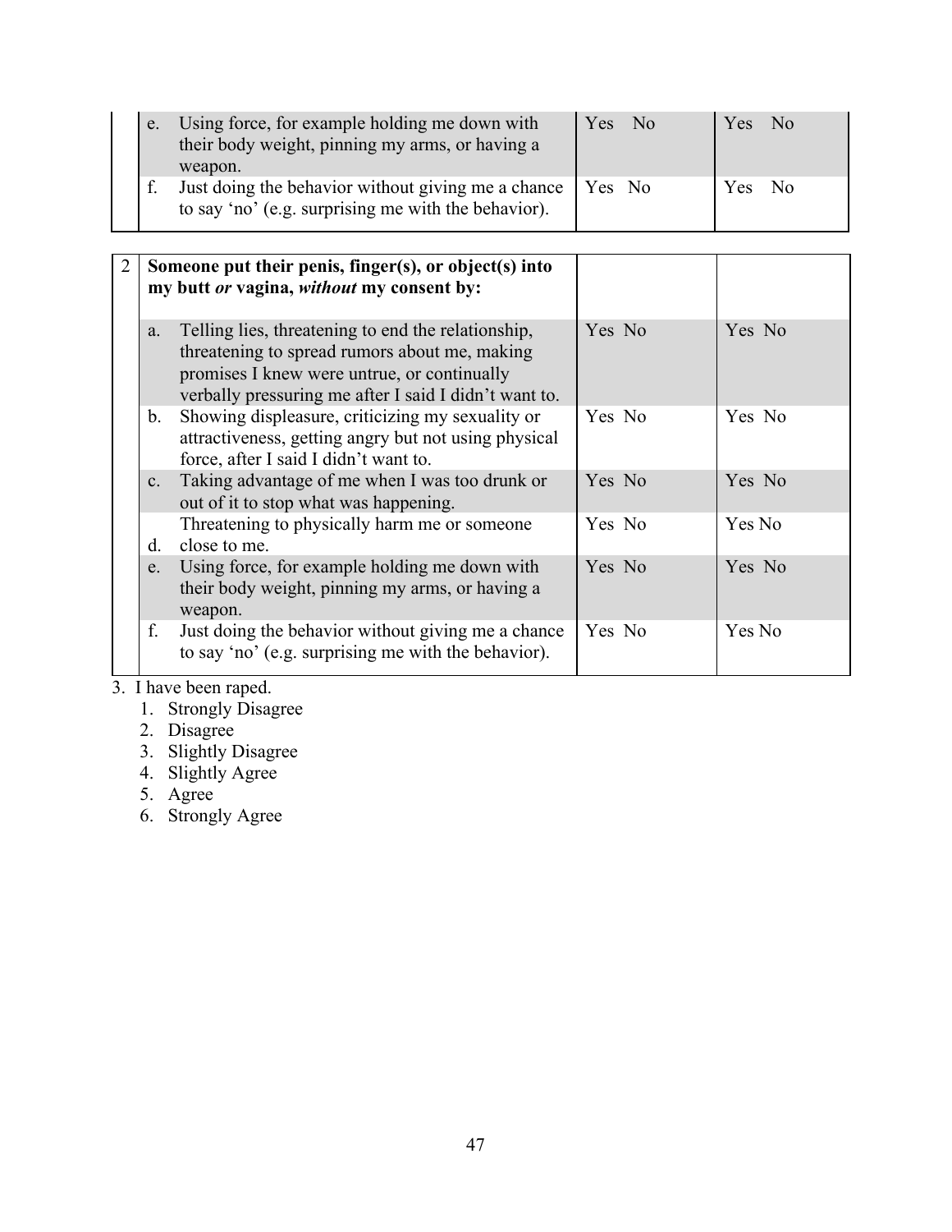| | | | |
|---|---|---|---|
| | e. Using force, for example holding me down with their body weight, pinning my arms, or having a weapon. | Yes No | Yes No |
| | f. Just doing the behavior without giving me a chance to say 'no' (e.g. surprising me with the behavior). | Yes No | Yes No |

| 2 | **Someone put their penis, finger(s), or object(s) into my butt *or* vagina, *without* my consent by:** | | |
|---|---|---|---|
| | a. Telling lies, threatening to end the relationship, threatening to spread rumors about me, making promises I knew were untrue, or continually verbally pressuring me after I said I didn't want to. | Yes No | Yes No |
| | b. Showing displeasure, criticizing my sexuality or attractiveness, getting angry but not using physical force, after I said I didn't want to. | Yes No | Yes No |
| | c. Taking advantage of me when I was too drunk or out of it to stop what was happening. | Yes No | Yes No |
| | d. Threatening to physically harm me or someone close to me. | Yes No | Yes No |
| | e. Using force, for example holding me down with their body weight, pinning my arms, or having a weapon. | Yes No | Yes No |
| | f. Just doing the behavior without giving me a chance to say 'no' (e.g. surprising me with the behavior). | Yes No | Yes No |

3. I have been raped.
    1. Strongly Disagree
    2. Disagree
    3. Slightly Disagree
    4. Slightly Agree
    5. Agree
    6. Strongly Agree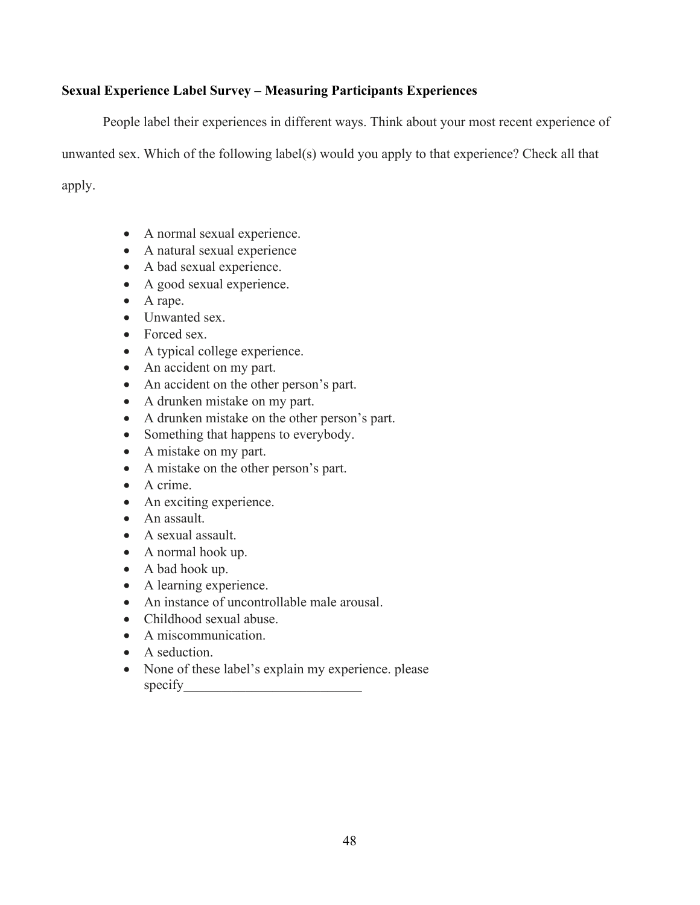**Sexual Experience Label Survey – Measuring Participants Experiences**

People label their experiences in different ways. Think about your most recent experience of unwanted sex. Which of the following label(s) would you apply to that experience? Check all that apply.

- A normal sexual experience.
- A natural sexual experience
- A bad sexual experience.
- A good sexual experience.
- A rape.
- Unwanted sex.
- Forced sex.
- A typical college experience.
- An accident on my part.
- An accident on the other person's part.
- A drunken mistake on my part.
- A drunken mistake on the other person's part.
- Something that happens to everybody.
- A mistake on my part.
- A mistake on the other person's part.
- A crime.
- An exciting experience.
- An assault.
- A sexual assault.
- A normal hook up.
- A bad hook up.
- A learning experience.
- An instance of uncontrollable male arousal.
- Childhood sexual abuse.
- A miscommunication.
- A seduction.
- None of these label's explain my experience. please specify__________________________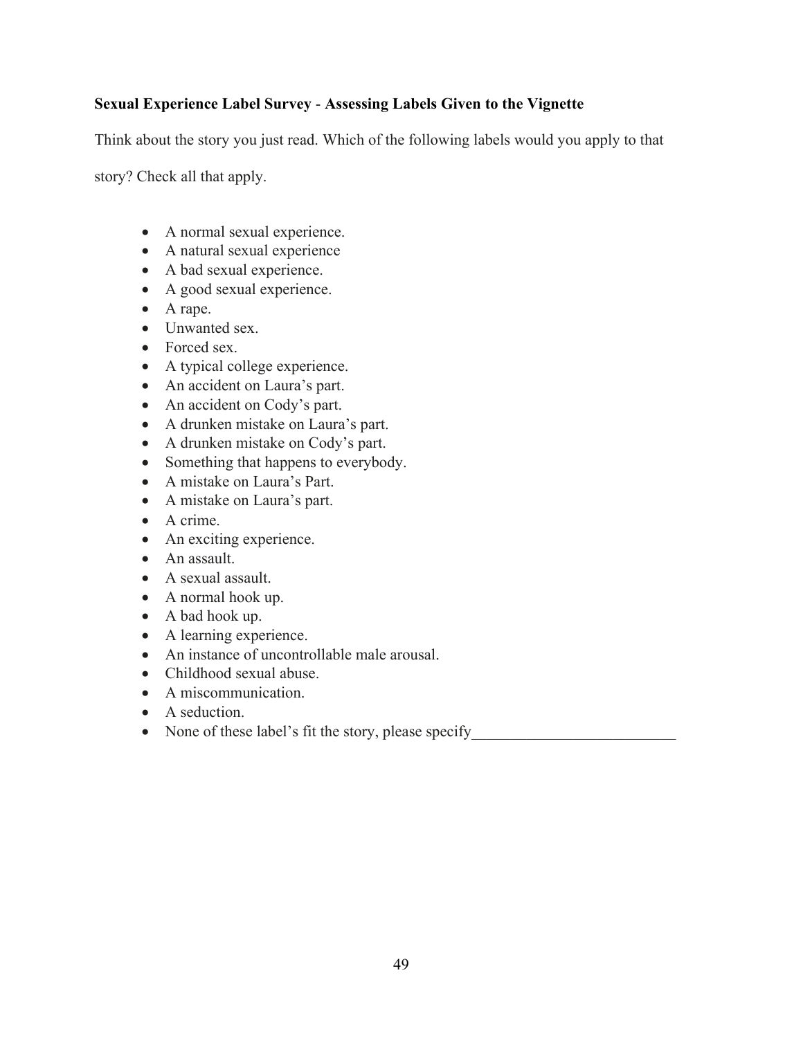**Sexual Experience Label Survey** - **Assessing Labels Given to the Vignette**

Think about the story you just read. Which of the following labels would you apply to that story? Check all that apply.

- A normal sexual experience.
- A natural sexual experience
- A bad sexual experience.
- A good sexual experience.
- A rape.
- Unwanted sex.
- Forced sex.
- A typical college experience.
- An accident on Laura's part.
- An accident on Cody's part.
- A drunken mistake on Laura's part.
- A drunken mistake on Cody's part.
- Something that happens to everybody.
- A mistake on Laura's Part.
- A mistake on Laura's part.
- A crime.
- An exciting experience.
- An assault.
- A sexual assault.
- A normal hook up.
- A bad hook up.
- A learning experience.
- An instance of uncontrollable male arousal.
- Childhood sexual abuse.
- A miscommunication.
- A seduction.
- None of these label's fit the story, please specify__________________________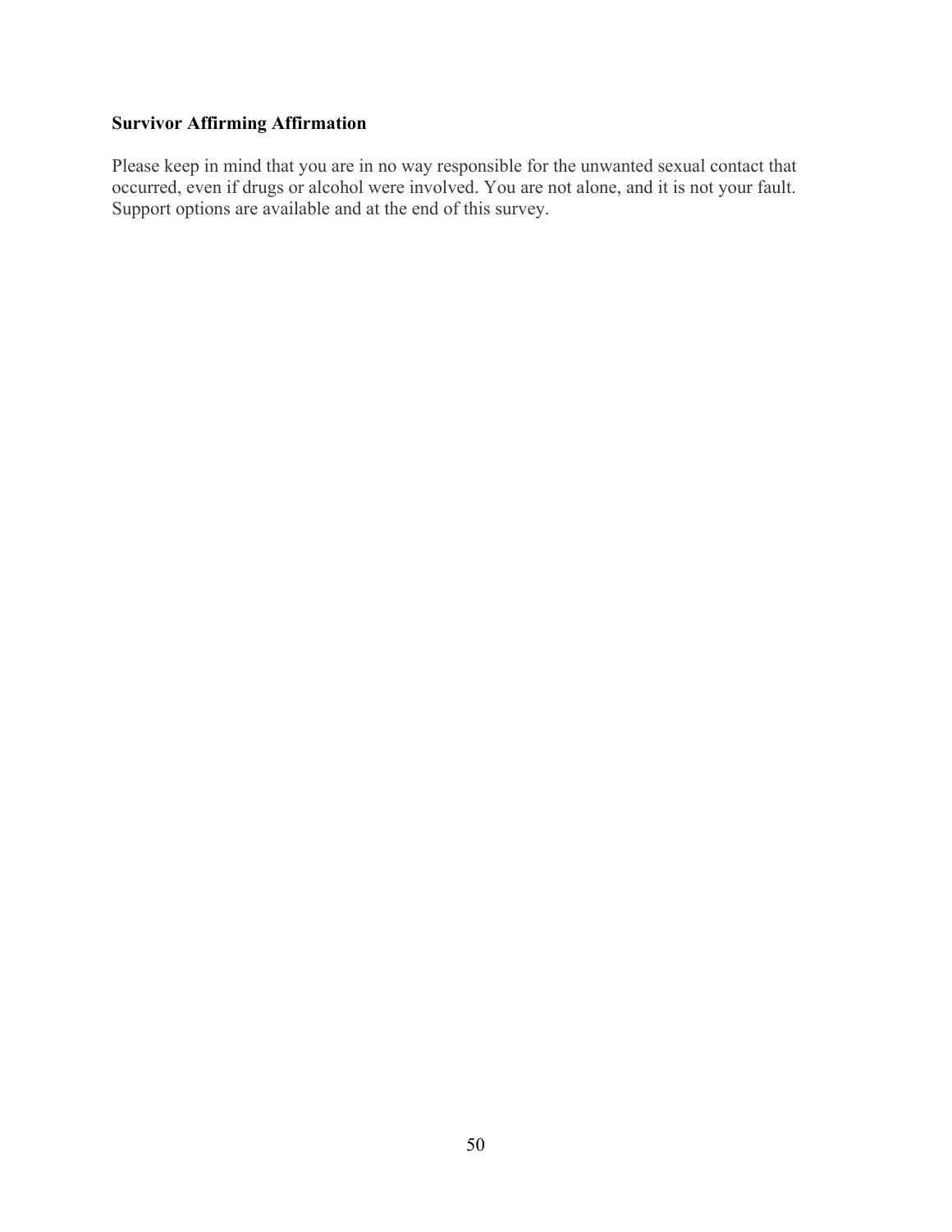**Survivor Affirming Affirmation**

Please keep in mind that you are in no way responsible for the unwanted sexual contact that occurred, even if drugs or alcohol were involved. You are not alone, and it is not your fault. Support options are available and at the end of this survey.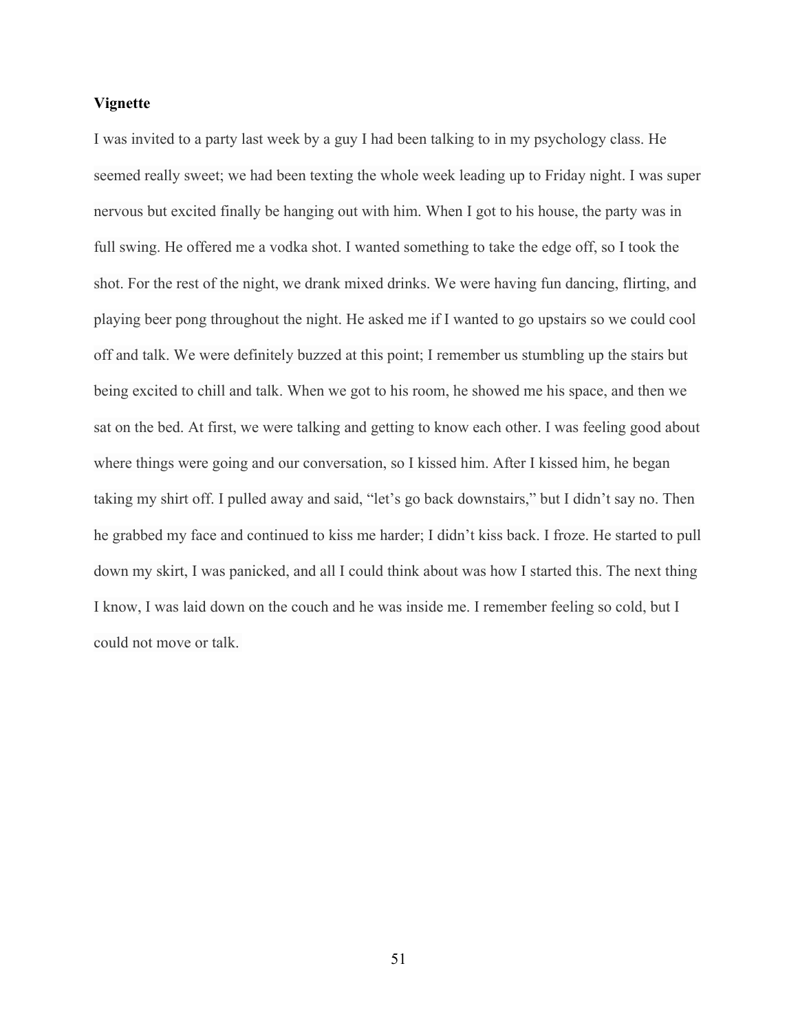**Vignette**

I was invited to a party last week by a guy I had been talking to in my psychology class. He seemed really sweet; we had been texting the whole week leading up to Friday night. I was super nervous but excited finally be hanging out with him. When I got to his house, the party was in full swing. He offered me a vodka shot. I wanted something to take the edge off, so I took the shot. For the rest of the night, we drank mixed drinks. We were having fun dancing, flirting, and playing beer pong throughout the night. He asked me if I wanted to go upstairs so we could cool off and talk. We were definitely buzzed at this point; I remember us stumbling up the stairs but being excited to chill and talk. When we got to his room, he showed me his space, and then we sat on the bed. At first, we were talking and getting to know each other. I was feeling good about where things were going and our conversation, so I kissed him. After I kissed him, he began taking my shirt off. I pulled away and said, "let's go back downstairs," but I didn't say no. Then he grabbed my face and continued to kiss me harder; I didn't kiss back. I froze. He started to pull down my skirt, I was panicked, and all I could think about was how I started this. The next thing I know, I was laid down on the couch and he was inside me. I remember feeling so cold, but I could not move or talk.